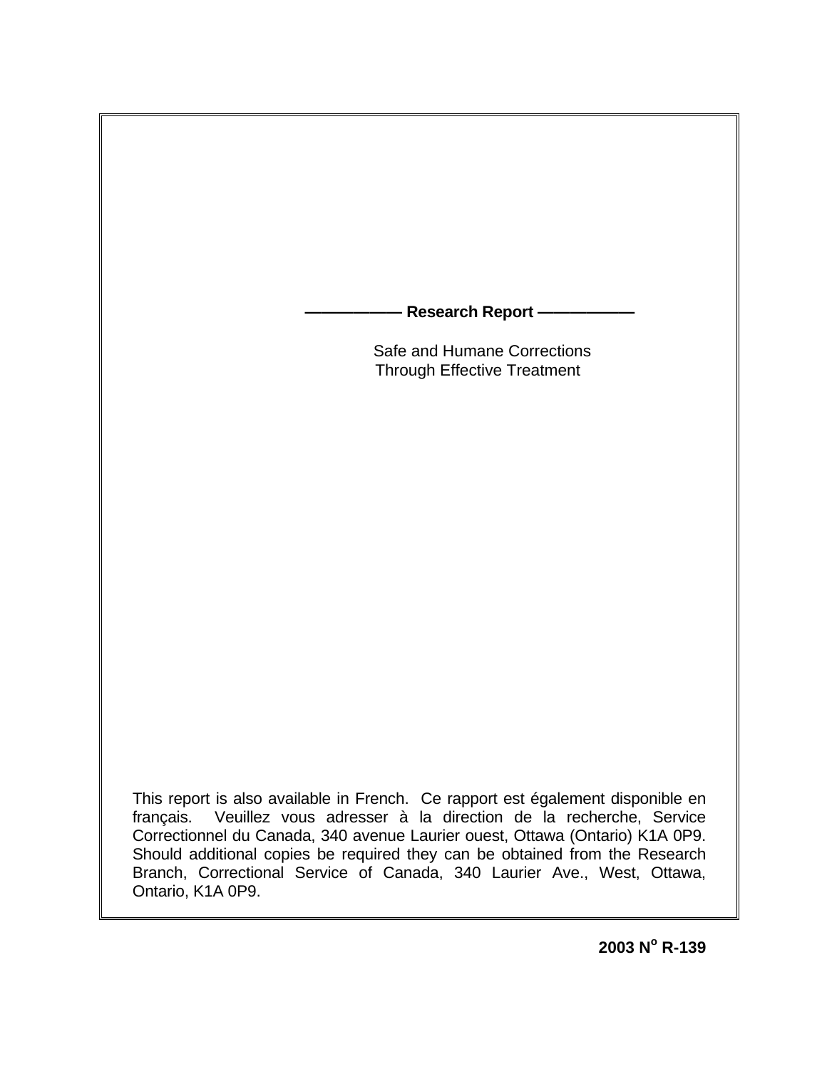**—————— Research Report ——————**

Safe and Humane Corrections Through Effective Treatment

This report is also available in French. Ce rapport est également disponible en français. Veuillez vous adresser à la direction de la recherche, Service Correctionnel du Canada, 340 avenue Laurier ouest, Ottawa (Ontario) K1A 0P9. Should additional copies be required they can be obtained from the Research Branch, Correctional Service of Canada, 340 Laurier Ave., West, Ottawa, Ontario, K1A 0P9.

**2003 N$^{o}$ R-139**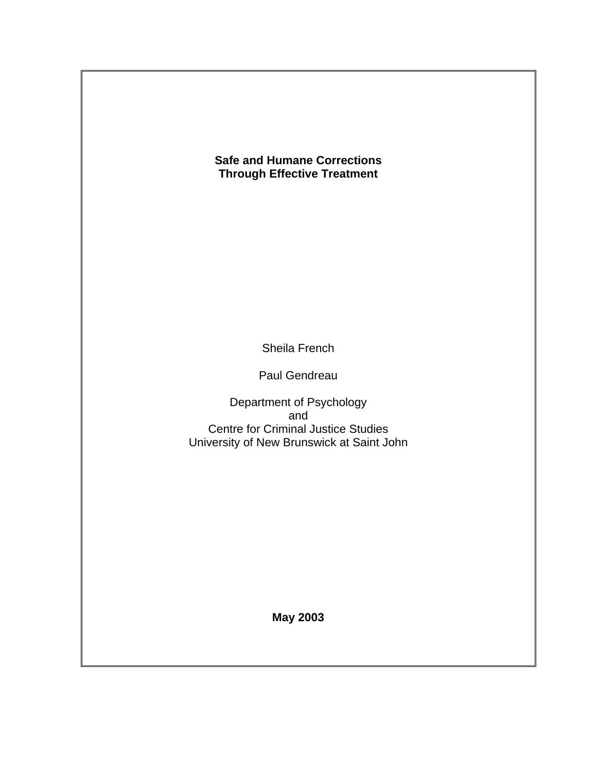# Safe and Humane Corrections Through Effective Treatment

Sheila French

Paul Gendreau

Department of Psychology
and
Centre for Criminal Justice Studies
University of New Brunswick at Saint John

**May 2003**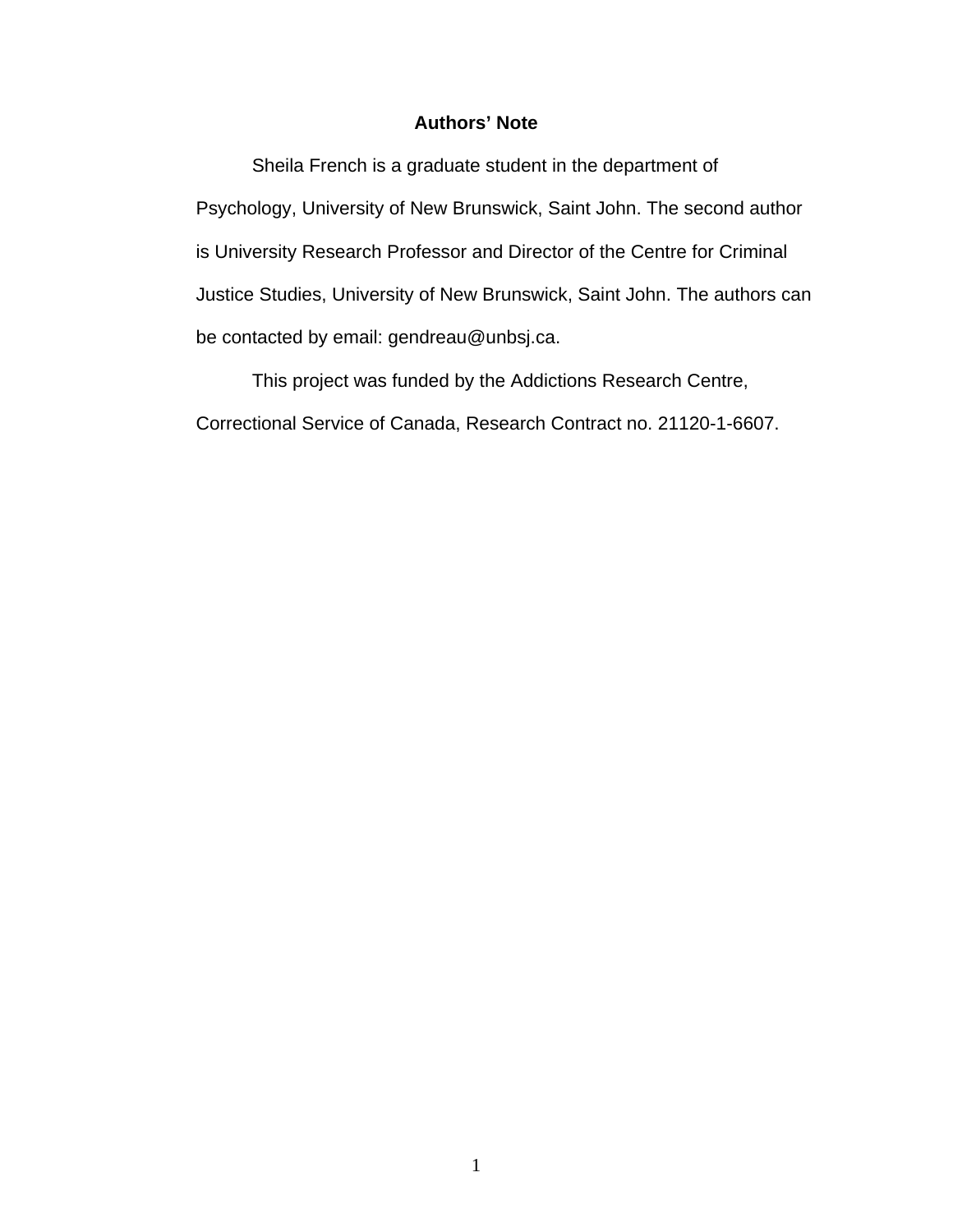## Authors' Note

Sheila French is a graduate student in the department of Psychology, University of New Brunswick, Saint John. The second author is University Research Professor and Director of the Centre for Criminal Justice Studies, University of New Brunswick, Saint John. The authors can be contacted by email: gendreau@unbsj.ca.

This project was funded by the Addictions Research Centre, Correctional Service of Canada, Research Contract no. 21120-1-6607.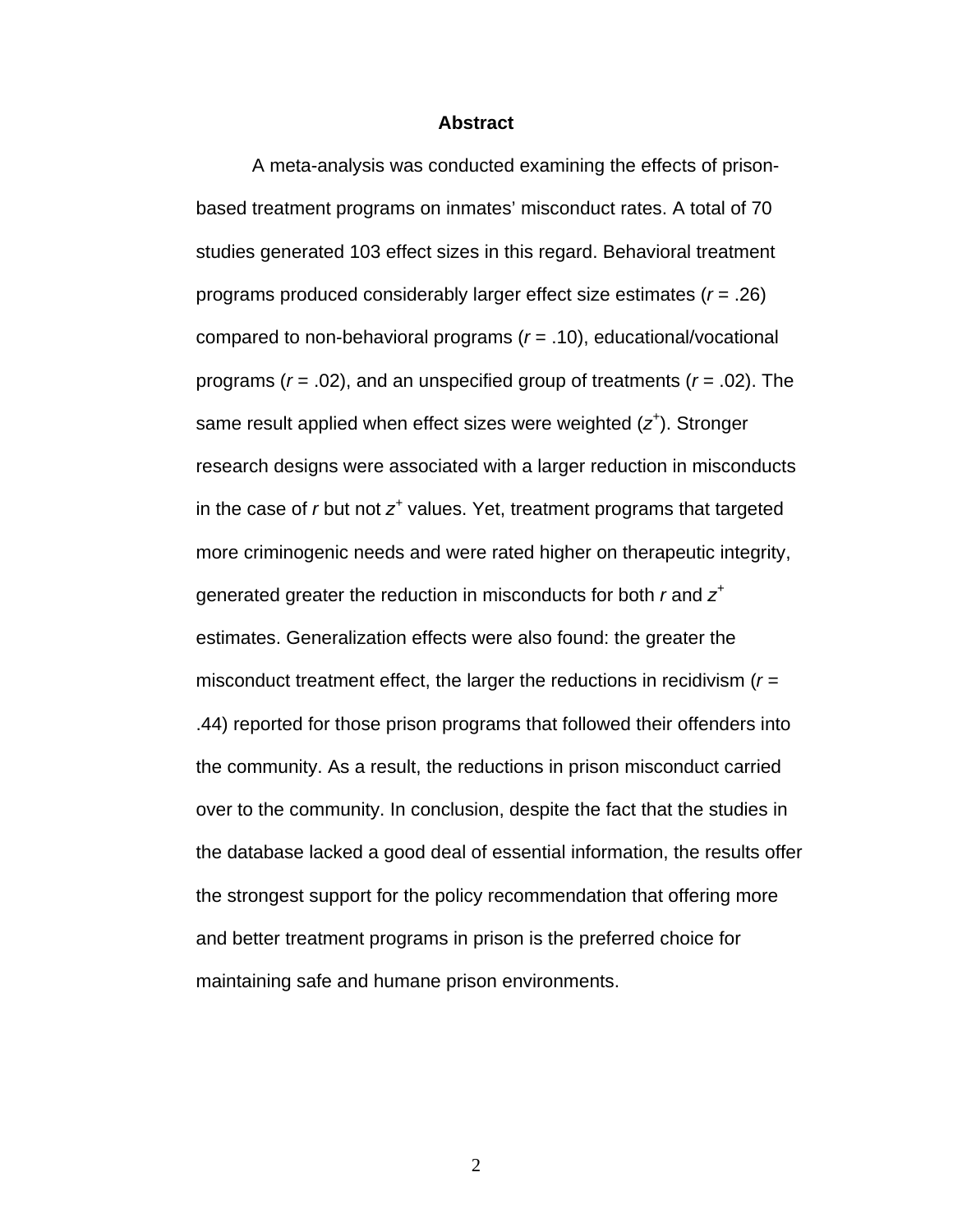## Abstract

A meta-analysis was conducted examining the effects of prison-based treatment programs on inmates' misconduct rates. A total of 70 studies generated 103 effect sizes in this regard. Behavioral treatment programs produced considerably larger effect size estimates ($r$ = .26) compared to non-behavioral programs ($r$ = .10), educational/vocational programs ($r$ = .02), and an unspecified group of treatments ($r$ = .02). The same result applied when effect sizes were weighted ($z^+$). Stronger research designs were associated with a larger reduction in misconducts in the case of $r$ but not $z^+$ values. Yet, treatment programs that targeted more criminogenic needs and were rated higher on therapeutic integrity, generated greater the reduction in misconducts for both $r$ and $z^+$ estimates. Generalization effects were also found: the greater the misconduct treatment effect, the larger the reductions in recidivism ($r$ = .44) reported for those prison programs that followed their offenders into the community. As a result, the reductions in prison misconduct carried over to the community. In conclusion, despite the fact that the studies in the database lacked a good deal of essential information, the results offer the strongest support for the policy recommendation that offering more and better treatment programs in prison is the preferred choice for maintaining safe and humane prison environments.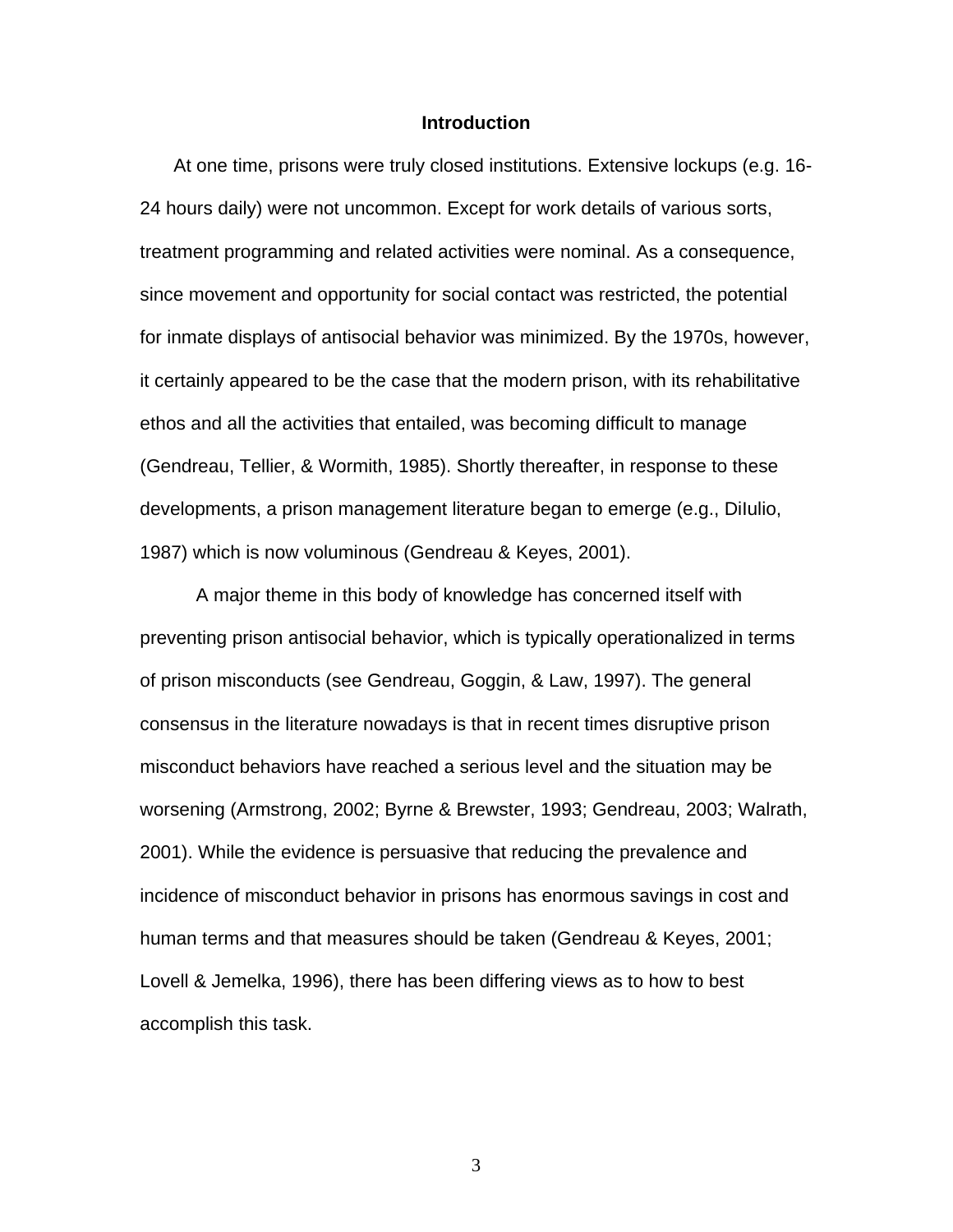# Introduction

At one time, prisons were truly closed institutions. Extensive lockups (e.g. 16-24 hours daily) were not uncommon. Except for work details of various sorts, treatment programming and related activities were nominal. As a consequence, since movement and opportunity for social contact was restricted, the potential for inmate displays of antisocial behavior was minimized. By the 1970s, however, it certainly appeared to be the case that the modern prison, with its rehabilitative ethos and all the activities that entailed, was becoming difficult to manage (Gendreau, Tellier, & Wormith, 1985). Shortly thereafter, in response to these developments, a prison management literature began to emerge (e.g., DiIulio, 1987) which is now voluminous (Gendreau & Keyes, 2001).

A major theme in this body of knowledge has concerned itself with preventing prison antisocial behavior, which is typically operationalized in terms of prison misconducts (see Gendreau, Goggin, & Law, 1997). The general consensus in the literature nowadays is that in recent times disruptive prison misconduct behaviors have reached a serious level and the situation may be worsening (Armstrong, 2002; Byrne & Brewster, 1993; Gendreau, 2003; Walrath, 2001). While the evidence is persuasive that reducing the prevalence and incidence of misconduct behavior in prisons has enormous savings in cost and human terms and that measures should be taken (Gendreau & Keyes, 2001; Lovell & Jemelka, 1996), there has been differing views as to how to best accomplish this task.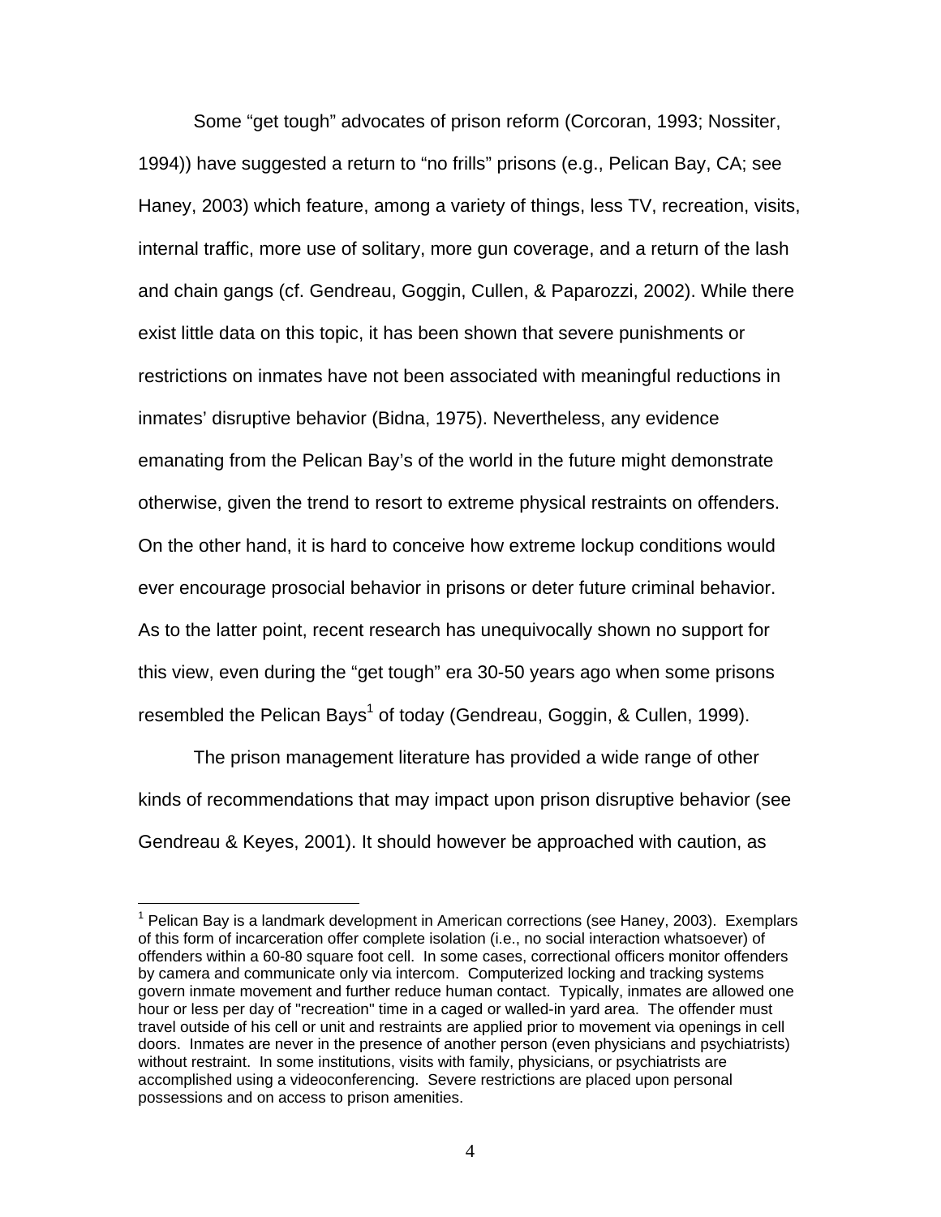Some "get tough" advocates of prison reform (Corcoran, 1993; Nossiter, 1994)) have suggested a return to "no frills" prisons (e.g., Pelican Bay, CA; see Haney, 2003) which feature, among a variety of things, less TV, recreation, visits, internal traffic, more use of solitary, more gun coverage, and a return of the lash and chain gangs (cf. Gendreau, Goggin, Cullen, & Paparozzi, 2002). While there exist little data on this topic, it has been shown that severe punishments or restrictions on inmates have not been associated with meaningful reductions in inmates' disruptive behavior (Bidna, 1975). Nevertheless, any evidence emanating from the Pelican Bay's of the world in the future might demonstrate otherwise, given the trend to resort to extreme physical restraints on offenders. On the other hand, it is hard to conceive how extreme lockup conditions would ever encourage prosocial behavior in prisons or deter future criminal behavior. As to the latter point, recent research has unequivocally shown no support for this view, even during the "get tough" era 30-50 years ago when some prisons resembled the Pelican Bays[1] of today (Gendreau, Goggin, & Cullen, 1999).

The prison management literature has provided a wide range of other kinds of recommendations that may impact upon prison disruptive behavior (see Gendreau & Keyes, 2001). It should however be approached with caution, as

---

[1] Pelican Bay is a landmark development in American corrections (see Haney, 2003). Exemplars of this form of incarceration offer complete isolation (i.e., no social interaction whatsoever) of offenders within a 60-80 square foot cell. In some cases, correctional officers monitor offenders by camera and communicate only via intercom. Computerized locking and tracking systems govern inmate movement and further reduce human contact. Typically, inmates are allowed one hour or less per day of "recreation" time in a caged or walled-in yard area. The offender must travel outside of his cell or unit and restraints are applied prior to movement via openings in cell doors. Inmates are never in the presence of another person (even physicians and psychiatrists) without restraint. In some institutions, visits with family, physicians, or psychiatrists are accomplished using a videoconferencing. Severe restrictions are placed upon personal possessions and on access to prison amenities.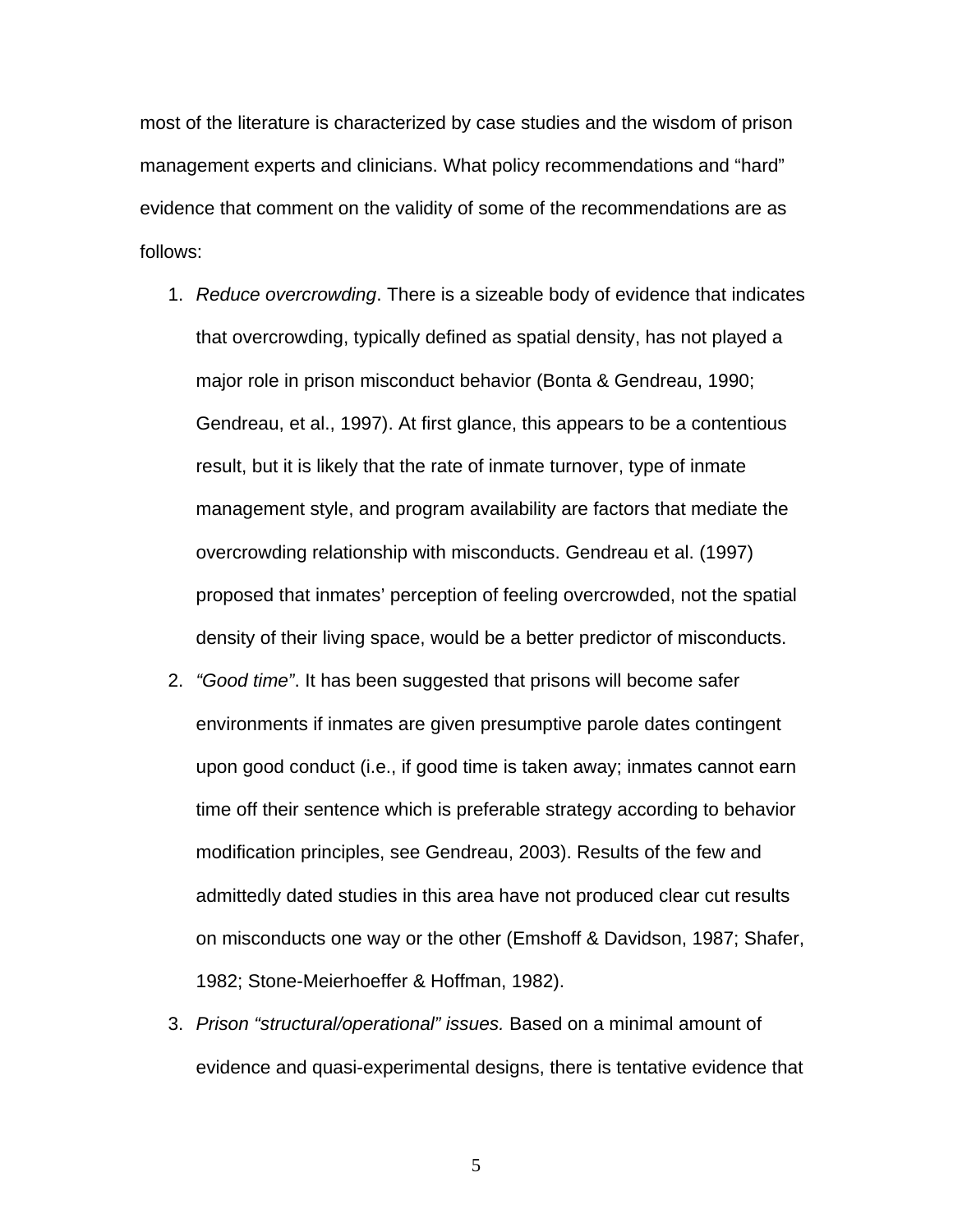most of the literature is characterized by case studies and the wisdom of prison management experts and clinicians. What policy recommendations and "hard" evidence that comment on the validity of some of the recommendations are as follows:

1. *Reduce overcrowding*. There is a sizeable body of evidence that indicates that overcrowding, typically defined as spatial density, has not played a major role in prison misconduct behavior (Bonta & Gendreau, 1990; Gendreau, et al., 1997). At first glance, this appears to be a contentious result, but it is likely that the rate of inmate turnover, type of inmate management style, and program availability are factors that mediate the overcrowding relationship with misconducts. Gendreau et al. (1997) proposed that inmates' perception of feeling overcrowded, not the spatial density of their living space, would be a better predictor of misconducts.
2. *"Good time"*. It has been suggested that prisons will become safer environments if inmates are given presumptive parole dates contingent upon good conduct (i.e., if good time is taken away; inmates cannot earn time off their sentence which is preferable strategy according to behavior modification principles, see Gendreau, 2003). Results of the few and admittedly dated studies in this area have not produced clear cut results on misconducts one way or the other (Emshoff & Davidson, 1987; Shafer, 1982; Stone-Meierhoeffer & Hoffman, 1982).
3. *Prison "structural/operational" issues.* Based on a minimal amount of evidence and quasi-experimental designs, there is tentative evidence that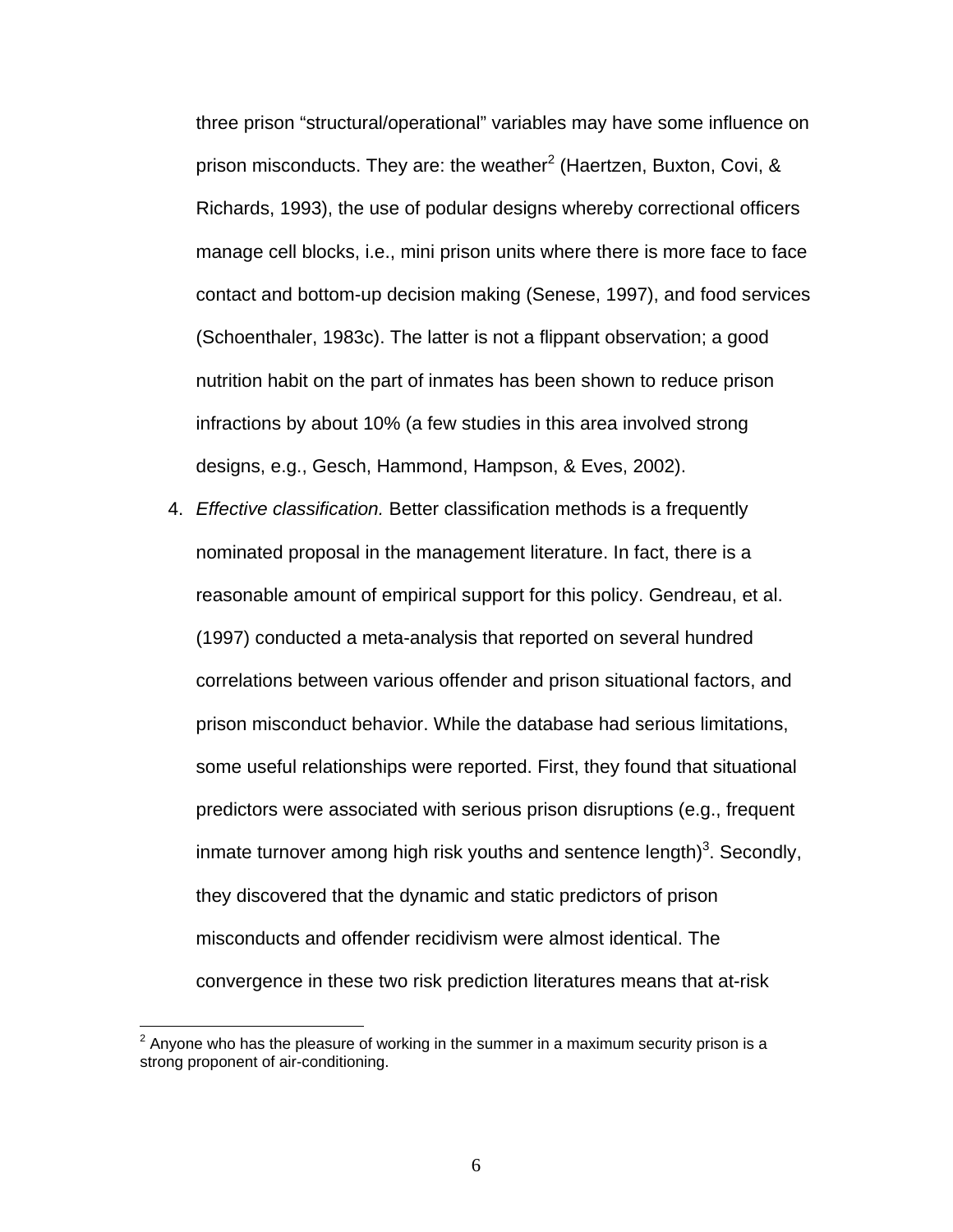three prison "structural/operational" variables may have some influence on prison misconducts. They are: the weather[2] (Haertzen, Buxton, Covi, & Richards, 1993), the use of podular designs whereby correctional officers manage cell blocks, i.e., mini prison units where there is more face to face contact and bottom-up decision making (Senese, 1997), and food services (Schoenthaler, 1983c). The latter is not a flippant observation; a good nutrition habit on the part of inmates has been shown to reduce prison infractions by about 10% (a few studies in this area involved strong designs, e.g., Gesch, Hammond, Hampson, & Eves, 2002).

4. *Effective classification.* Better classification methods is a frequently nominated proposal in the management literature. In fact, there is a reasonable amount of empirical support for this policy. Gendreau, et al. (1997) conducted a meta-analysis that reported on several hundred correlations between various offender and prison situational factors, and prison misconduct behavior. While the database had serious limitations, some useful relationships were reported. First, they found that situational predictors were associated with serious prison disruptions (e.g., frequent inmate turnover among high risk youths and sentence length)[3]. Secondly, they discovered that the dynamic and static predictors of prison misconducts and offender recidivism were almost identical. The convergence in these two risk prediction literatures means that at-risk

[2] Anyone who has the pleasure of working in the summer in a maximum security prison is a strong proponent of air-conditioning.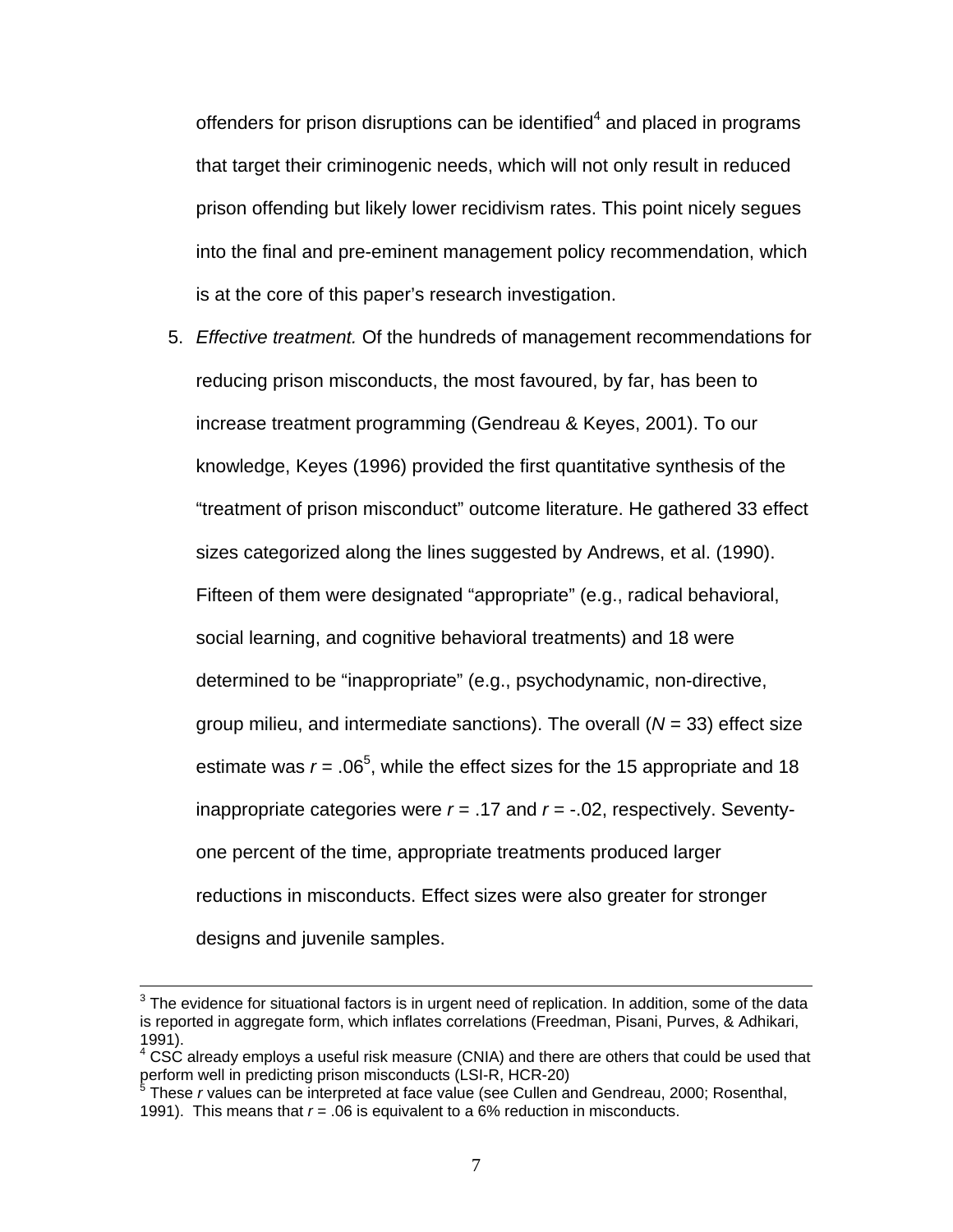offenders for prison disruptions can be identified[4] and placed in programs that target their criminogenic needs, which will not only result in reduced prison offending but likely lower recidivism rates. This point nicely segues into the final and pre-eminent management policy recommendation, which is at the core of this paper's research investigation.

5. *Effective treatment.* Of the hundreds of management recommendations for reducing prison misconducts, the most favoured, by far, has been to increase treatment programming (Gendreau & Keyes, 2001). To our knowledge, Keyes (1996) provided the first quantitative synthesis of the "treatment of prison misconduct" outcome literature. He gathered 33 effect sizes categorized along the lines suggested by Andrews, et al. (1990). Fifteen of them were designated "appropriate" (e.g., radical behavioral, social learning, and cognitive behavioral treatments) and 18 were determined to be "inappropriate" (e.g., psychodynamic, non-directive, group milieu, and intermediate sanctions). The overall ($N$ = 33) effect size estimate was $r$ = .06[5], while the effect sizes for the 15 appropriate and 18 inappropriate categories were $r$ = .17 and $r$ = -.02, respectively. Seventy-one percent of the time, appropriate treatments produced larger reductions in misconducts. Effect sizes were also greater for stronger designs and juvenile samples.

---

[3] The evidence for situational factors is in urgent need of replication. In addition, some of the data is reported in aggregate form, which inflates correlations (Freedman, Pisani, Purves, & Adhikari, 1991).

[4] CSC already employs a useful risk measure (CNIA) and there are others that could be used that perform well in predicting prison misconducts (LSI-R, HCR-20)

[5] These $r$ values can be interpreted at face value (see Cullen and Gendreau, 2000; Rosenthal, 1991). This means that $r$ = .06 is equivalent to a 6% reduction in misconducts.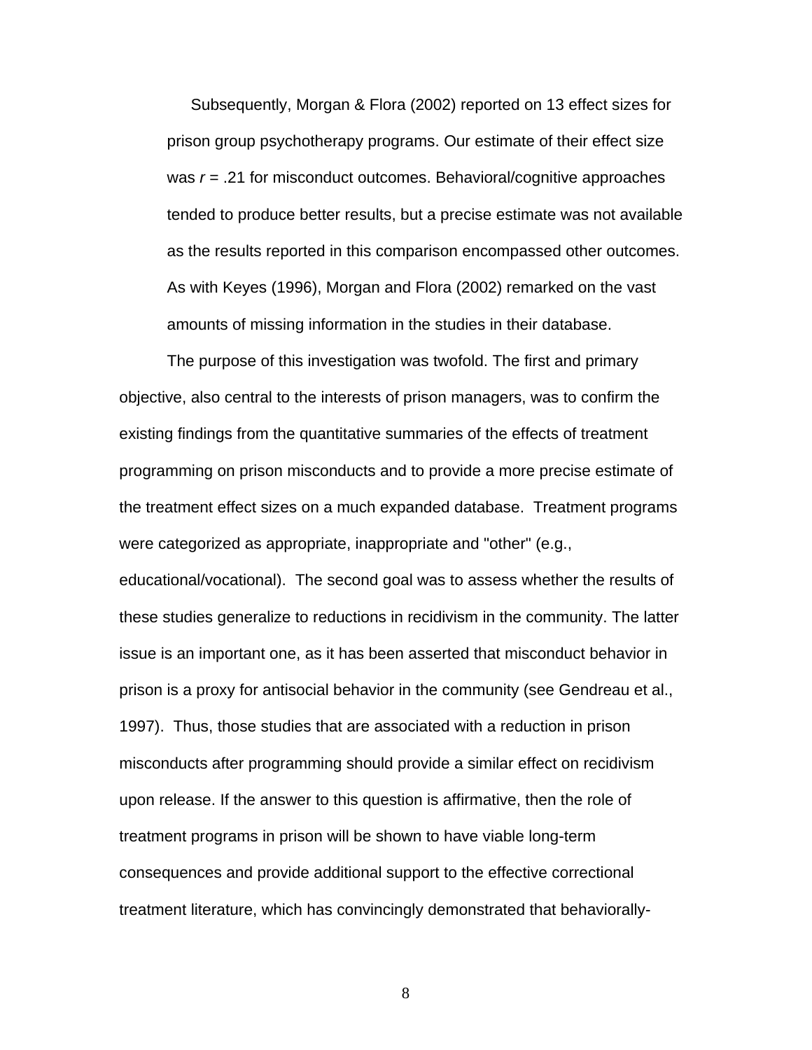Subsequently, Morgan & Flora (2002) reported on 13 effect sizes for prison group psychotherapy programs. Our estimate of their effect size was *r* = .21 for misconduct outcomes. Behavioral/cognitive approaches tended to produce better results, but a precise estimate was not available as the results reported in this comparison encompassed other outcomes. As with Keyes (1996), Morgan and Flora (2002) remarked on the vast amounts of missing information in the studies in their database.

The purpose of this investigation was twofold. The first and primary objective, also central to the interests of prison managers, was to confirm the existing findings from the quantitative summaries of the effects of treatment programming on prison misconducts and to provide a more precise estimate of the treatment effect sizes on a much expanded database. Treatment programs were categorized as appropriate, inappropriate and "other" (e.g., educational/vocational). The second goal was to assess whether the results of these studies generalize to reductions in recidivism in the community. The latter issue is an important one, as it has been asserted that misconduct behavior in prison is a proxy for antisocial behavior in the community (see Gendreau et al., 1997). Thus, those studies that are associated with a reduction in prison misconducts after programming should provide a similar effect on recidivism upon release. If the answer to this question is affirmative, then the role of treatment programs in prison will be shown to have viable long-term consequences and provide additional support to the effective correctional treatment literature, which has convincingly demonstrated that behaviorally-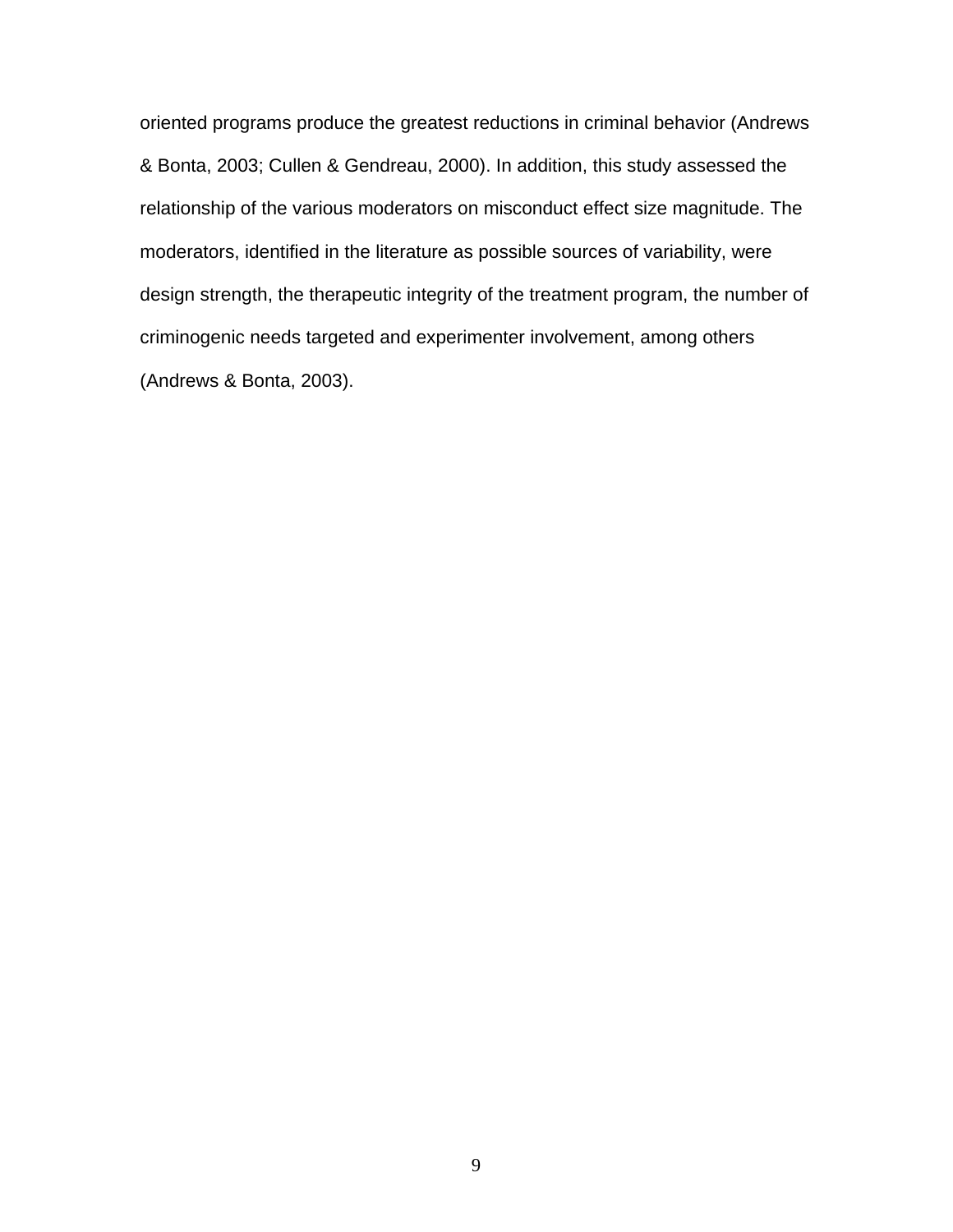oriented programs produce the greatest reductions in criminal behavior (Andrews & Bonta, 2003; Cullen & Gendreau, 2000). In addition, this study assessed the relationship of the various moderators on misconduct effect size magnitude. The moderators, identified in the literature as possible sources of variability, were design strength, the therapeutic integrity of the treatment program, the number of criminogenic needs targeted and experimenter involvement, among others (Andrews & Bonta, 2003).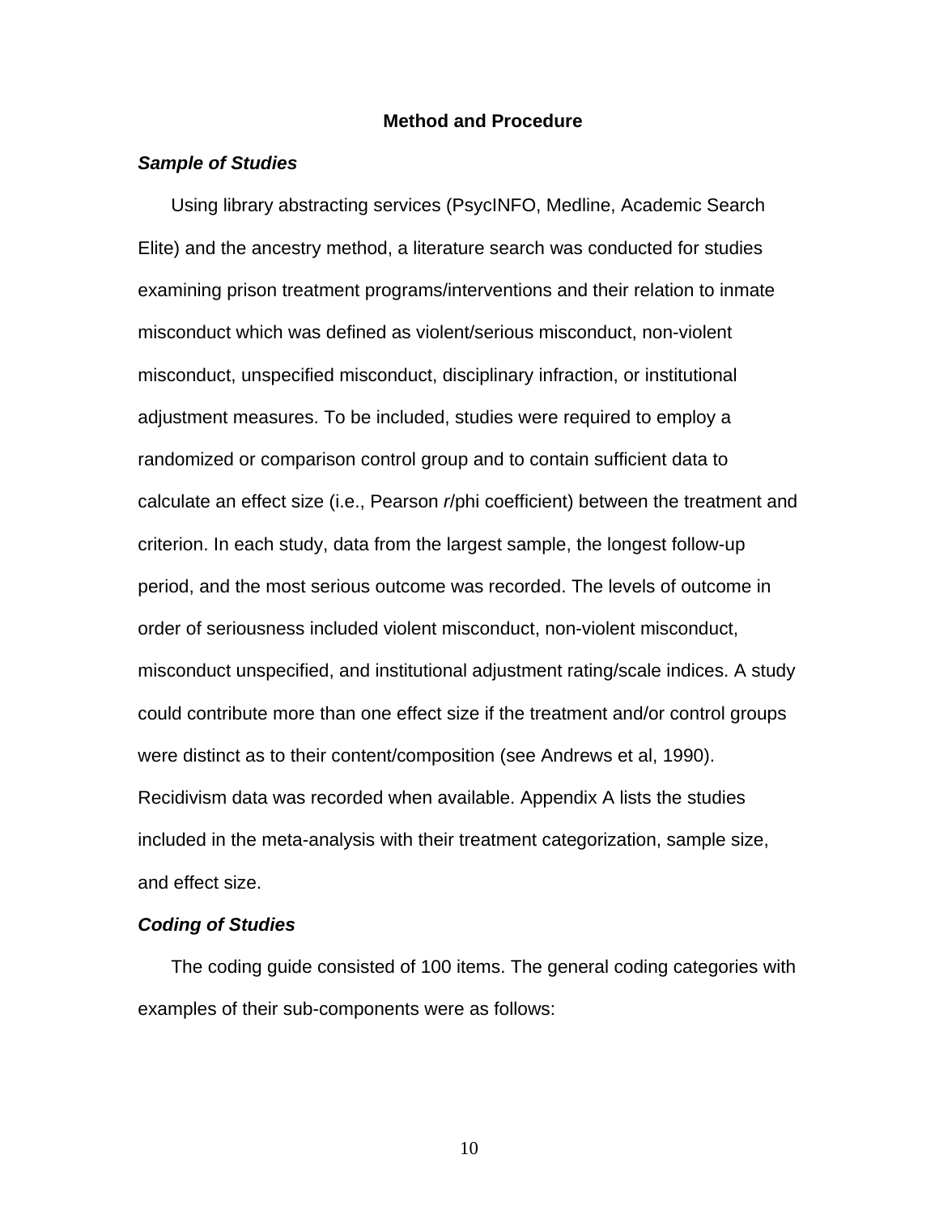## Method and Procedure

### *Sample of Studies*

Using library abstracting services (PsycINFO, Medline, Academic Search Elite) and the ancestry method, a literature search was conducted for studies examining prison treatment programs/interventions and their relation to inmate misconduct which was defined as violent/serious misconduct, non-violent misconduct, unspecified misconduct, disciplinary infraction, or institutional adjustment measures. To be included, studies were required to employ a randomized or comparison control group and to contain sufficient data to calculate an effect size (i.e., Pearson *r*/phi coefficient) between the treatment and criterion. In each study, data from the largest sample, the longest follow-up period, and the most serious outcome was recorded. The levels of outcome in order of seriousness included violent misconduct, non-violent misconduct, misconduct unspecified, and institutional adjustment rating/scale indices. A study could contribute more than one effect size if the treatment and/or control groups were distinct as to their content/composition (see Andrews et al, 1990). Recidivism data was recorded when available. Appendix A lists the studies included in the meta-analysis with their treatment categorization, sample size, and effect size.

### *Coding of Studies*

The coding guide consisted of 100 items. The general coding categories with examples of their sub-components were as follows: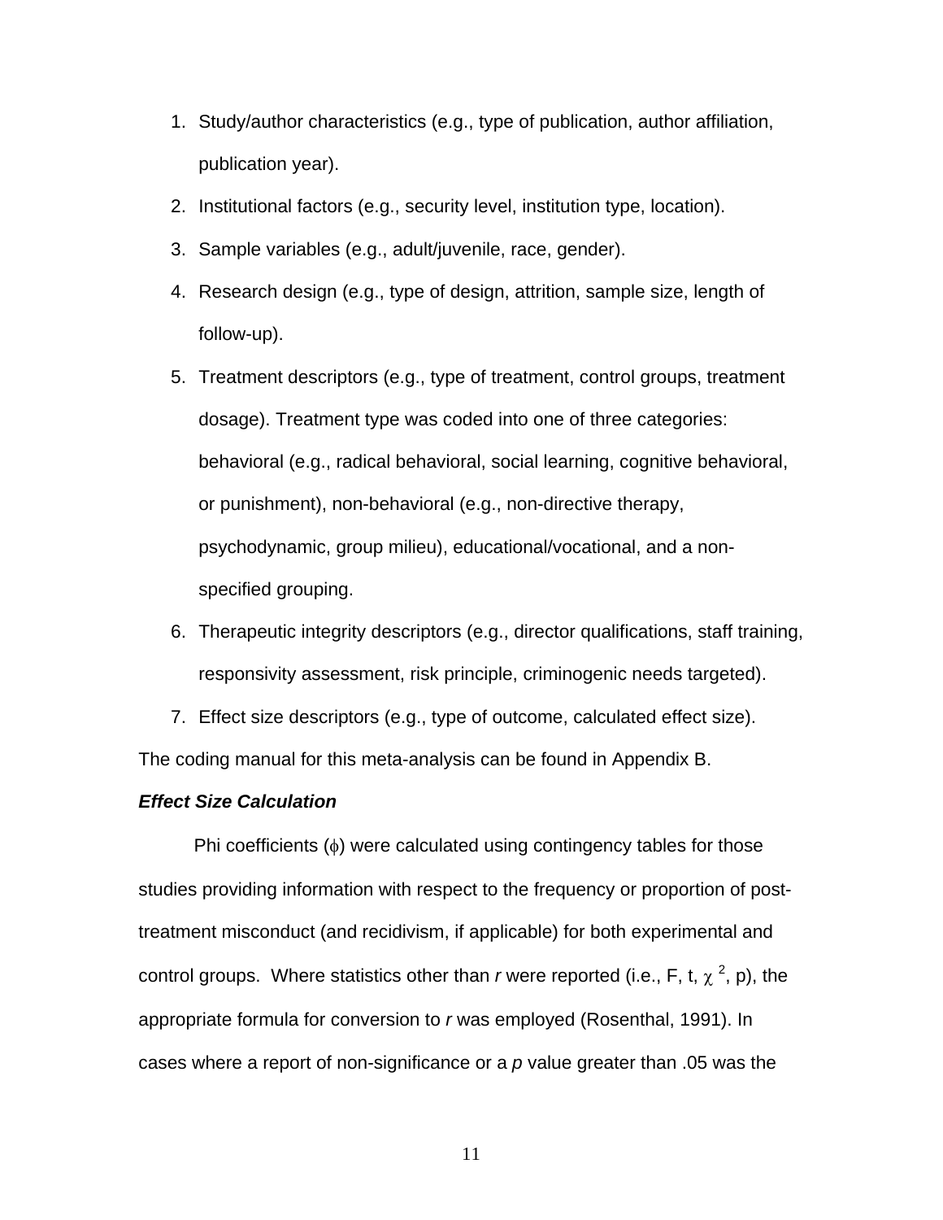1. Study/author characteristics (e.g., type of publication, author affiliation, publication year).
2. Institutional factors (e.g., security level, institution type, location).
3. Sample variables (e.g., adult/juvenile, race, gender).
4. Research design (e.g., type of design, attrition, sample size, length of follow-up).
5. Treatment descriptors (e.g., type of treatment, control groups, treatment dosage). Treatment type was coded into one of three categories: behavioral (e.g., radical behavioral, social learning, cognitive behavioral, or punishment), non-behavioral (e.g., non-directive therapy, psychodynamic, group milieu), educational/vocational, and a non-specified grouping.
6. Therapeutic integrity descriptors (e.g., director qualifications, staff training, responsivity assessment, risk principle, criminogenic needs targeted).
7. Effect size descriptors (e.g., type of outcome, calculated effect size).

The coding manual for this meta-analysis can be found in Appendix B.

***Effect Size Calculation***

Phi coefficients ($\phi$) were calculated using contingency tables for those studies providing information with respect to the frequency or proportion of post-treatment misconduct (and recidivism, if applicable) for both experimental and control groups. Where statistics other than *r* were reported (i.e., F, t, $\chi^2$, p), the appropriate formula for conversion to *r* was employed (Rosenthal, 1991). In cases where a report of non-significance or a *p* value greater than .05 was the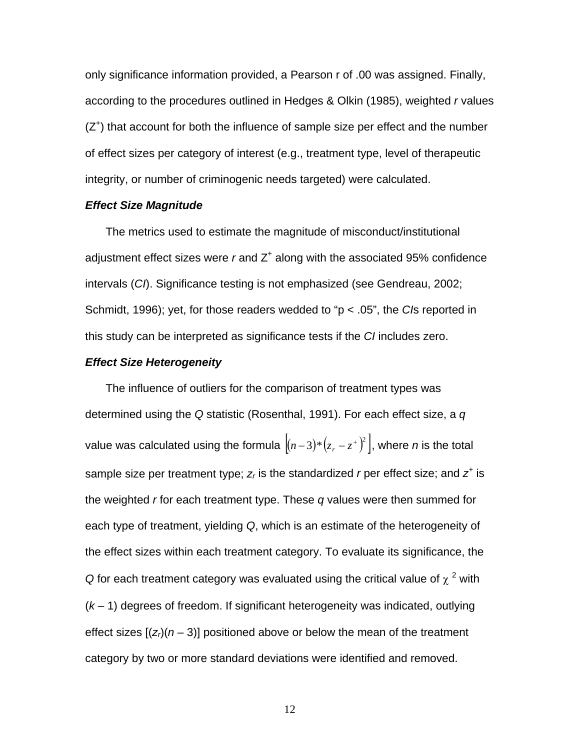only significance information provided, a Pearson r of .00 was assigned. Finally, according to the procedures outlined in Hedges & Olkin (1985), weighted *r* values ($Z^+$) that account for both the influence of sample size per effect and the number of effect sizes per category of interest (e.g., treatment type, level of therapeutic integrity, or number of criminogenic needs targeted) were calculated.

### *Effect Size Magnitude*

The metrics used to estimate the magnitude of misconduct/institutional adjustment effect sizes were *r* and $Z^+$ along with the associated 95% confidence intervals (*CI*). Significance testing is not emphasized (see Gendreau, 2002; Schmidt, 1996); yet, for those readers wedded to "p < .05", the *CI*s reported in this study can be interpreted as significance tests if the *CI* includes zero.

### *Effect Size Heterogeneity*

The influence of outliers for the comparison of treatment types was determined using the *Q* statistic (Rosenthal, 1991). For each effect size, a *q* value was calculated using the formula $\left[(n-3)*\left(z_r - z^+\right)^2\right]$, where *n* is the total sample size per treatment type; $z_r$ is the standardized *r* per effect size; and $z^+$ is the weighted *r* for each treatment type. These *q* values were then summed for each type of treatment, yielding *Q*, which is an estimate of the heterogeneity of the effect sizes within each treatment category. To evaluate its significance, the *Q* for each treatment category was evaluated using the critical value of $\chi^2$ with ($k$ – 1) degrees of freedom. If significant heterogeneity was indicated, outlying effect sizes $[(z_r)(n-3)]$ positioned above or below the mean of the treatment category by two or more standard deviations were identified and removed.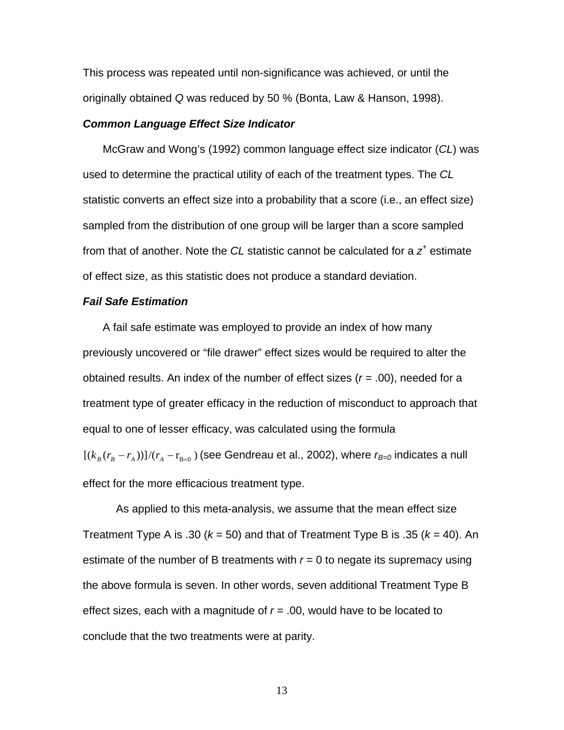This process was repeated until non-significance was achieved, or until the originally obtained *Q* was reduced by 50 % (Bonta, Law & Hanson, 1998).

### ***Common Language Effect Size Indicator***

McGraw and Wong's (1992) common language effect size indicator (*CL*) was used to determine the practical utility of each of the treatment types. The *CL* statistic converts an effect size into a probability that a score (i.e., an effect size) sampled from the distribution of one group will be larger than a score sampled from that of another. Note the *CL* statistic cannot be calculated for a $z^+$ estimate of effect size, as this statistic does not produce a standard deviation.

### ***Fail Safe Estimation***

A fail safe estimate was employed to provide an index of how many previously uncovered or "file drawer" effect sizes would be required to alter the obtained results. An index of the number of effect sizes ($r$ = .00), needed for a treatment type of greater efficacy in the reduction of misconduct to approach that equal to one of lesser efficacy, was calculated using the formula $[(k_B(r_B - r_A))]/(r_A - \mathrm{r}_{\mathrm{B=0}})$ (see Gendreau et al., 2002), where $r_{B=0}$ indicates a null effect for the more efficacious treatment type.

As applied to this meta-analysis, we assume that the mean effect size Treatment Type A is .30 ($k$ = 50) and that of Treatment Type B is .35 ($k$ = 40). An estimate of the number of B treatments with $r$ = 0 to negate its supremacy using the above formula is seven. In other words, seven additional Treatment Type B effect sizes, each with a magnitude of $r$ = .00, would have to be located to conclude that the two treatments were at parity.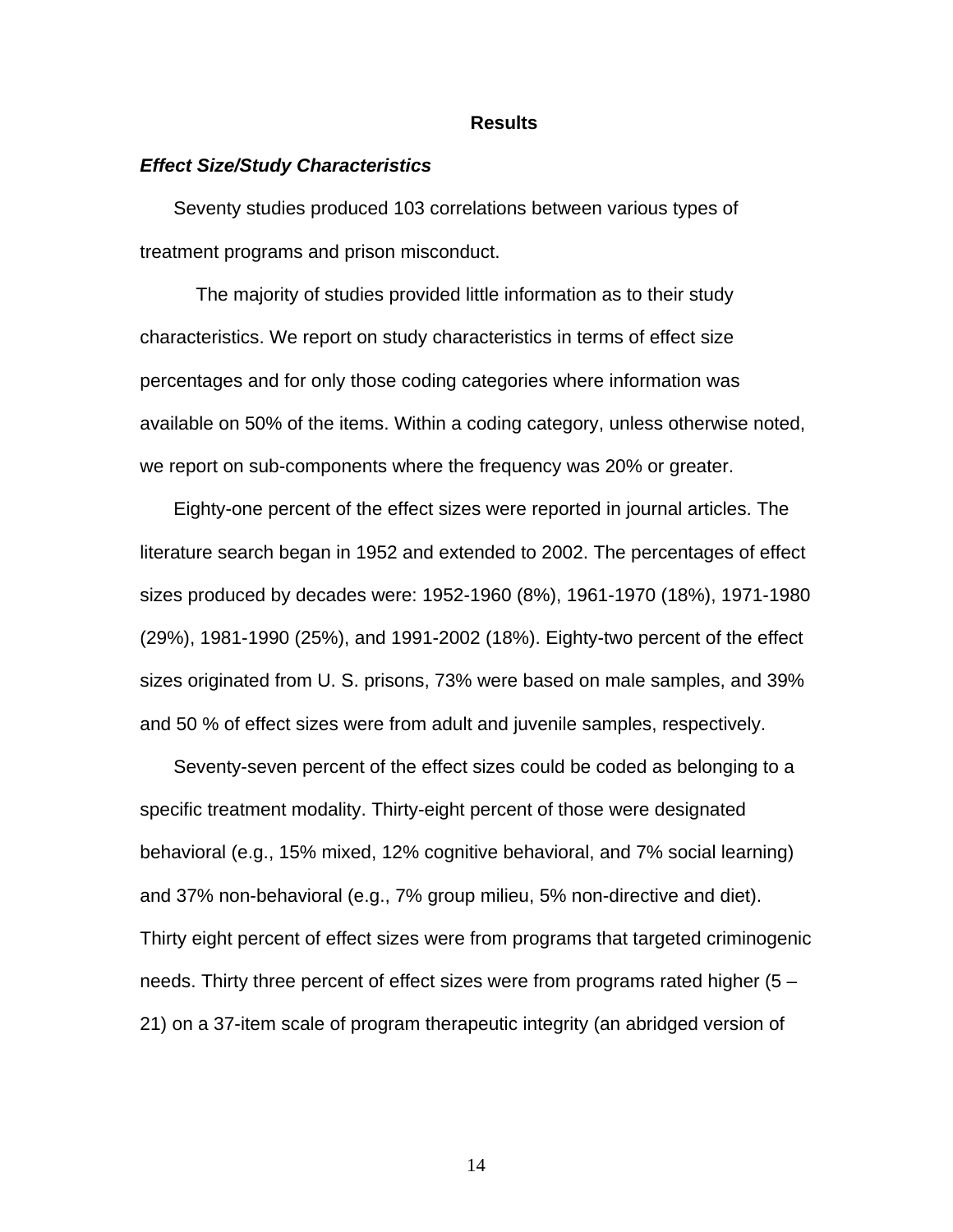## Results

### *Effect Size/Study Characteristics*

Seventy studies produced 103 correlations between various types of treatment programs and prison misconduct.

The majority of studies provided little information as to their study characteristics. We report on study characteristics in terms of effect size percentages and for only those coding categories where information was available on 50% of the items. Within a coding category, unless otherwise noted, we report on sub-components where the frequency was 20% or greater.

Eighty-one percent of the effect sizes were reported in journal articles. The literature search began in 1952 and extended to 2002. The percentages of effect sizes produced by decades were: 1952-1960 (8%), 1961-1970 (18%), 1971-1980 (29%), 1981-1990 (25%), and 1991-2002 (18%). Eighty-two percent of the effect sizes originated from U. S. prisons, 73% were based on male samples, and 39% and 50 % of effect sizes were from adult and juvenile samples, respectively.

Seventy-seven percent of the effect sizes could be coded as belonging to a specific treatment modality. Thirty-eight percent of those were designated behavioral (e.g., 15% mixed, 12% cognitive behavioral, and 7% social learning) and 37% non-behavioral (e.g., 7% group milieu, 5% non-directive and diet). Thirty eight percent of effect sizes were from programs that targeted criminogenic needs. Thirty three percent of effect sizes were from programs rated higher (5 – 21) on a 37-item scale of program therapeutic integrity (an abridged version of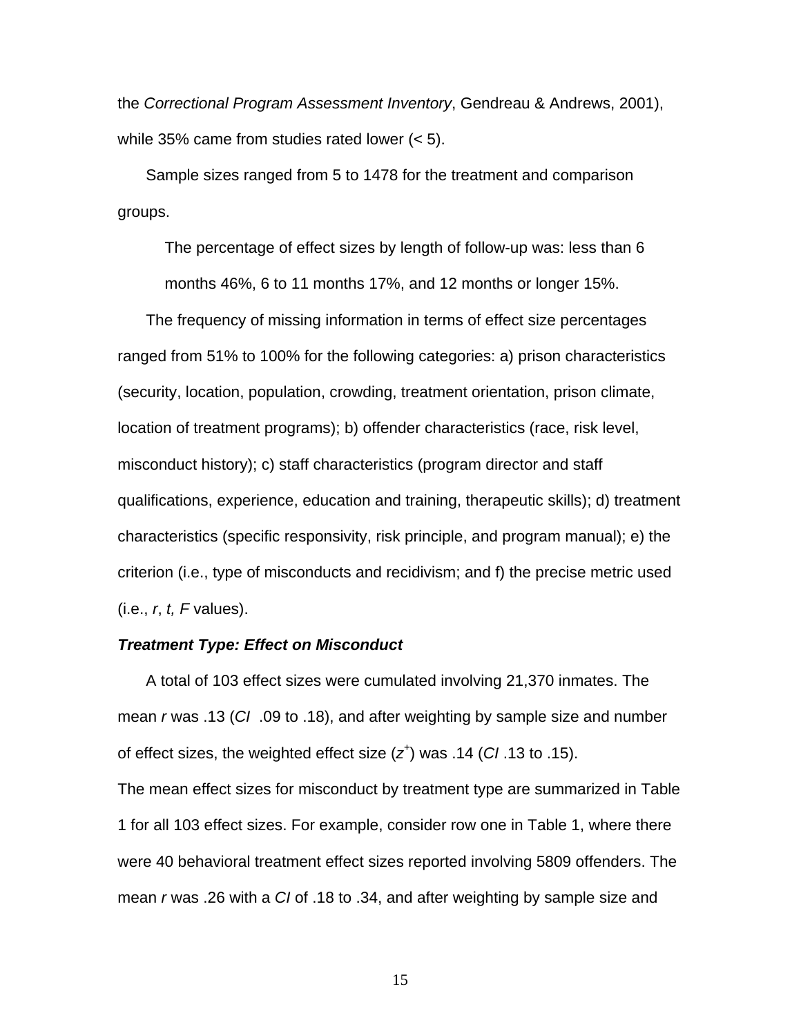the *Correctional Program Assessment Inventory*, Gendreau & Andrews, 2001), while 35% came from studies rated lower (< 5).

Sample sizes ranged from 5 to 1478 for the treatment and comparison groups.

> The percentage of effect sizes by length of follow-up was: less than 6 months 46%, 6 to 11 months 17%, and 12 months or longer 15%.

The frequency of missing information in terms of effect size percentages ranged from 51% to 100% for the following categories: a) prison characteristics (security, location, population, crowding, treatment orientation, prison climate, location of treatment programs); b) offender characteristics (race, risk level, misconduct history); c) staff characteristics (program director and staff qualifications, experience, education and training, therapeutic skills); d) treatment characteristics (specific responsivity, risk principle, and program manual); e) the criterion (i.e., type of misconducts and recidivism; and f) the precise metric used (i.e., *r*, *t, F* values).

***Treatment Type: Effect on Misconduct***

A total of 103 effect sizes were cumulated involving 21,370 inmates. The mean *r* was .13 (*CI* .09 to .18), and after weighting by sample size and number of effect sizes, the weighted effect size ($z^+$) was .14 (*CI* .13 to .15). The mean effect sizes for misconduct by treatment type are summarized in Table 1 for all 103 effect sizes. For example, consider row one in Table 1, where there were 40 behavioral treatment effect sizes reported involving 5809 offenders. The mean *r* was .26 with a *CI* of .18 to .34, and after weighting by sample size and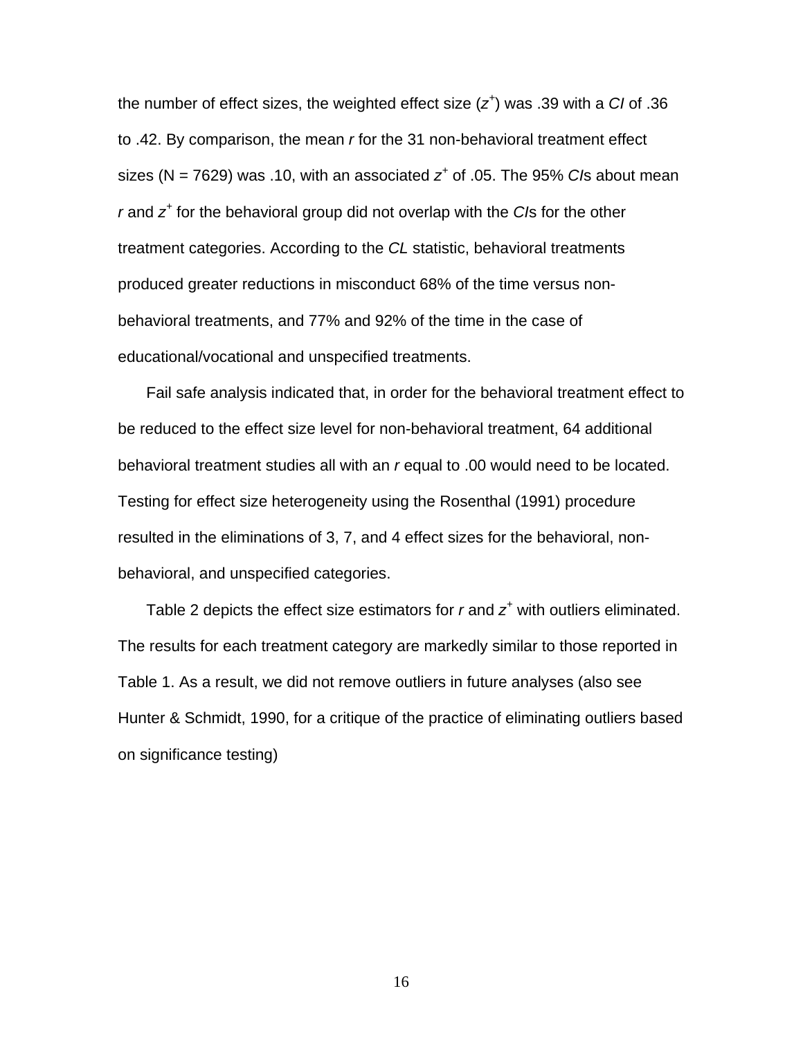the number of effect sizes, the weighted effect size ($z^+$) was .39 with a *CI* of .36 to .42. By comparison, the mean *r* for the 31 non-behavioral treatment effect sizes (N = 7629) was .10, with an associated $z^+$ of .05. The 95% *CI*s about mean *r* and $z^+$ for the behavioral group did not overlap with the *CI*s for the other treatment categories. According to the *CL* statistic, behavioral treatments produced greater reductions in misconduct 68% of the time versus non-behavioral treatments, and 77% and 92% of the time in the case of educational/vocational and unspecified treatments.

Fail safe analysis indicated that, in order for the behavioral treatment effect to be reduced to the effect size level for non-behavioral treatment, 64 additional behavioral treatment studies all with an *r* equal to .00 would need to be located. Testing for effect size heterogeneity using the Rosenthal (1991) procedure resulted in the eliminations of 3, 7, and 4 effect sizes for the behavioral, non-behavioral, and unspecified categories.

Table 2 depicts the effect size estimators for *r* and $z^+$ with outliers eliminated. The results for each treatment category are markedly similar to those reported in Table 1. As a result, we did not remove outliers in future analyses (also see Hunter & Schmidt, 1990, for a critique of the practice of eliminating outliers based on significance testing)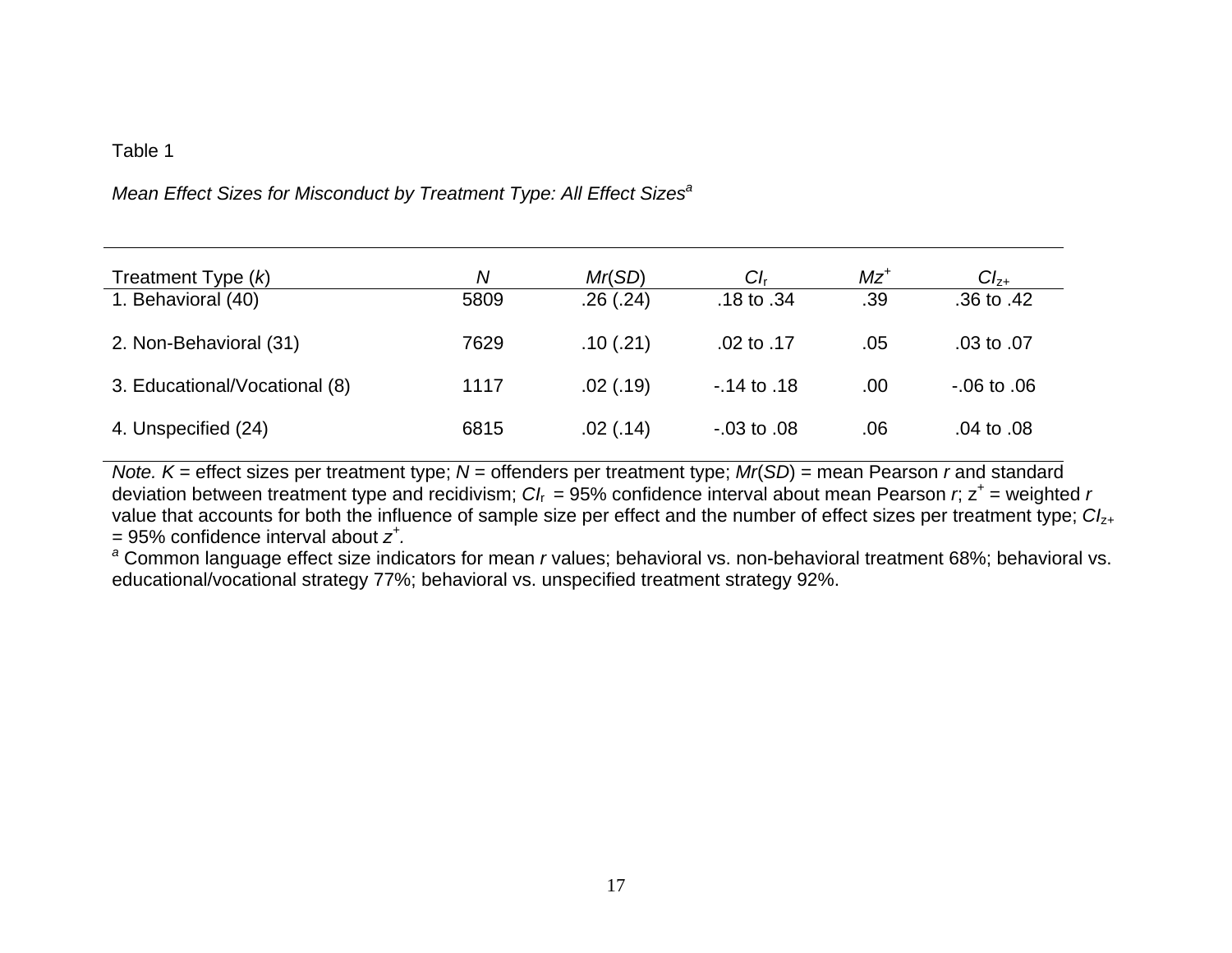Table 1

*Mean Effect Sizes for Misconduct by Treatment Type: All Effect Sizes*[a]

| Treatment Type (*k*) | *N* | *Mr*(*SD*) | $CI_r$ | $Mz^+$ | $CI_{z+}$ |
|---|---|---|---|---|---|
| 1. Behavioral (40) | 5809 | .26 (.24) | .18 to .34 | .39 | .36 to .42 |
| 2. Non-Behavioral (31) | 7629 | .10 (.21) | .02 to .17 | .05 | .03 to .07 |
| 3. Educational/Vocational (8) | 1117 | .02 (.19) | -.14 to .18 | .00 | -.06 to .06 |
| 4. Unspecified (24) | 6815 | .02 (.14) | -.03 to .08 | .06 | .04 to .08 |

*Note. K* = effect sizes per treatment type; *N* = offenders per treatment type; *Mr*(*SD*) = mean Pearson *r* and standard deviation between treatment type and recidivism; $CI_r$ = 95% confidence interval about mean Pearson *r*; $z^+$ = weighted *r* value that accounts for both the influence of sample size per effect and the number of effect sizes per treatment type; $CI_{z+}$ = 95% confidence interval about $z^+$.

[a] Common language effect size indicators for mean *r* values; behavioral vs. non-behavioral treatment 68%; behavioral vs. educational/vocational strategy 77%; behavioral vs. unspecified treatment strategy 92%.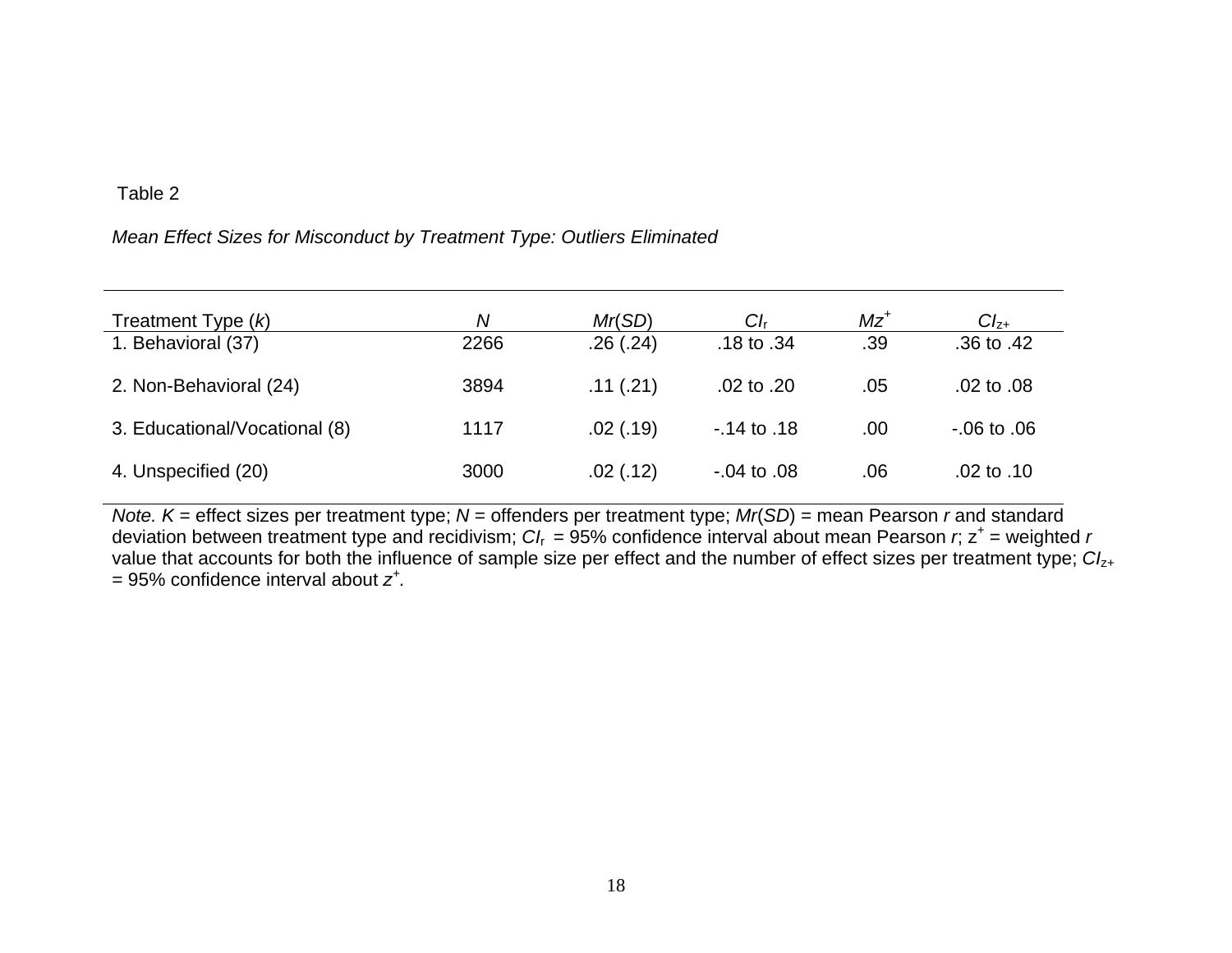Table 2

*Mean Effect Sizes for Misconduct by Treatment Type: Outliers Eliminated*

| Treatment Type (*k*) | *N* | *Mr*(*SD*) | $CI_r$ | $Mz^+$ | $CI_{z+}$ |
|---|---|---|---|---|---|
| 1. Behavioral (37) | 2266 | .26 (.24) | .18 to .34 | .39 | .36 to .42 |
| 2. Non-Behavioral (24) | 3894 | .11 (.21) | .02 to .20 | .05 | .02 to .08 |
| 3. Educational/Vocational (8) | 1117 | .02 (.19) | -.14 to .18 | .00 | -.06 to .06 |
| 4. Unspecified (20) | 3000 | .02 (.12) | -.04 to .08 | .06 | .02 to .10 |

*Note. K* = effect sizes per treatment type; *N* = offenders per treatment type; *Mr*(*SD*) = mean Pearson *r* and standard deviation between treatment type and recidivism; $CI_r$ = 95% confidence interval about mean Pearson *r*; $z^+$ = weighted *r* value that accounts for both the influence of sample size per effect and the number of effect sizes per treatment type; $CI_{z+}$ = 95% confidence interval about $z^+$.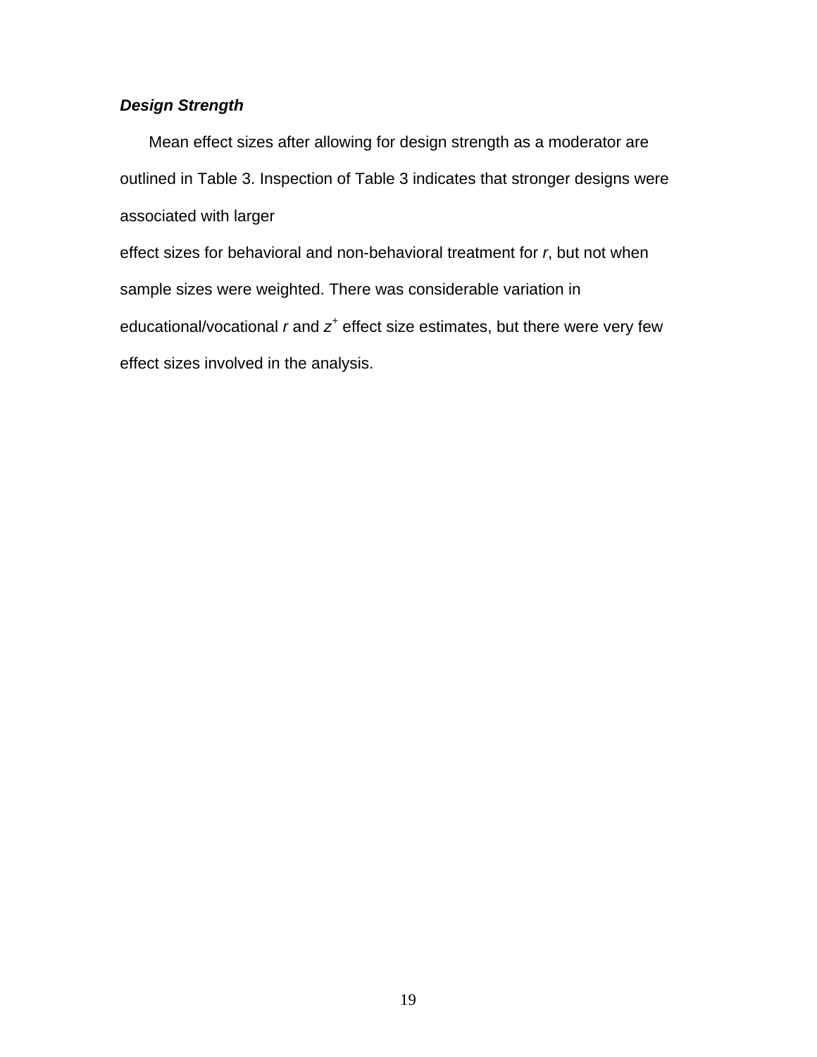### ***Design Strength***

Mean effect sizes after allowing for design strength as a moderator are outlined in Table 3. Inspection of Table 3 indicates that stronger designs were associated with larger effect sizes for behavioral and non-behavioral treatment for *r*, but not when sample sizes were weighted. There was considerable variation in educational/vocational *r* and $z^+$ effect size estimates, but there were very few effect sizes involved in the analysis.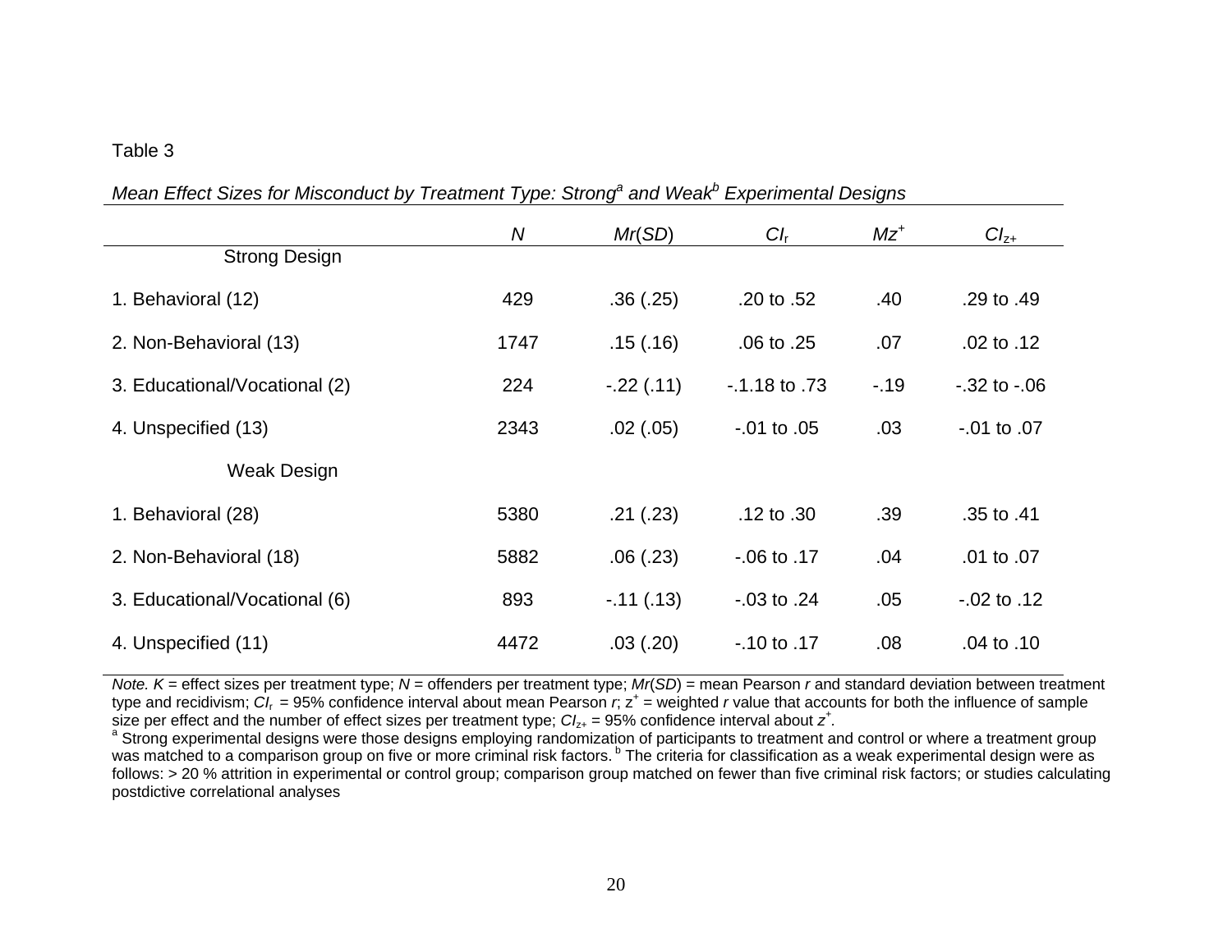Table 3

*Mean Effect Sizes for Misconduct by Treatment Type: Strong[a] and Weak[b] Experimental Designs*

| | *N* | *Mr*(*SD*) | $CI_r$ | $Mz^+$ | $CI_{z+}$ |
|---|---|---|---|---|---|
| Strong Design | | | | | |
| 1. Behavioral (12) | 429 | .36 (.25) | .20 to .52 | .40 | .29 to .49 |
| 2. Non-Behavioral (13) | 1747 | .15 (.16) | .06 to .25 | .07 | .02 to .12 |
| 3. Educational/Vocational (2) | 224 | -.22 (.11) | -.1.18 to .73 | -.19 | -.32 to -.06 |
| 4. Unspecified (13) | 2343 | .02 (.05) | -.01 to .05 | .03 | -.01 to .07 |
| Weak Design | | | | | |
| 1. Behavioral (28) | 5380 | .21 (.23) | .12 to .30 | .39 | .35 to .41 |
| 2. Non-Behavioral (18) | 5882 | .06 (.23) | -.06 to .17 | .04 | .01 to .07 |
| 3. Educational/Vocational (6) | 893 | -.11 (.13) | -.03 to .24 | .05 | -.02 to .12 |
| 4. Unspecified (11) | 4472 | .03 (.20) | -.10 to .17 | .08 | .04 to .10 |

*Note. K* = effect sizes per treatment type; *N* = offenders per treatment type; *Mr*(*SD*) = mean Pearson *r* and standard deviation between treatment type and recidivism; $CI_r$ = 95% confidence interval about mean Pearson *r*; $z^+$ = weighted *r* value that accounts for both the influence of sample size per effect and the number of effect sizes per treatment type; $CI_{z+}$ = 95% confidence interval about $z^+$.
[a] Strong experimental designs were those designs employing randomization of participants to treatment and control or where a treatment group was matched to a comparison group on five or more criminal risk factors. [b] The criteria for classification as a weak experimental design were as follows: > 20 % attrition in experimental or control group; comparison group matched on fewer than five criminal risk factors; or studies calculating postdictive correlational analyses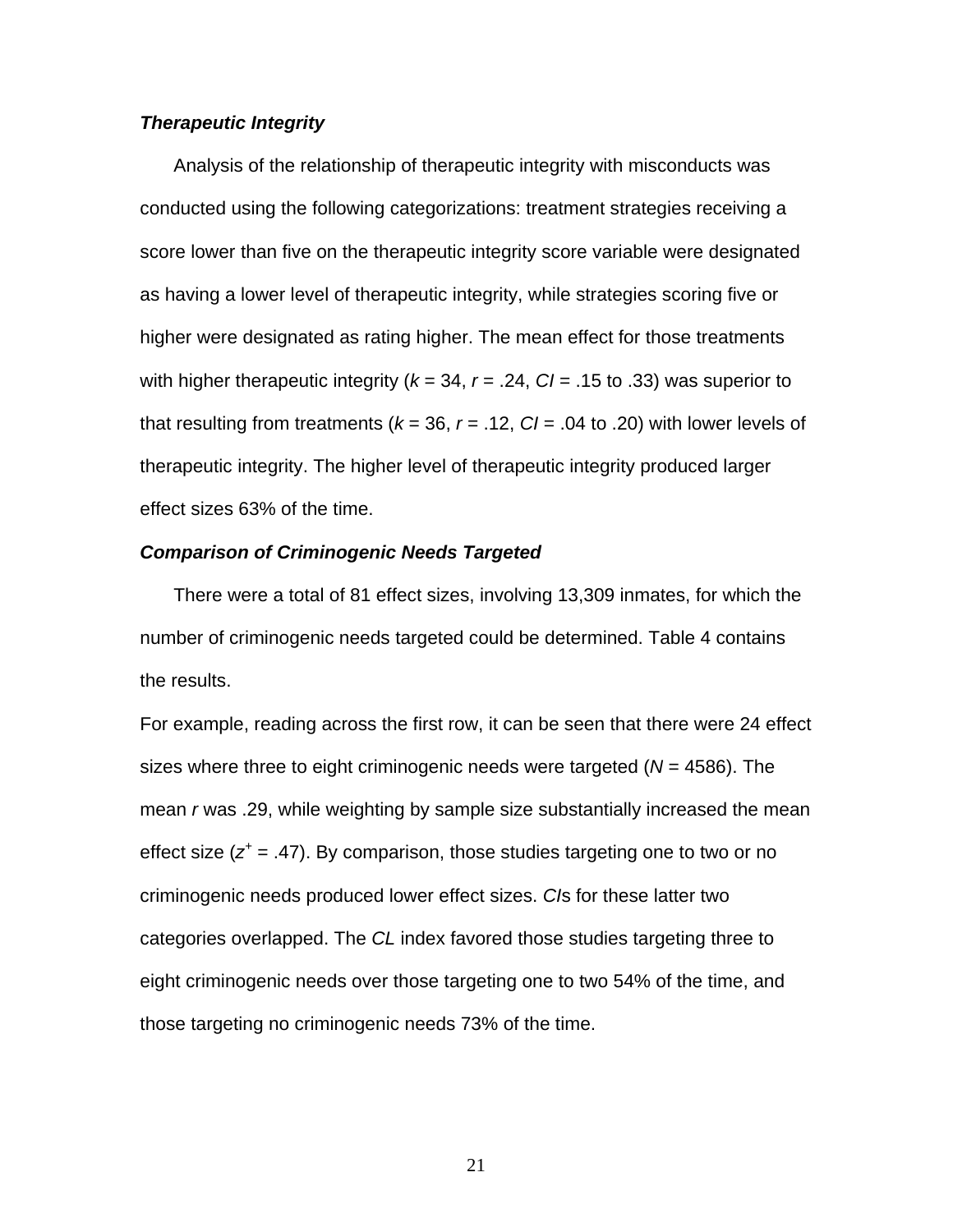### ***Therapeutic Integrity***

Analysis of the relationship of therapeutic integrity with misconducts was conducted using the following categorizations: treatment strategies receiving a score lower than five on the therapeutic integrity score variable were designated as having a lower level of therapeutic integrity, while strategies scoring five or higher were designated as rating higher. The mean effect for those treatments with higher therapeutic integrity ($k$ = 34, $r$ = .24, *CI* = .15 to .33) was superior to that resulting from treatments ($k$ = 36, $r$ = .12, *CI* = .04 to .20) with lower levels of therapeutic integrity. The higher level of therapeutic integrity produced larger effect sizes 63% of the time.

### ***Comparison of Criminogenic Needs Targeted***

There were a total of 81 effect sizes, involving 13,309 inmates, for which the number of criminogenic needs targeted could be determined. Table 4 contains the results.

For example, reading across the first row, it can be seen that there were 24 effect sizes where three to eight criminogenic needs were targeted ($N$ = 4586). The mean $r$ was .29, while weighting by sample size substantially increased the mean effect size ($z^+$ = .47). By comparison, those studies targeting one to two or no criminogenic needs produced lower effect sizes. *CI*s for these latter two categories overlapped. The *CL* index favored those studies targeting three to eight criminogenic needs over those targeting one to two 54% of the time, and those targeting no criminogenic needs 73% of the time.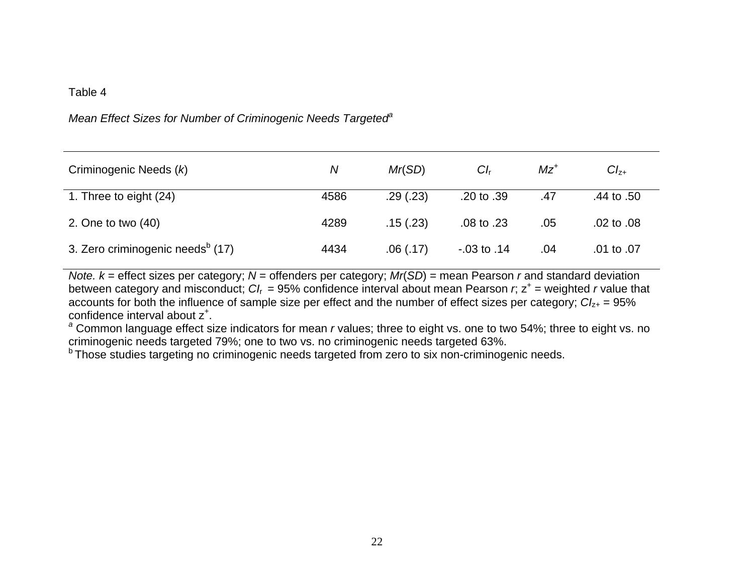Table 4

*Mean Effect Sizes for Number of Criminogenic Needs Targeted*[a]

| Criminogenic Needs (*k*) | *N* | *Mr*(*SD*) | $CI_r$ | $Mz^+$ | $CI_{z+}$ |
|---|---|---|---|---|---|
| 1. Three to eight (24) | 4586 | .29 (.23) | .20 to .39 | .47 | .44 to .50 |
| 2. One to two (40) | 4289 | .15 (.23) | .08 to .23 | .05 | .02 to .08 |
| 3. Zero criminogenic needs[b] (17) | 4434 | .06 (.17) | -.03 to .14 | .04 | .01 to .07 |

*Note.* *k* = effect sizes per category; *N* = offenders per category; *Mr*(*SD*) = mean Pearson *r* and standard deviation between category and misconduct; $CI_r$ = 95% confidence interval about mean Pearson *r*; $z^+$ = weighted *r* value that accounts for both the influence of sample size per effect and the number of effect sizes per category; $CI_{z+}$ = 95% confidence interval about $z^+$.

[a] Common language effect size indicators for mean *r* values; three to eight vs. one to two 54%; three to eight vs. no criminogenic needs targeted 79%; one to two vs. no criminogenic needs targeted 63%.

[b] Those studies targeting no criminogenic needs targeted from zero to six non-criminogenic needs.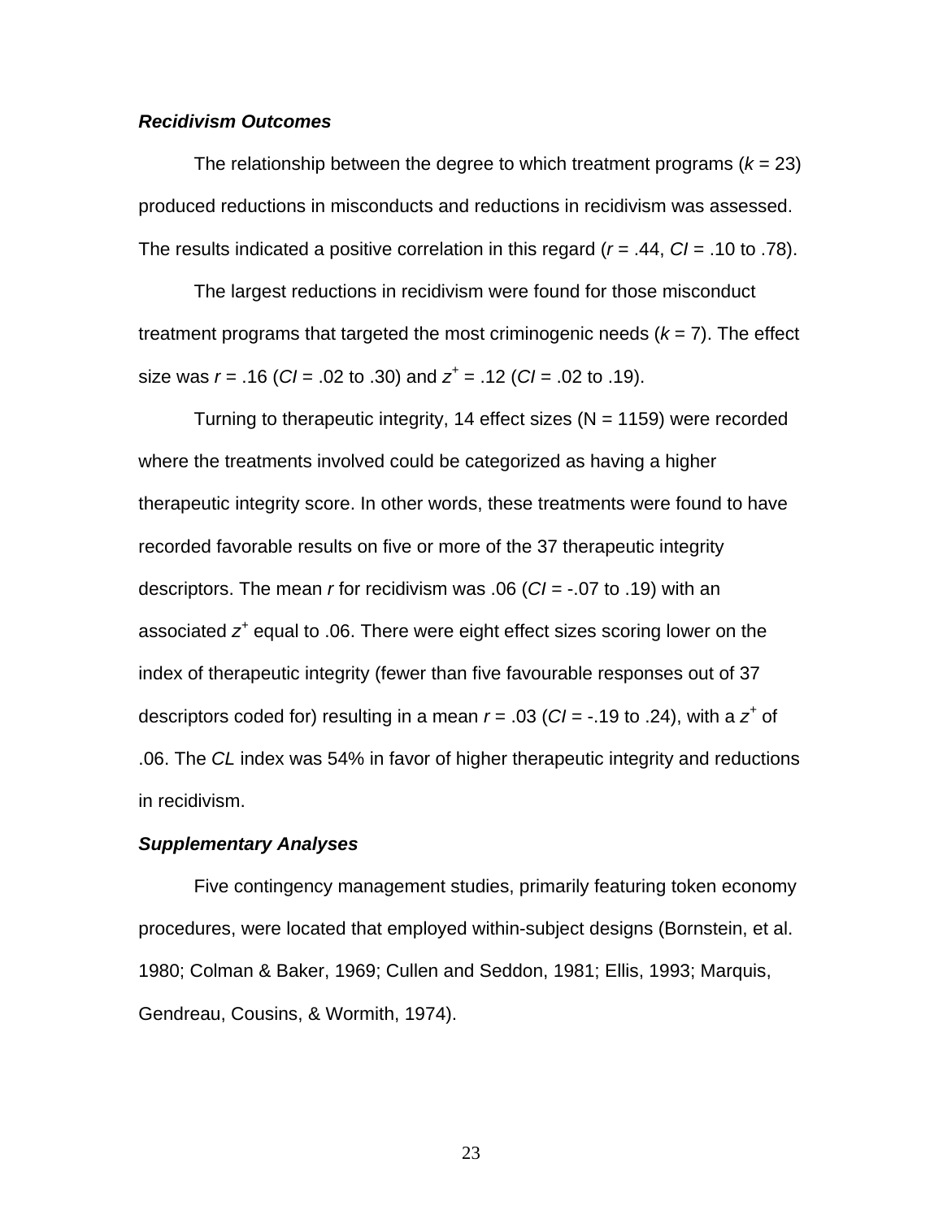***Recidivism Outcomes***

The relationship between the degree to which treatment programs ($k$ = 23) produced reductions in misconducts and reductions in recidivism was assessed. The results indicated a positive correlation in this regard ($r$ = .44, *CI* = .10 to .78).

The largest reductions in recidivism were found for those misconduct treatment programs that targeted the most criminogenic needs ($k$ = 7). The effect size was $r$ = .16 (*CI* = .02 to .30) and $z^+$ = .12 (*CI* = .02 to .19).

Turning to therapeutic integrity, 14 effect sizes (N = 1159) were recorded where the treatments involved could be categorized as having a higher therapeutic integrity score. In other words, these treatments were found to have recorded favorable results on five or more of the 37 therapeutic integrity descriptors. The mean $r$ for recidivism was .06 (*CI* = -.07 to .19) with an associated $z^+$ equal to .06. There were eight effect sizes scoring lower on the index of therapeutic integrity (fewer than five favourable responses out of 37 descriptors coded for) resulting in a mean $r$ = .03 (*CI* = -.19 to .24), with a $z^+$ of .06. The *CL* index was 54% in favor of higher therapeutic integrity and reductions in recidivism.

***Supplementary Analyses***

Five contingency management studies, primarily featuring token economy procedures, were located that employed within-subject designs (Bornstein, et al. 1980; Colman & Baker, 1969; Cullen and Seddon, 1981; Ellis, 1993; Marquis, Gendreau, Cousins, & Wormith, 1974).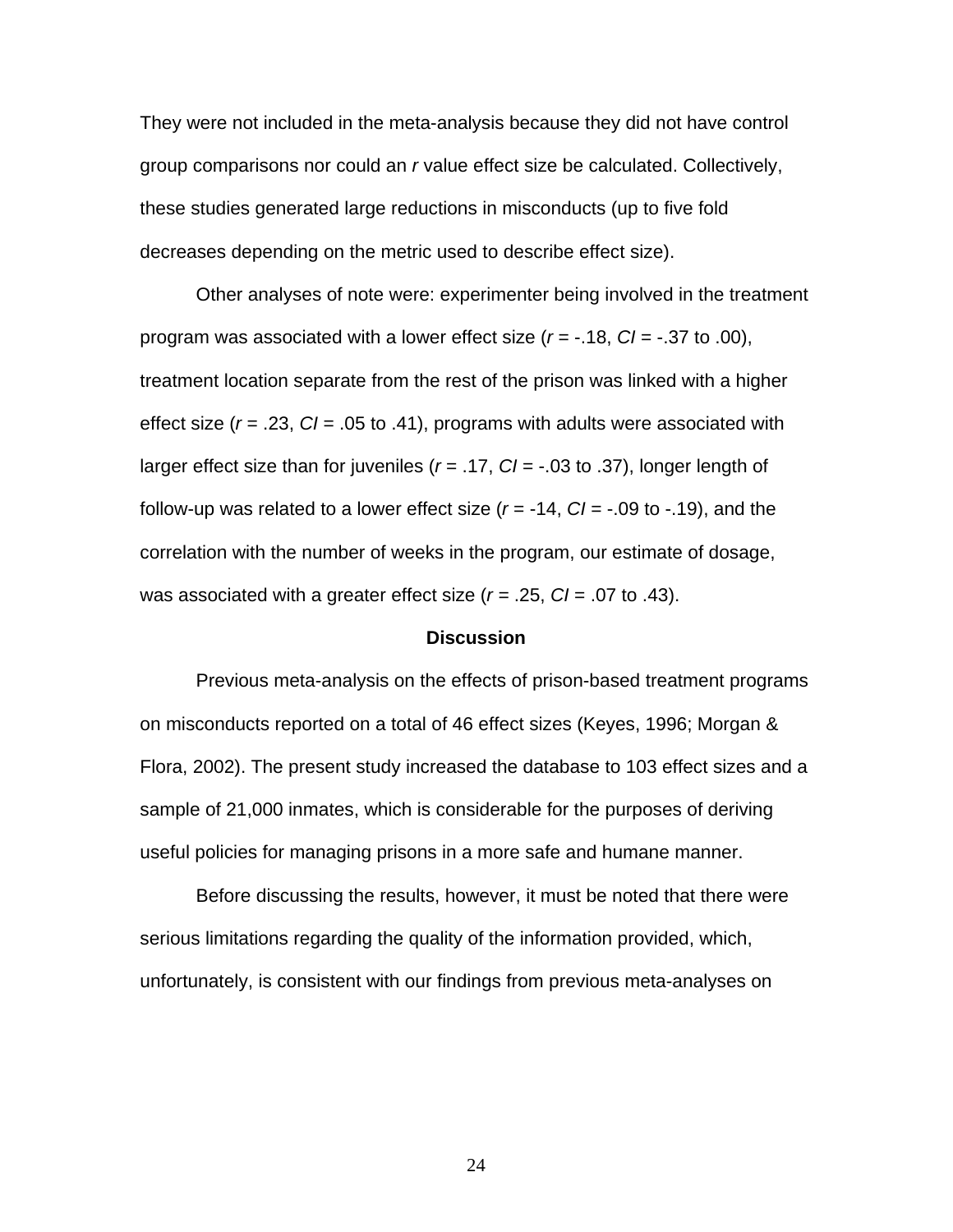They were not included in the meta-analysis because they did not have control group comparisons nor could an *r* value effect size be calculated. Collectively, these studies generated large reductions in misconducts (up to five fold decreases depending on the metric used to describe effect size).

Other analyses of note were: experimenter being involved in the treatment program was associated with a lower effect size ($r$ = -.18, *CI* = -.37 to .00), treatment location separate from the rest of the prison was linked with a higher effect size ($r$ = .23, *CI* = .05 to .41), programs with adults were associated with larger effect size than for juveniles ($r$ = .17, *CI* = -.03 to .37), longer length of follow-up was related to a lower effect size ($r$ = -14, *CI* = -.09 to -.19), and the correlation with the number of weeks in the program, our estimate of dosage, was associated with a greater effect size ($r$ = .25, *CI* = .07 to .43).

## Discussion

Previous meta-analysis on the effects of prison-based treatment programs on misconducts reported on a total of 46 effect sizes (Keyes, 1996; Morgan & Flora, 2002). The present study increased the database to 103 effect sizes and a sample of 21,000 inmates, which is considerable for the purposes of deriving useful policies for managing prisons in a more safe and humane manner.

Before discussing the results, however, it must be noted that there were serious limitations regarding the quality of the information provided, which, unfortunately, is consistent with our findings from previous meta-analyses on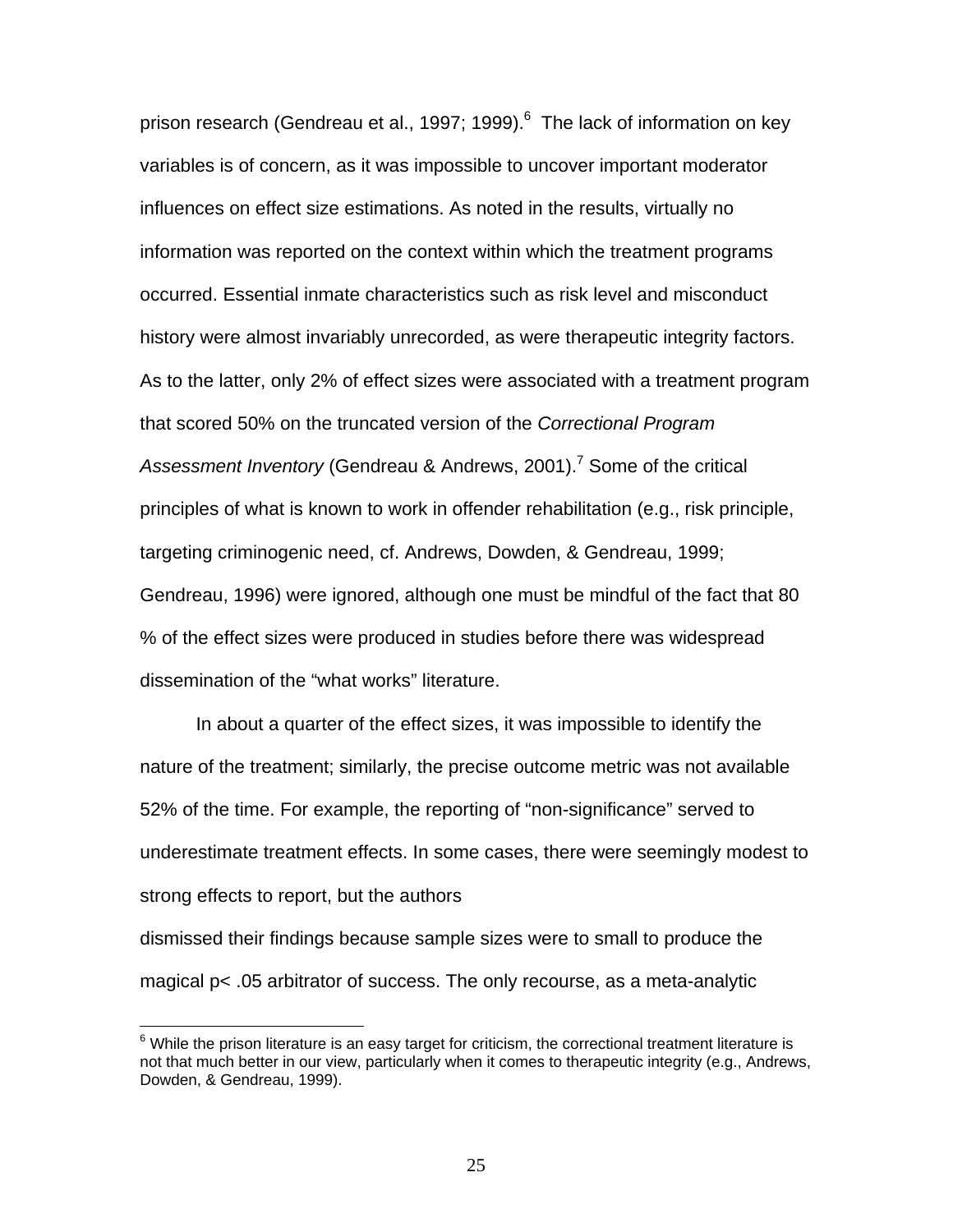prison research (Gendreau et al., 1997; 1999).[6] The lack of information on key variables is of concern, as it was impossible to uncover important moderator influences on effect size estimations. As noted in the results, virtually no information was reported on the context within which the treatment programs occurred. Essential inmate characteristics such as risk level and misconduct history were almost invariably unrecorded, as were therapeutic integrity factors. As to the latter, only 2% of effect sizes were associated with a treatment program that scored 50% on the truncated version of the *Correctional Program Assessment Inventory* (Gendreau & Andrews, 2001).[7] Some of the critical principles of what is known to work in offender rehabilitation (e.g., risk principle, targeting criminogenic need, cf. Andrews, Dowden, & Gendreau, 1999; Gendreau, 1996) were ignored, although one must be mindful of the fact that 80 % of the effect sizes were produced in studies before there was widespread dissemination of the "what works" literature.

In about a quarter of the effect sizes, it was impossible to identify the nature of the treatment; similarly, the precise outcome metric was not available 52% of the time. For example, the reporting of "non-significance" served to underestimate treatment effects. In some cases, there were seemingly modest to strong effects to report, but the authors dismissed their findings because sample sizes were to small to produce the magical $p < .05$ arbitrator of success. The only recourse, as a meta-analytic

[6] While the prison literature is an easy target for criticism, the correctional treatment literature is not that much better in our view, particularly when it comes to therapeutic integrity (e.g., Andrews, Dowden, & Gendreau, 1999).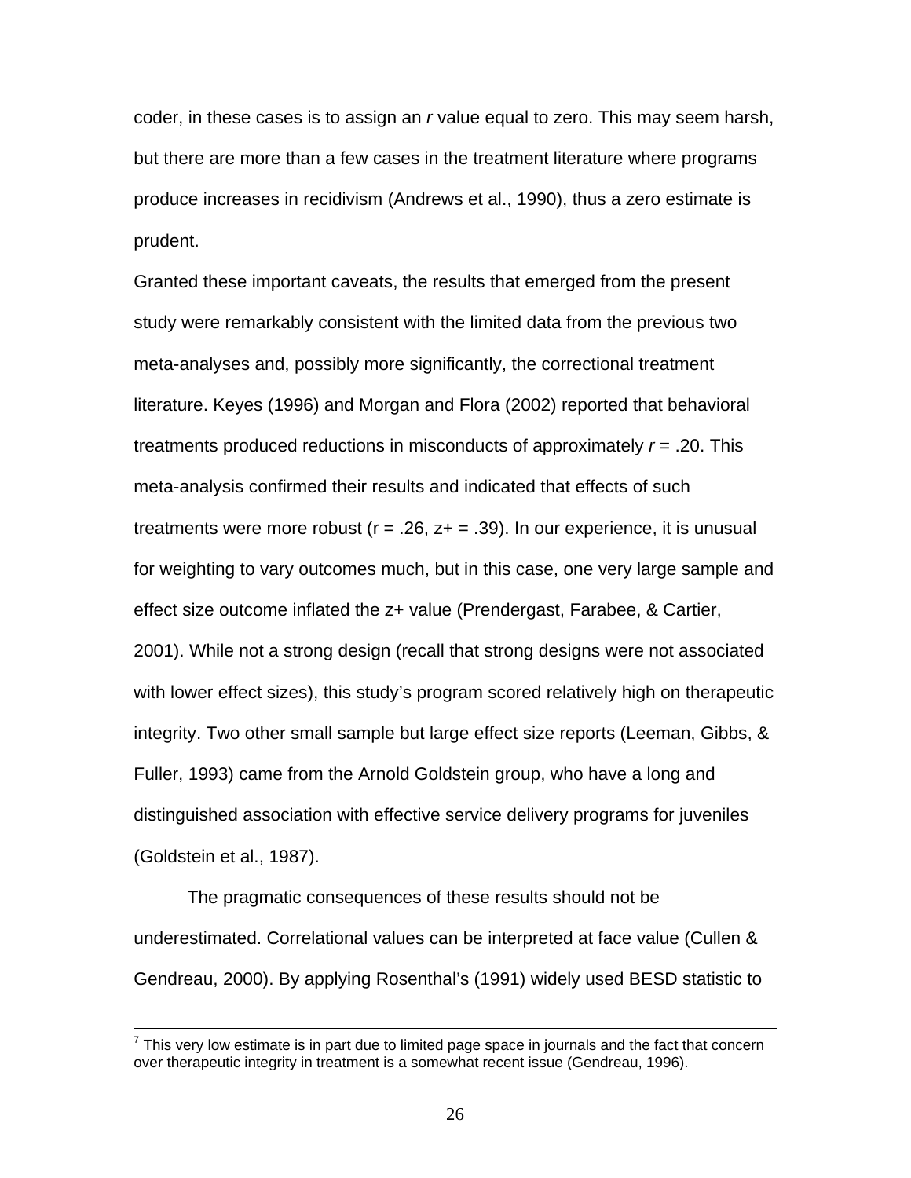coder, in these cases is to assign an *r* value equal to zero. This may seem harsh, but there are more than a few cases in the treatment literature where programs produce increases in recidivism (Andrews et al., 1990), thus a zero estimate is prudent.

Granted these important caveats, the results that emerged from the present study were remarkably consistent with the limited data from the previous two meta-analyses and, possibly more significantly, the correctional treatment literature. Keyes (1996) and Morgan and Flora (2002) reported that behavioral treatments produced reductions in misconducts of approximately $r = .20$. This meta-analysis confirmed their results and indicated that effects of such treatments were more robust ($r = .26$, $z+ = .39$). In our experience, it is unusual for weighting to vary outcomes much, but in this case, one very large sample and effect size outcome inflated the $z+$ value (Prendergast, Farabee, & Cartier, 2001). While not a strong design (recall that strong designs were not associated with lower effect sizes), this study's program scored relatively high on therapeutic integrity. Two other small sample but large effect size reports (Leeman, Gibbs, & Fuller, 1993) came from the Arnold Goldstein group, who have a long and distinguished association with effective service delivery programs for juveniles (Goldstein et al., 1987).

The pragmatic consequences of these results should not be underestimated. Correlational values can be interpreted at face value (Cullen & Gendreau, 2000). By applying Rosenthal's (1991) widely used BESD statistic to

[7] This very low estimate is in part due to limited page space in journals and the fact that concern over therapeutic integrity in treatment is a somewhat recent issue (Gendreau, 1996).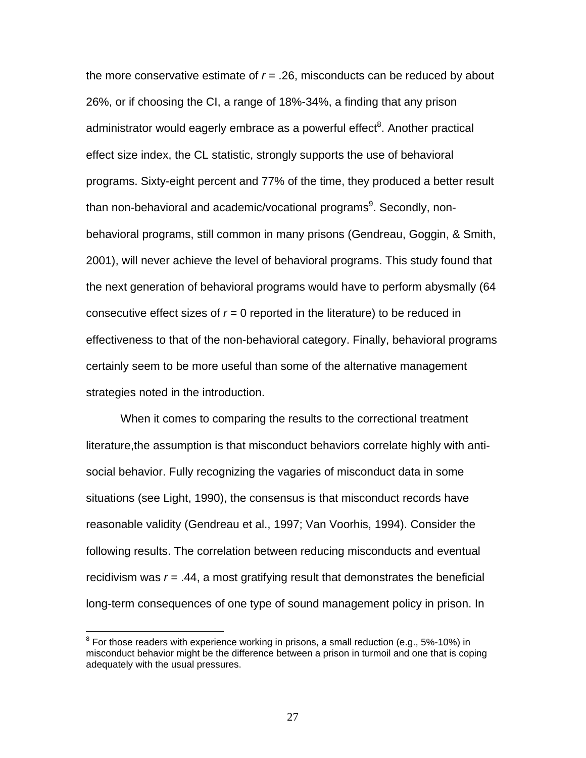the more conservative estimate of $r = .26$, misconducts can be reduced by about 26%, or if choosing the CI, a range of 18%-34%, a finding that any prison administrator would eagerly embrace as a powerful effect[8]. Another practical effect size index, the CL statistic, strongly supports the use of behavioral programs. Sixty-eight percent and 77% of the time, they produced a better result than non-behavioral and academic/vocational programs[9]. Secondly, non-behavioral programs, still common in many prisons (Gendreau, Goggin, & Smith, 2001), will never achieve the level of behavioral programs. This study found that the next generation of behavioral programs would have to perform abysmally (64 consecutive effect sizes of $r = 0$ reported in the literature) to be reduced in effectiveness to that of the non-behavioral category. Finally, behavioral programs certainly seem to be more useful than some of the alternative management strategies noted in the introduction.

When it comes to comparing the results to the correctional treatment literature,the assumption is that misconduct behaviors correlate highly with anti-social behavior. Fully recognizing the vagaries of misconduct data in some situations (see Light, 1990), the consensus is that misconduct records have reasonable validity (Gendreau et al., 1997; Van Voorhis, 1994). Consider the following results. The correlation between reducing misconducts and eventual recidivism was $r = .44$, a most gratifying result that demonstrates the beneficial long-term consequences of one type of sound management policy in prison. In

[8] For those readers with experience working in prisons, a small reduction (e.g., 5%-10%) in misconduct behavior might be the difference between a prison in turmoil and one that is coping adequately with the usual pressures.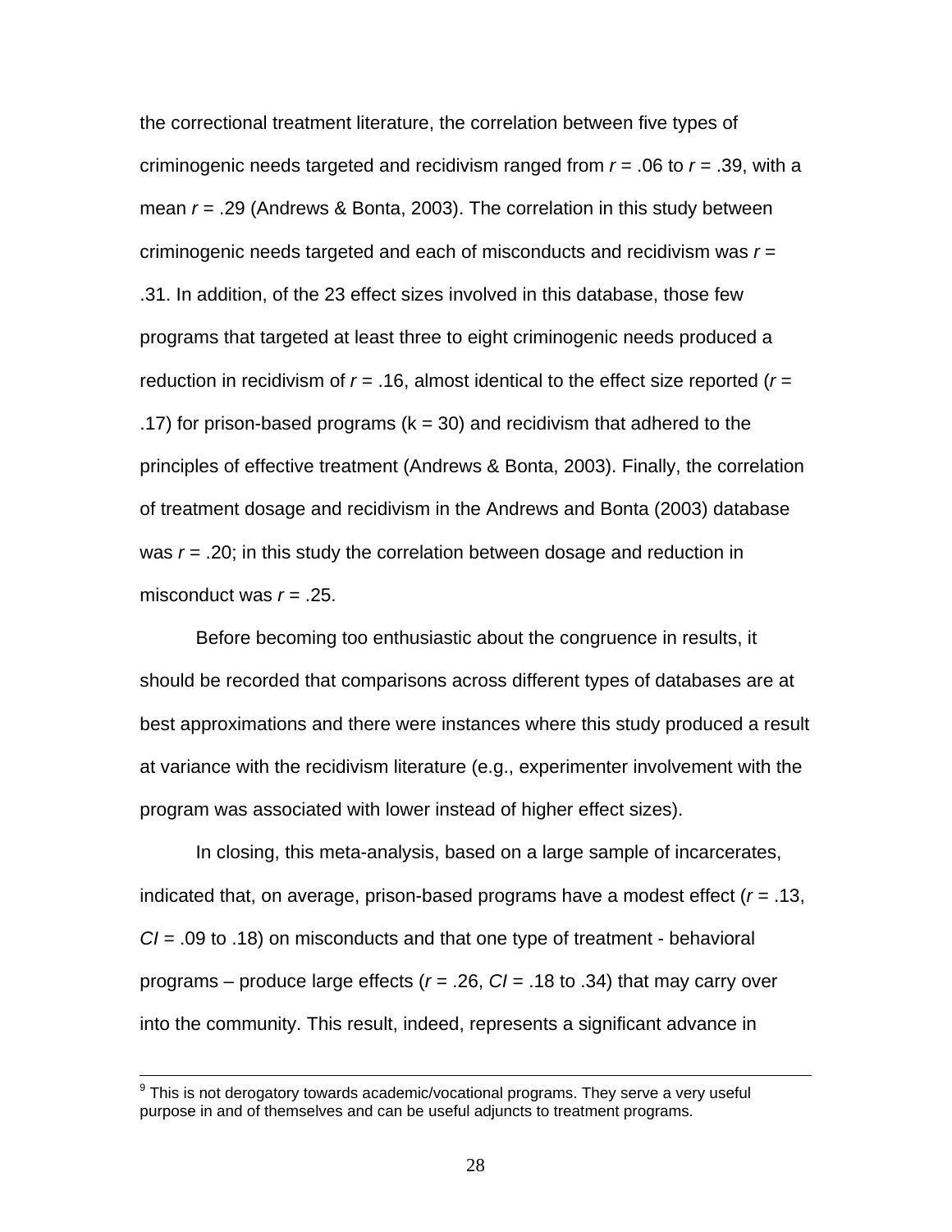the correctional treatment literature, the correlation between five types of criminogenic needs targeted and recidivism ranged from $r = .06$ to $r = .39$, with a mean $r = .29$ (Andrews & Bonta, 2003). The correlation in this study between criminogenic needs targeted and each of misconducts and recidivism was $r = .31$. In addition, of the 23 effect sizes involved in this database, those few programs that targeted at least three to eight criminogenic needs produced a reduction in recidivism of $r = .16$, almost identical to the effect size reported ($r = .17$) for prison-based programs (k = 30) and recidivism that adhered to the principles of effective treatment (Andrews & Bonta, 2003). Finally, the correlation of treatment dosage and recidivism in the Andrews and Bonta (2003) database was $r = .20$; in this study the correlation between dosage and reduction in misconduct was $r = .25$.

Before becoming too enthusiastic about the congruence in results, it should be recorded that comparisons across different types of databases are at best approximations and there were instances where this study produced a result at variance with the recidivism literature (e.g., experimenter involvement with the program was associated with lower instead of higher effect sizes).

In closing, this meta-analysis, based on a large sample of incarcerates, indicated that, on average, prison-based programs have a modest effect ($r = .13$, $CI = .09$ to $.18$) on misconducts and that one type of treatment - behavioral programs – produce large effects ($r = .26$, $CI = .18$ to $.34$) that may carry over into the community. This result, indeed, represents a significant advance in

---

[9] This is not derogatory towards academic/vocational programs. They serve a very useful purpose in and of themselves and can be useful adjuncts to treatment programs.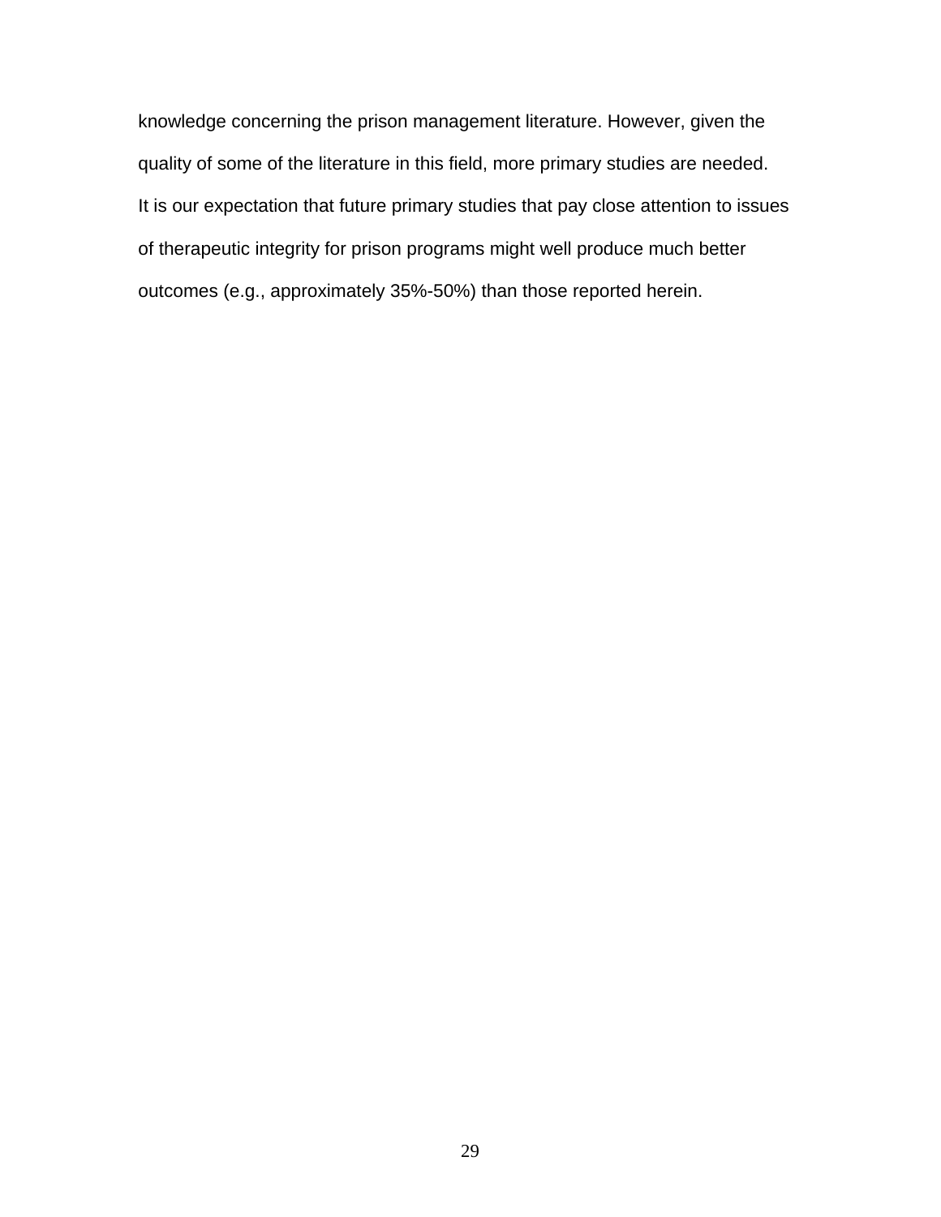knowledge concerning the prison management literature. However, given the quality of some of the literature in this field, more primary studies are needed. It is our expectation that future primary studies that pay close attention to issues of therapeutic integrity for prison programs might well produce much better outcomes (e.g., approximately 35%-50%) than those reported herein.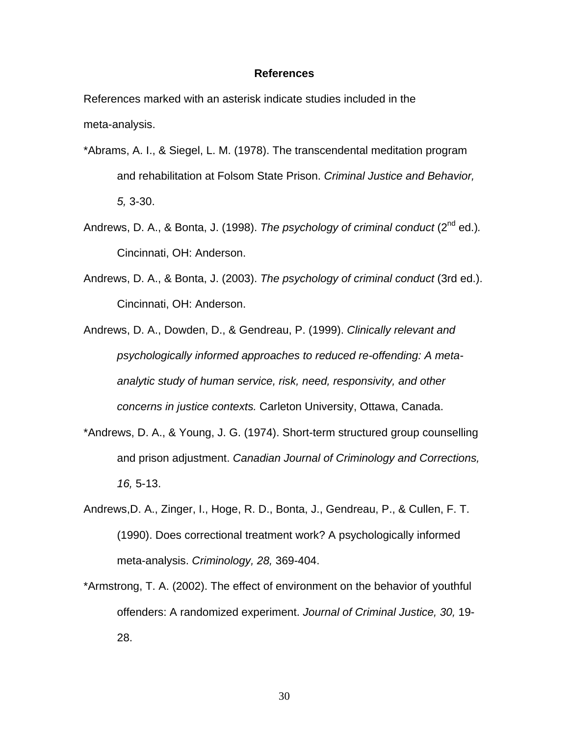## References

References marked with an asterisk indicate studies included in the meta-analysis.

*Abrams, A. I., & Siegel, L. M. (1978). The transcendental meditation program and rehabilitation at Folsom State Prison. *Criminal Justice and Behavior, 5,* 3-30.

Andrews, D. A., & Bonta, J. (1998). *The psychology of criminal conduct* (2nd ed.). Cincinnati, OH: Anderson.

Andrews, D. A., & Bonta, J. (2003). *The psychology of criminal conduct* (3rd ed.). Cincinnati, OH: Anderson.

Andrews, D. A., Dowden, D., & Gendreau, P. (1999). *Clinically relevant and psychologically informed approaches to reduced re-offending: A meta-analytic study of human service, risk, need, responsivity, and other concerns in justice contexts.* Carleton University, Ottawa, Canada.

*Andrews, D. A., & Young, J. G. (1974). Short-term structured group counselling and prison adjustment. *Canadian Journal of Criminology and Corrections, 16,* 5-13.

Andrews,D. A., Zinger, I., Hoge, R. D., Bonta, J., Gendreau, P., & Cullen, F. T. (1990). Does correctional treatment work? A psychologically informed meta-analysis. *Criminology, 28,* 369-404.

*Armstrong, T. A. (2002). The effect of environment on the behavior of youthful offenders: A randomized experiment. *Journal of Criminal Justice, 30,* 19-28.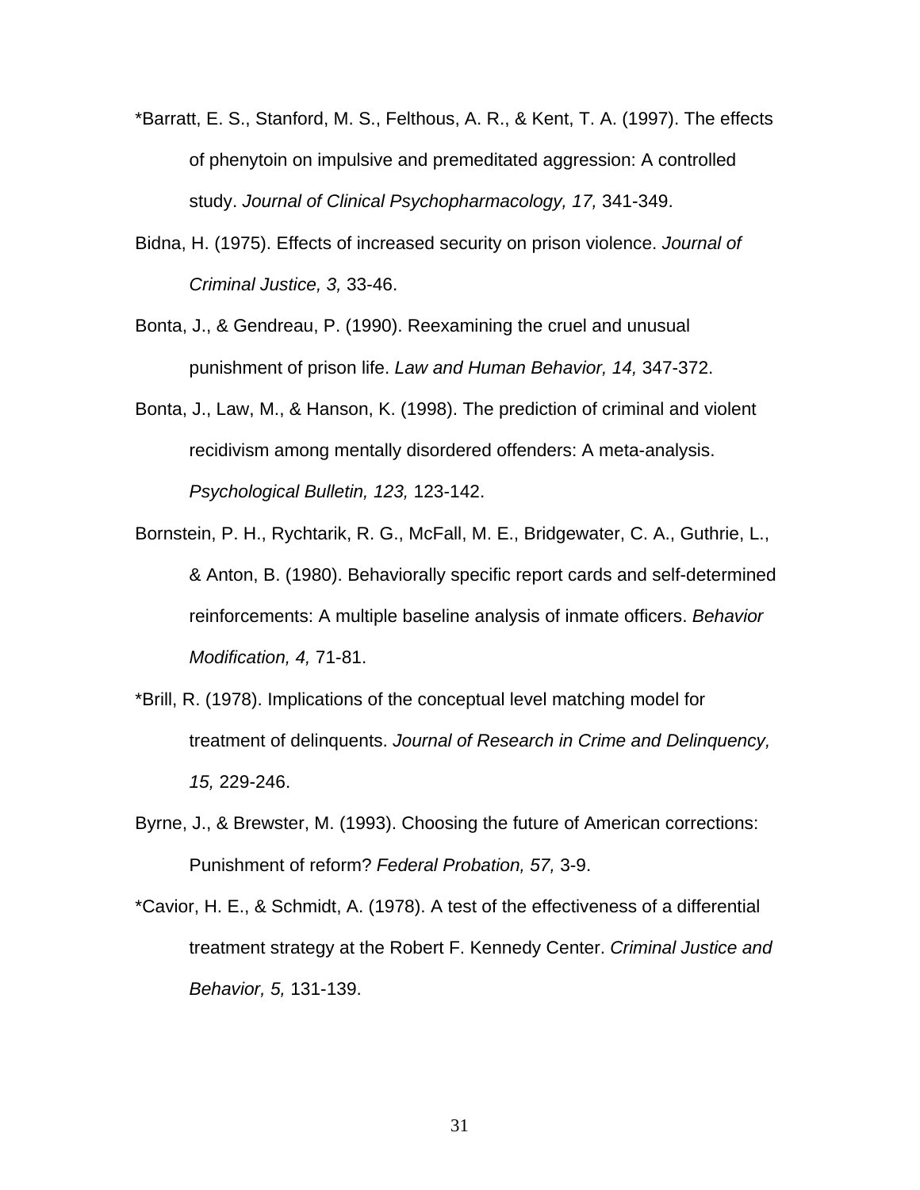*Barratt, E. S., Stanford, M. S., Felthous, A. R., & Kent, T. A. (1997). The effects of phenytoin on impulsive and premeditated aggression: A controlled study. *Journal of Clinical Psychopharmacology, 17,* 341-349.

Bidna, H. (1975). Effects of increased security on prison violence. *Journal of Criminal Justice, 3,* 33-46.

Bonta, J., & Gendreau, P. (1990). Reexamining the cruel and unusual punishment of prison life. *Law and Human Behavior, 14,* 347-372.

Bonta, J., Law, M., & Hanson, K. (1998). The prediction of criminal and violent recidivism among mentally disordered offenders: A meta-analysis. *Psychological Bulletin, 123,* 123-142.

Bornstein, P. H., Rychtarik, R. G., McFall, M. E., Bridgewater, C. A., Guthrie, L., & Anton, B. (1980). Behaviorally specific report cards and self-determined reinforcements: A multiple baseline analysis of inmate officers. *Behavior Modification, 4,* 71-81.

*Brill, R. (1978). Implications of the conceptual level matching model for treatment of delinquents. *Journal of Research in Crime and Delinquency, 15,* 229-246.

Byrne, J., & Brewster, M. (1993). Choosing the future of American corrections: Punishment of reform? *Federal Probation, 57,* 3-9.

*Cavior, H. E., & Schmidt, A. (1978). A test of the effectiveness of a differential treatment strategy at the Robert F. Kennedy Center. *Criminal Justice and Behavior, 5,* 131-139.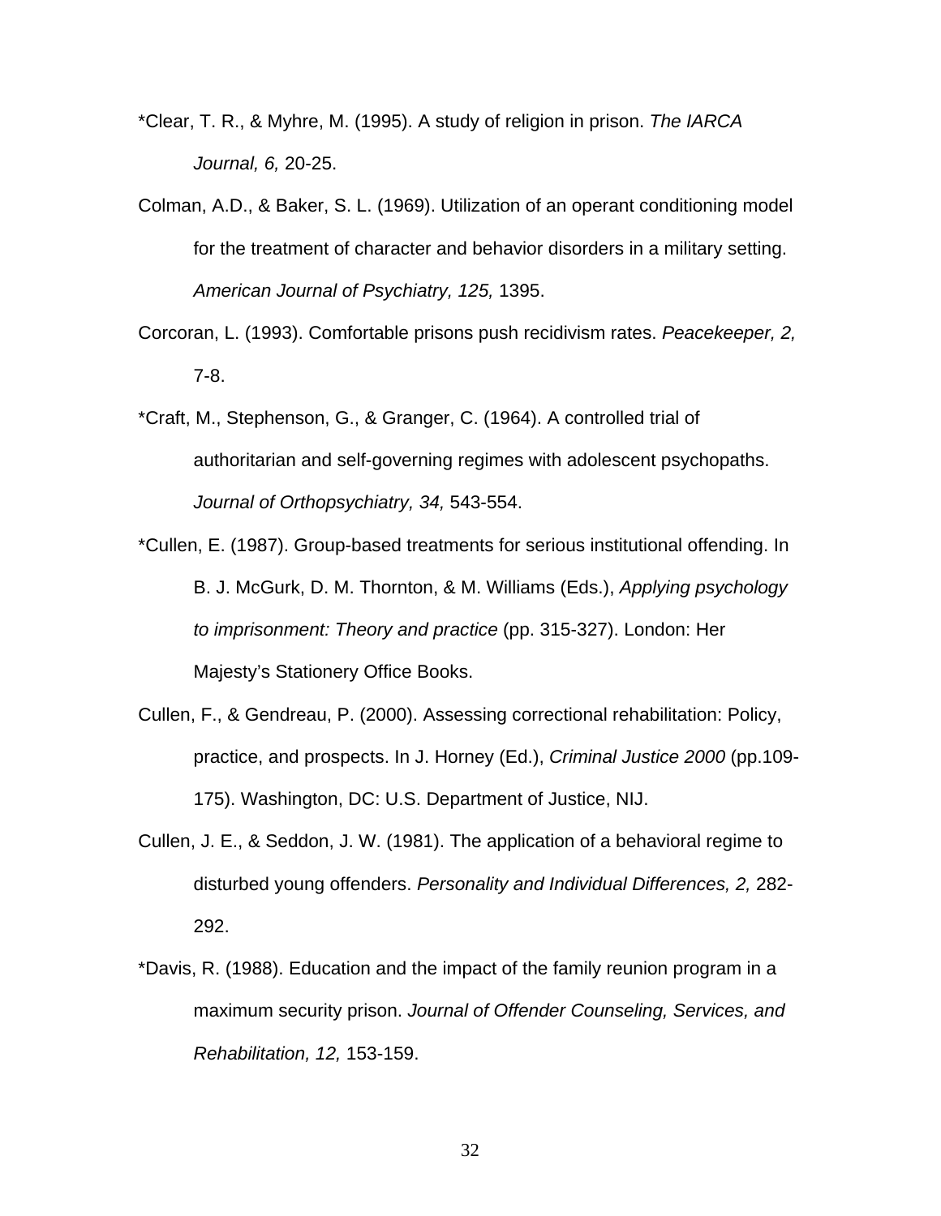*Clear, T. R., & Myhre, M. (1995). A study of religion in prison. *The IARCA Journal, 6,* 20-25.

Colman, A.D., & Baker, S. L. (1969). Utilization of an operant conditioning model for the treatment of character and behavior disorders in a military setting. *American Journal of Psychiatry, 125,* 1395.

Corcoran, L. (1993). Comfortable prisons push recidivism rates. *Peacekeeper, 2,* 7-8.

*Craft, M., Stephenson, G., & Granger, C. (1964). A controlled trial of authoritarian and self-governing regimes with adolescent psychopaths. *Journal of Orthopsychiatry, 34,* 543-554.

*Cullen, E. (1987). Group-based treatments for serious institutional offending. In B. J. McGurk, D. M. Thornton, & M. Williams (Eds.), *Applying psychology to imprisonment: Theory and practice* (pp. 315-327). London: Her Majesty's Stationery Office Books.

Cullen, F., & Gendreau, P. (2000). Assessing correctional rehabilitation: Policy, practice, and prospects. In J. Horney (Ed.), *Criminal Justice 2000* (pp.109-175). Washington, DC: U.S. Department of Justice, NIJ.

Cullen, J. E., & Seddon, J. W. (1981). The application of a behavioral regime to disturbed young offenders. *Personality and Individual Differences, 2,* 282-292.

*Davis, R. (1988). Education and the impact of the family reunion program in a maximum security prison. *Journal of Offender Counseling, Services, and Rehabilitation, 12,* 153-159.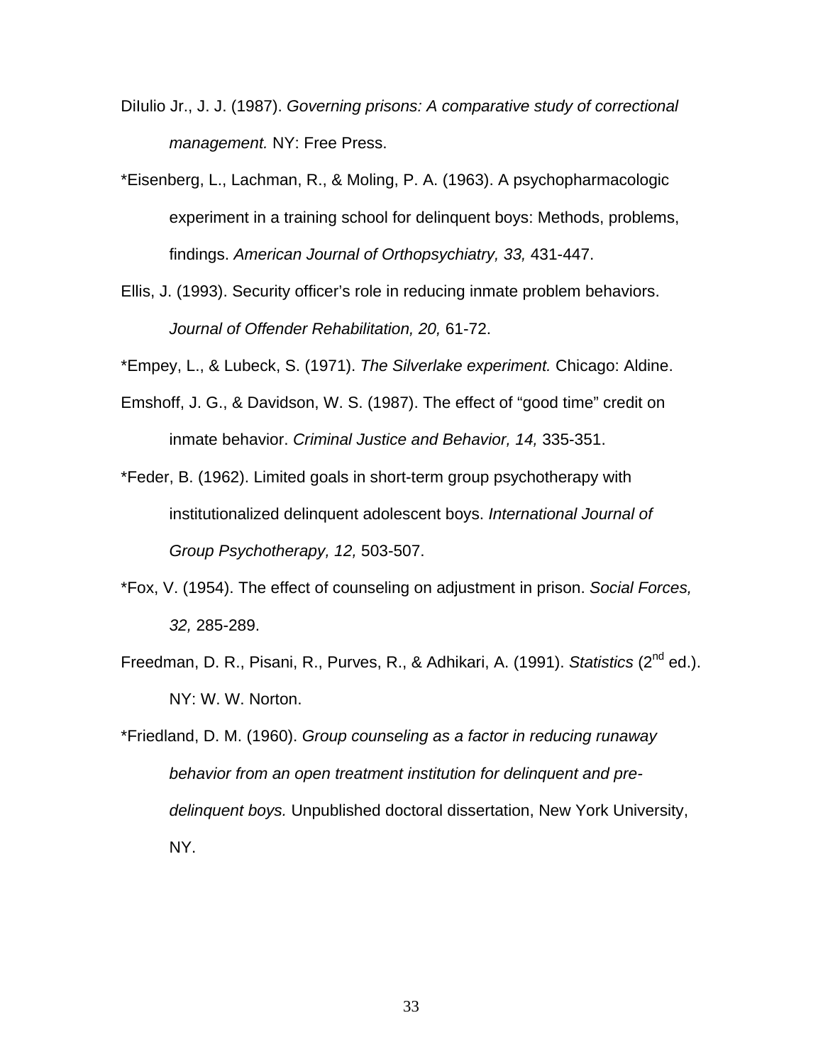DiIulio Jr., J. J. (1987). *Governing prisons: A comparative study of correctional management.* NY: Free Press.

*Eisenberg, L., Lachman, R., & Moling, P. A. (1963). A psychopharmacologic experiment in a training school for delinquent boys: Methods, problems, findings. *American Journal of Orthopsychiatry, 33,* 431-447.

Ellis, J. (1993). Security officer's role in reducing inmate problem behaviors. *Journal of Offender Rehabilitation, 20,* 61-72.

*Empey, L., & Lubeck, S. (1971). *The Silverlake experiment.* Chicago: Aldine.

Emshoff, J. G., & Davidson, W. S. (1987). The effect of "good time" credit on inmate behavior. *Criminal Justice and Behavior, 14,* 335-351.

*Feder, B. (1962). Limited goals in short-term group psychotherapy with institutionalized delinquent adolescent boys. *International Journal of Group Psychotherapy, 12,* 503-507.

*Fox, V. (1954). The effect of counseling on adjustment in prison. *Social Forces, 32,* 285-289.

Freedman, D. R., Pisani, R., Purves, R., & Adhikari, A. (1991). *Statistics* (2nd ed.). NY: W. W. Norton.

*Friedland, D. M. (1960). *Group counseling as a factor in reducing runaway behavior from an open treatment institution for delinquent and pre-delinquent boys.* Unpublished doctoral dissertation, New York University, NY.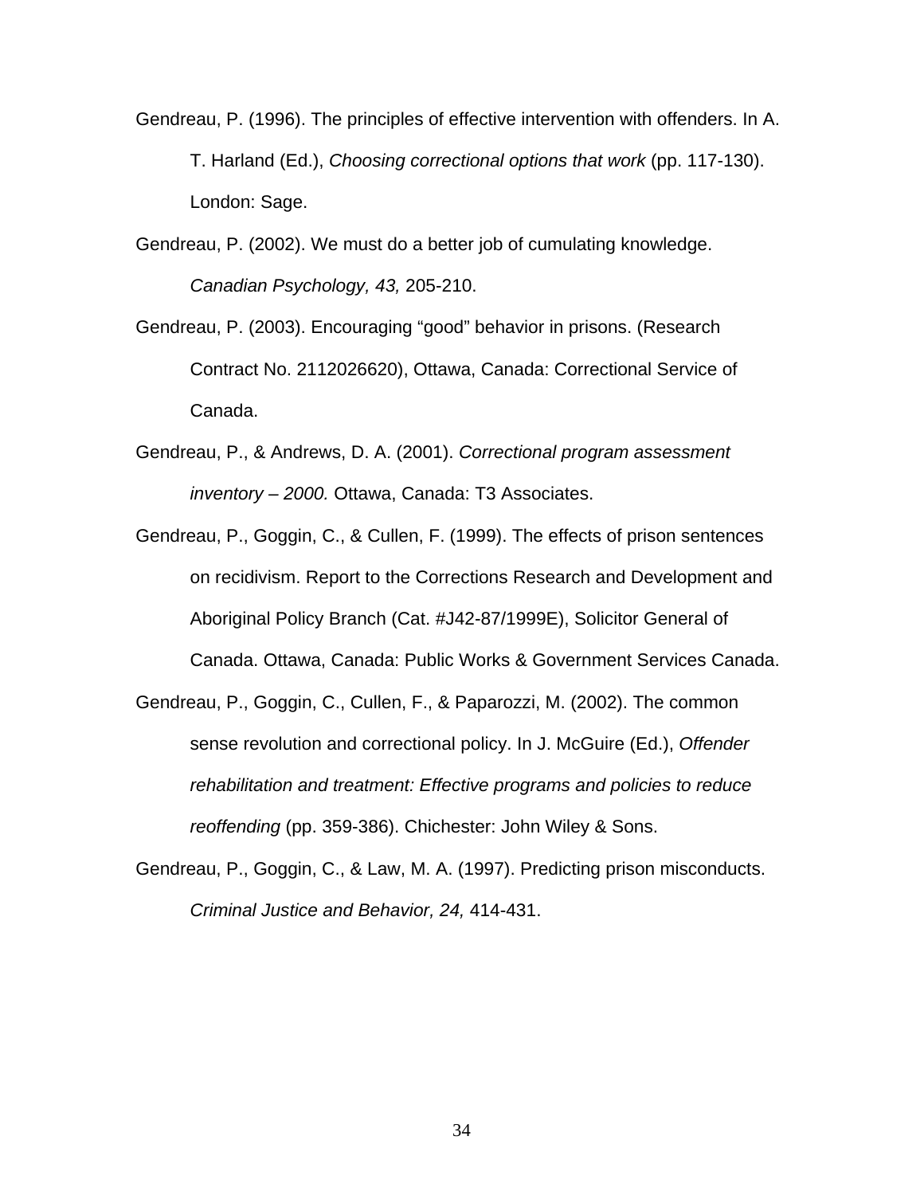Gendreau, P. (1996). The principles of effective intervention with offenders. In A. T. Harland (Ed.), *Choosing correctional options that work* (pp. 117-130). London: Sage.

Gendreau, P. (2002). We must do a better job of cumulating knowledge. *Canadian Psychology, 43,* 205-210.

Gendreau, P. (2003). Encouraging "good" behavior in prisons. (Research Contract No. 2112026620), Ottawa, Canada: Correctional Service of Canada.

Gendreau, P., & Andrews, D. A. (2001). *Correctional program assessment inventory – 2000.* Ottawa, Canada: T3 Associates.

Gendreau, P., Goggin, C., & Cullen, F. (1999). The effects of prison sentences on recidivism. Report to the Corrections Research and Development and Aboriginal Policy Branch (Cat. #J42-87/1999E), Solicitor General of Canada. Ottawa, Canada: Public Works & Government Services Canada.

Gendreau, P., Goggin, C., Cullen, F., & Paparozzi, M. (2002). The common sense revolution and correctional policy. In J. McGuire (Ed.), *Offender rehabilitation and treatment: Effective programs and policies to reduce reoffending* (pp. 359-386). Chichester: John Wiley & Sons.

Gendreau, P., Goggin, C., & Law, M. A. (1997). Predicting prison misconducts. *Criminal Justice and Behavior, 24,* 414-431.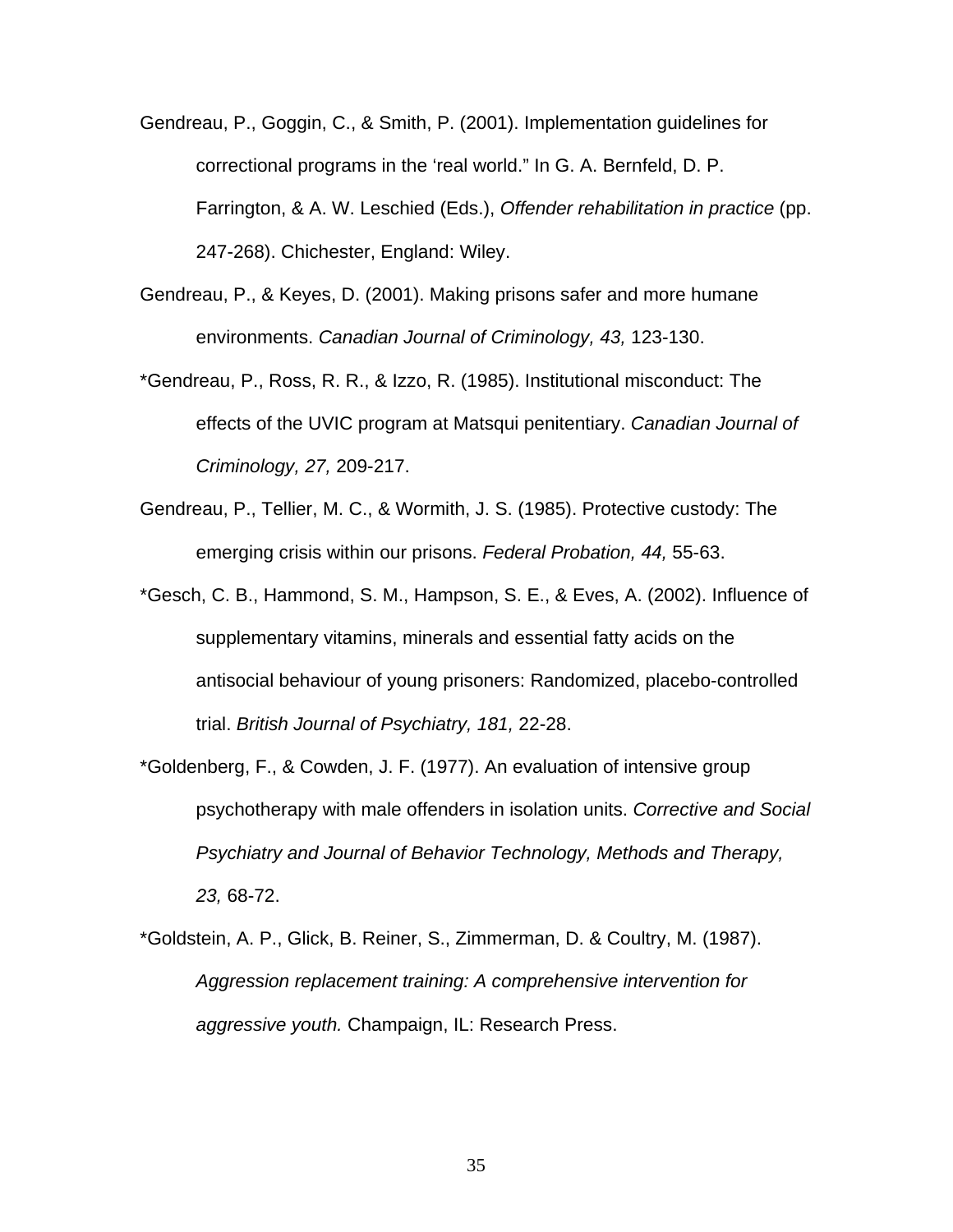Gendreau, P., Goggin, C., & Smith, P. (2001). Implementation guidelines for correctional programs in the ‘real world.” In G. A. Bernfeld, D. P. Farrington, & A. W. Leschied (Eds.), *Offender rehabilitation in practice* (pp. 247-268). Chichester, England: Wiley.

Gendreau, P., & Keyes, D. (2001). Making prisons safer and more humane environments. *Canadian Journal of Criminology, 43,* 123-130.

*Gendreau, P., Ross, R. R., & Izzo, R. (1985). Institutional misconduct: The effects of the UVIC program at Matsqui penitentiary. *Canadian Journal of Criminology, 27,* 209-217.

Gendreau, P., Tellier, M. C., & Wormith, J. S. (1985). Protective custody: The emerging crisis within our prisons. *Federal Probation, 44,* 55-63.

*Gesch, C. B., Hammond, S. M., Hampson, S. E., & Eves, A. (2002). Influence of supplementary vitamins, minerals and essential fatty acids on the antisocial behaviour of young prisoners: Randomized, placebo-controlled trial. *British Journal of Psychiatry, 181,* 22-28.

*Goldenberg, F., & Cowden, J. F. (1977). An evaluation of intensive group psychotherapy with male offenders in isolation units. *Corrective and Social Psychiatry and Journal of Behavior Technology, Methods and Therapy, 23,* 68-72.

*Goldstein, A. P., Glick, B. Reiner, S., Zimmerman, D. & Coultry, M. (1987). *Aggression replacement training: A comprehensive intervention for aggressive youth.* Champaign, IL: Research Press.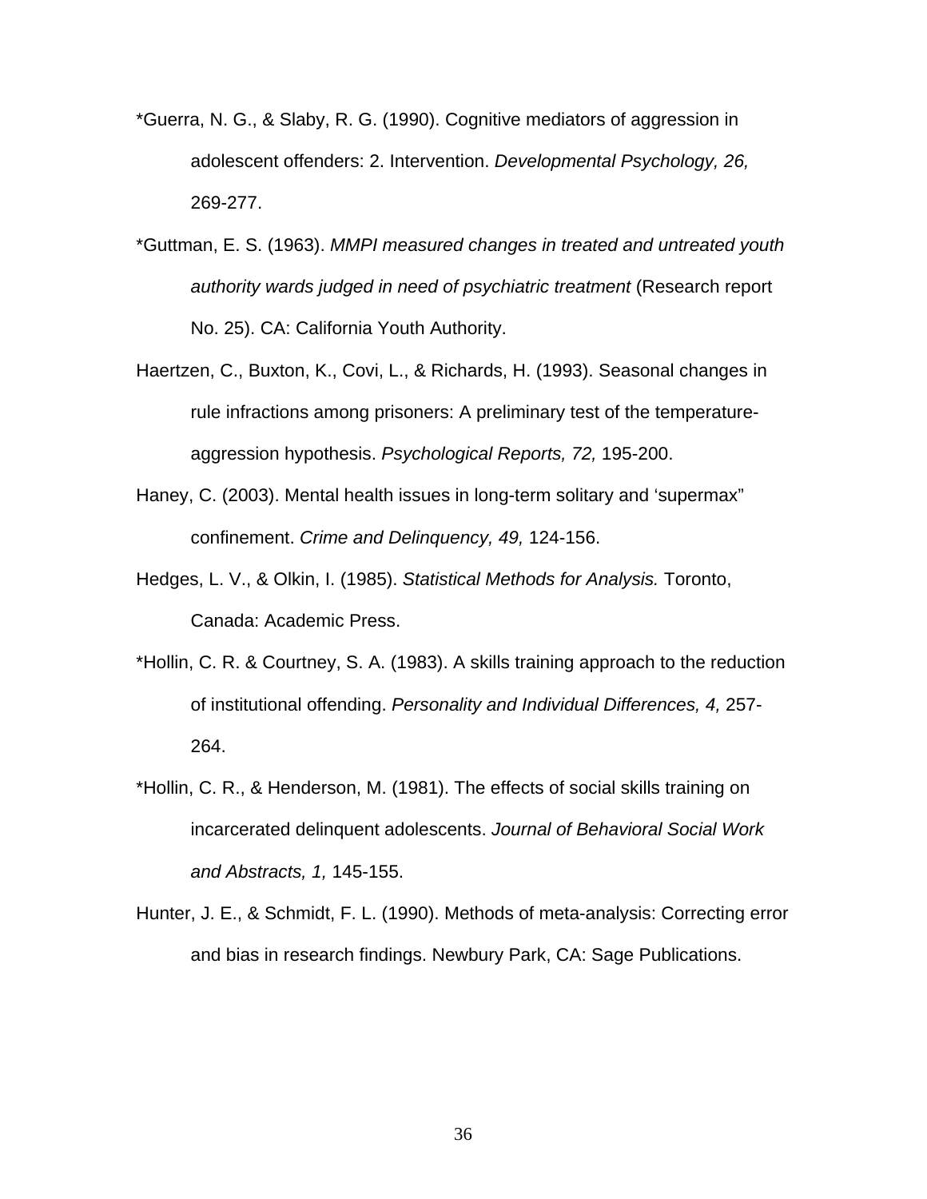*Guerra, N. G., & Slaby, R. G. (1990). Cognitive mediators of aggression in adolescent offenders: 2. Intervention. *Developmental Psychology, 26,* 269-277.

*Guttman, E. S. (1963). *MMPI measured changes in treated and untreated youth authority wards judged in need of psychiatric treatment* (Research report No. 25). CA: California Youth Authority.

Haertzen, C., Buxton, K., Covi, L., & Richards, H. (1993). Seasonal changes in rule infractions among prisoners: A preliminary test of the temperature-aggression hypothesis. *Psychological Reports, 72,* 195-200.

Haney, C. (2003). Mental health issues in long-term solitary and 'supermax" confinement. *Crime and Delinquency, 49,* 124-156.

Hedges, L. V., & Olkin, I. (1985). *Statistical Methods for Analysis.* Toronto, Canada: Academic Press.

*Hollin, C. R. & Courtney, S. A. (1983). A skills training approach to the reduction of institutional offending. *Personality and Individual Differences, 4,* 257-264.

*Hollin, C. R., & Henderson, M. (1981). The effects of social skills training on incarcerated delinquent adolescents. *Journal of Behavioral Social Work and Abstracts, 1,* 145-155.

Hunter, J. E., & Schmidt, F. L. (1990). Methods of meta-analysis: Correcting error and bias in research findings. Newbury Park, CA: Sage Publications.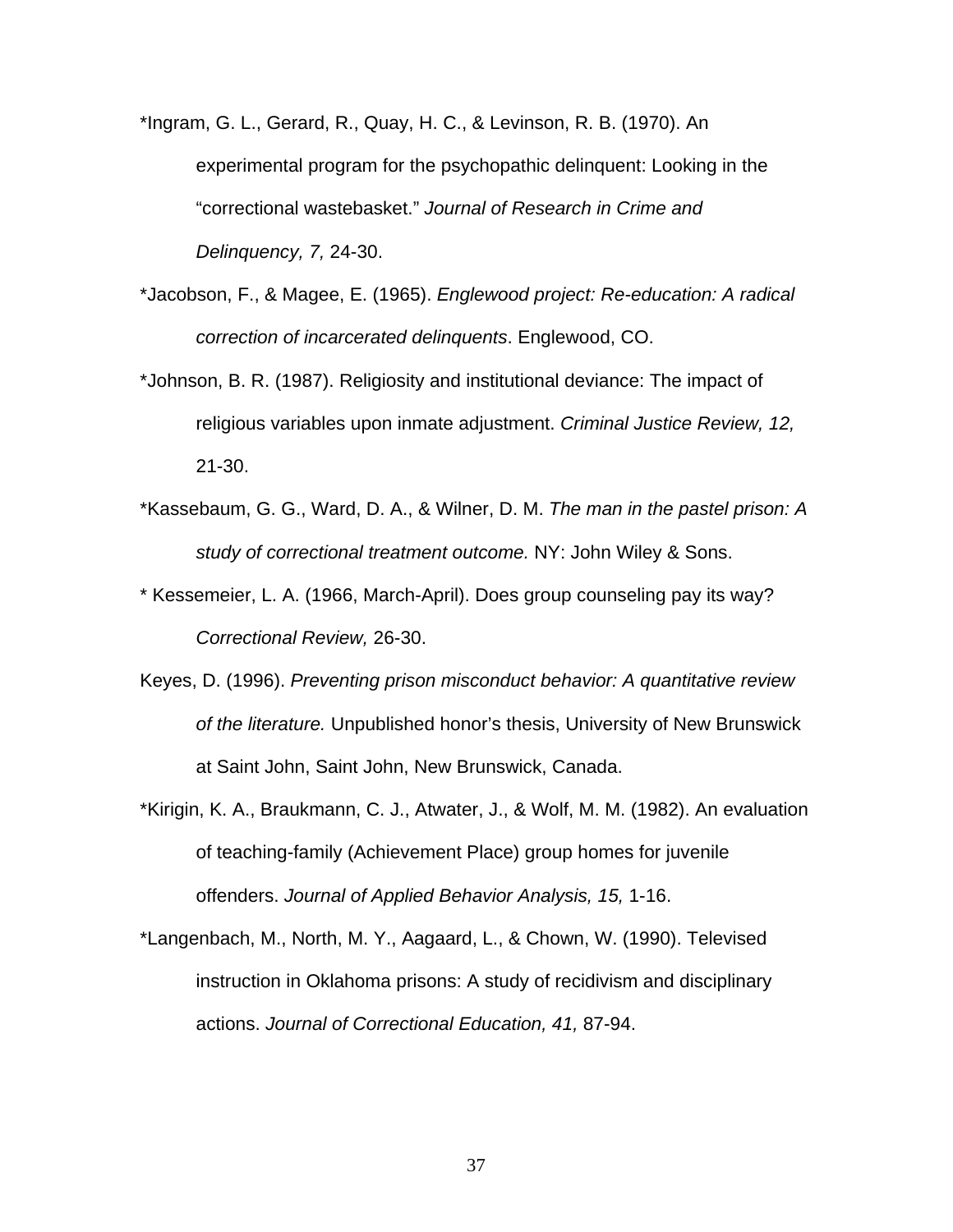*Ingram, G. L., Gerard, R., Quay, H. C., & Levinson, R. B. (1970). An experimental program for the psychopathic delinquent: Looking in the "correctional wastebasket." *Journal of Research in Crime and Delinquency, 7,* 24-30.

*Jacobson, F., & Magee, E. (1965). *Englewood project: Re-education: A radical correction of incarcerated delinquents*. Englewood, CO.

*Johnson, B. R. (1987). Religiosity and institutional deviance: The impact of religious variables upon inmate adjustment. *Criminal Justice Review, 12,* 21-30.

*Kassebaum, G. G., Ward, D. A., & Wilner, D. M. *The man in the pastel prison: A study of correctional treatment outcome.* NY: John Wiley & Sons.

* Kessemeier, L. A. (1966, March-April). Does group counseling pay its way? *Correctional Review,* 26-30.

Keyes, D. (1996). *Preventing prison misconduct behavior: A quantitative review of the literature.* Unpublished honor's thesis, University of New Brunswick at Saint John, Saint John, New Brunswick, Canada.

*Kirigin, K. A., Braukmann, C. J., Atwater, J., & Wolf, M. M. (1982). An evaluation of teaching-family (Achievement Place) group homes for juvenile offenders. *Journal of Applied Behavior Analysis, 15,* 1-16.

*Langenbach, M., North, M. Y., Aagaard, L., & Chown, W. (1990). Televised instruction in Oklahoma prisons: A study of recidivism and disciplinary actions. *Journal of Correctional Education, 41,* 87-94.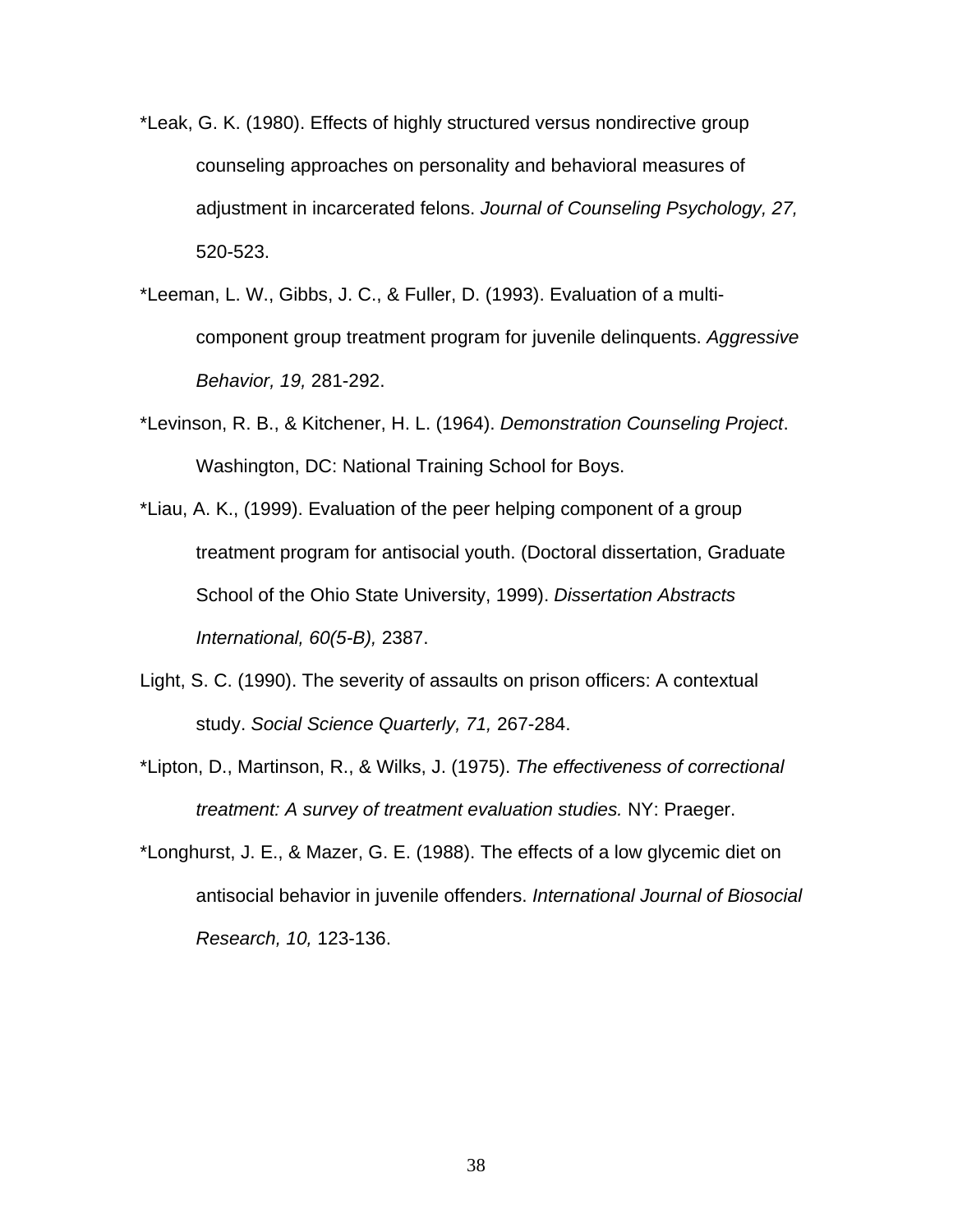*Leak, G. K. (1980). Effects of highly structured versus nondirective group counseling approaches on personality and behavioral measures of adjustment in incarcerated felons. *Journal of Counseling Psychology, 27,* 520-523.

*Leeman, L. W., Gibbs, J. C., & Fuller, D. (1993). Evaluation of a multi-component group treatment program for juvenile delinquents. *Aggressive Behavior, 19,* 281-292.

*Levinson, R. B., & Kitchener, H. L. (1964). *Demonstration Counseling Project*. Washington, DC: National Training School for Boys.

*Liau, A. K., (1999). Evaluation of the peer helping component of a group treatment program for antisocial youth. (Doctoral dissertation, Graduate School of the Ohio State University, 1999). *Dissertation Abstracts International, 60(5-B),* 2387.

Light, S. C. (1990). The severity of assaults on prison officers: A contextual study. *Social Science Quarterly, 71,* 267-284.

*Lipton, D., Martinson, R., & Wilks, J. (1975). *The effectiveness of correctional treatment: A survey of treatment evaluation studies.* NY: Praeger.

*Longhurst, J. E., & Mazer, G. E. (1988). The effects of a low glycemic diet on antisocial behavior in juvenile offenders. *International Journal of Biosocial Research, 10,* 123-136.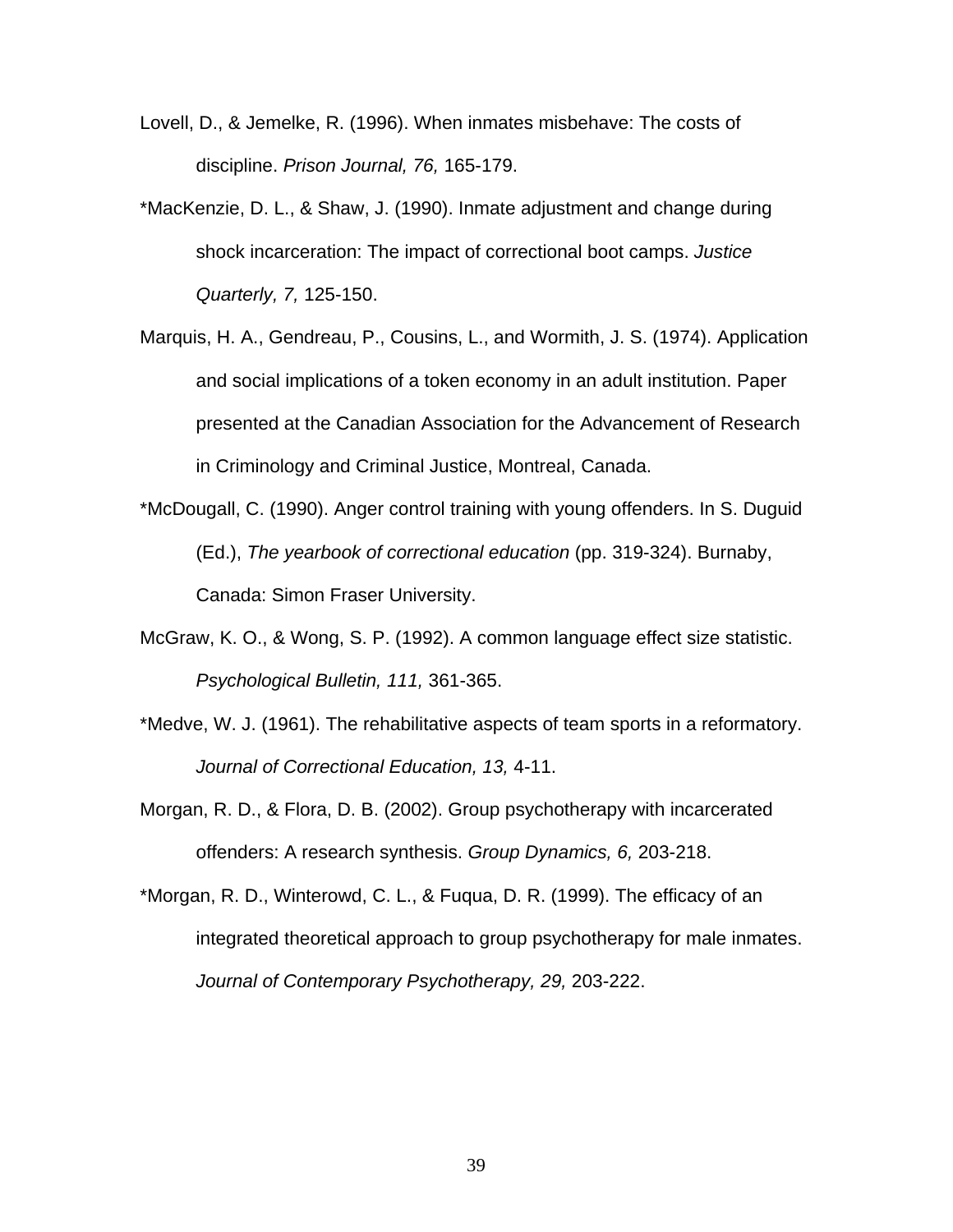Lovell, D., & Jemelke, R. (1996). When inmates misbehave: The costs of discipline. *Prison Journal, 76,* 165-179.

*MacKenzie, D. L., & Shaw, J. (1990). Inmate adjustment and change during shock incarceration: The impact of correctional boot camps. *Justice Quarterly, 7,* 125-150.

Marquis, H. A., Gendreau, P., Cousins, L., and Wormith, J. S. (1974). Application and social implications of a token economy in an adult institution. Paper presented at the Canadian Association for the Advancement of Research in Criminology and Criminal Justice, Montreal, Canada.

*McDougall, C. (1990). Anger control training with young offenders. In S. Duguid (Ed.), *The yearbook of correctional education* (pp. 319-324). Burnaby, Canada: Simon Fraser University.

McGraw, K. O., & Wong, S. P. (1992). A common language effect size statistic. *Psychological Bulletin, 111,* 361-365.

*Medve, W. J. (1961). The rehabilitative aspects of team sports in a reformatory. *Journal of Correctional Education, 13,* 4-11.

Morgan, R. D., & Flora, D. B. (2002). Group psychotherapy with incarcerated offenders: A research synthesis. *Group Dynamics, 6,* 203-218.

*Morgan, R. D., Winterowd, C. L., & Fuqua, D. R. (1999). The efficacy of an integrated theoretical approach to group psychotherapy for male inmates. *Journal of Contemporary Psychotherapy, 29,* 203-222.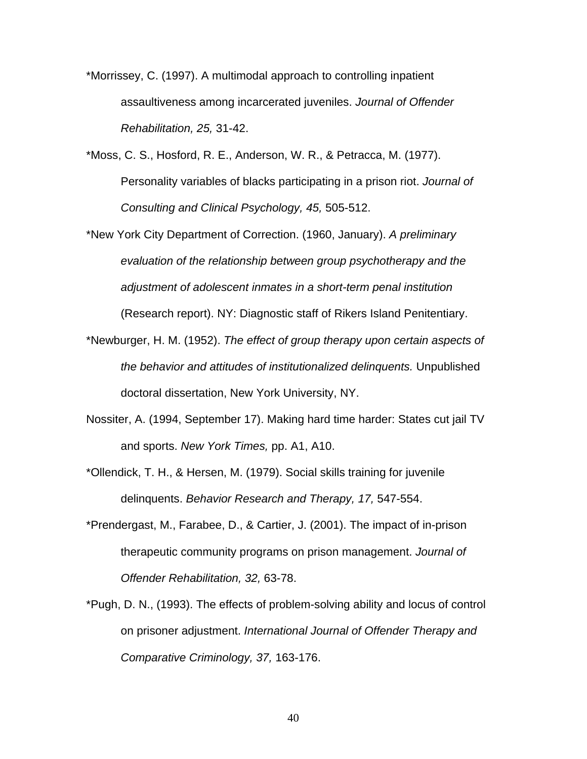*Morrissey, C. (1997). A multimodal approach to controlling inpatient assaultiveness among incarcerated juveniles. *Journal of Offender Rehabilitation, 25,* 31-42.

*Moss, C. S., Hosford, R. E., Anderson, W. R., & Petracca, M. (1977). Personality variables of blacks participating in a prison riot. *Journal of Consulting and Clinical Psychology, 45,* 505-512.

*New York City Department of Correction. (1960, January). *A preliminary evaluation of the relationship between group psychotherapy and the adjustment of adolescent inmates in a short-term penal institution* (Research report). NY: Diagnostic staff of Rikers Island Penitentiary.

*Newburger, H. M. (1952). *The effect of group therapy upon certain aspects of the behavior and attitudes of institutionalized delinquents.* Unpublished doctoral dissertation, New York University, NY.

Nossiter, A. (1994, September 17). Making hard time harder: States cut jail TV and sports. *New York Times,* pp. A1, A10.

*Ollendick, T. H., & Hersen, M. (1979). Social skills training for juvenile delinquents. *Behavior Research and Therapy, 17,* 547-554.

*Prendergast, M., Farabee, D., & Cartier, J. (2001). The impact of in-prison therapeutic community programs on prison management. *Journal of Offender Rehabilitation, 32,* 63-78.

*Pugh, D. N., (1993). The effects of problem-solving ability and locus of control on prisoner adjustment. *International Journal of Offender Therapy and Comparative Criminology, 37,* 163-176.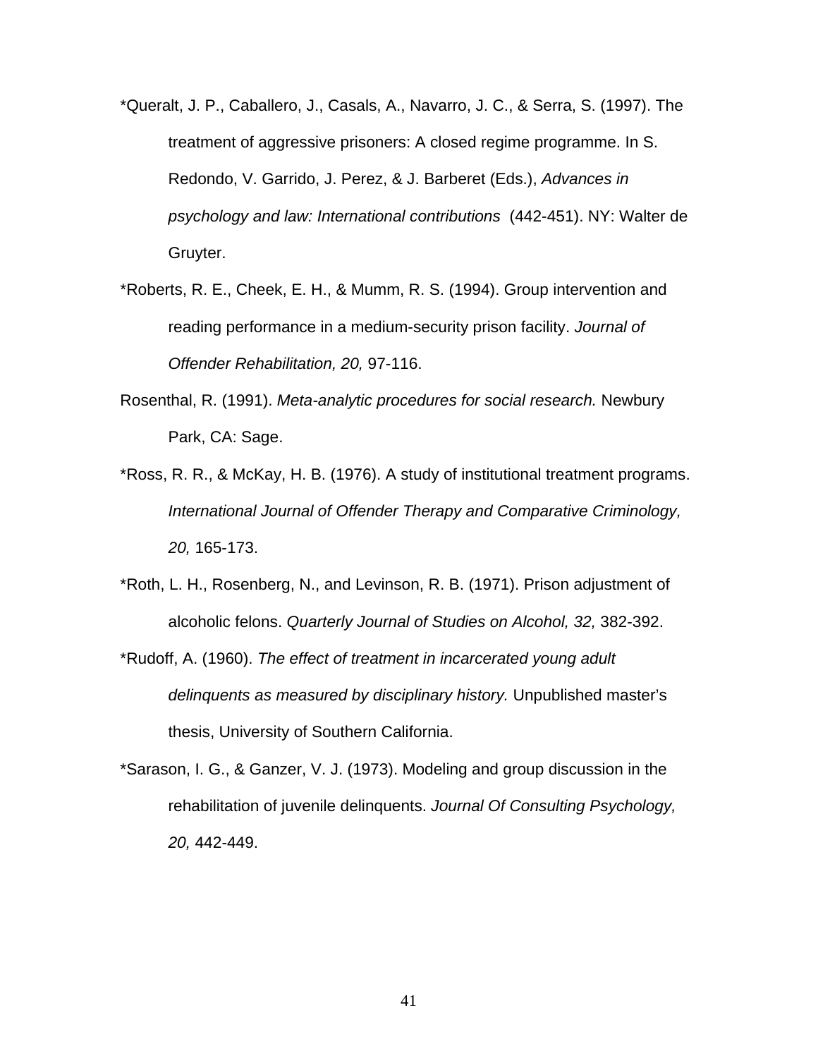*Queralt, J. P., Caballero, J., Casals, A., Navarro, J. C., & Serra, S. (1997). The treatment of aggressive prisoners: A closed regime programme. In S. Redondo, V. Garrido, J. Perez, & J. Barberet (Eds.), *Advances in psychology and law: International contributions* (442-451). NY: Walter de Gruyter.

*Roberts, R. E., Cheek, E. H., & Mumm, R. S. (1994). Group intervention and reading performance in a medium-security prison facility. *Journal of Offender Rehabilitation, 20,* 97-116.

Rosenthal, R. (1991). *Meta-analytic procedures for social research.* Newbury Park, CA: Sage.

*Ross, R. R., & McKay, H. B. (1976). A study of institutional treatment programs. *International Journal of Offender Therapy and Comparative Criminology, 20,* 165-173.

*Roth, L. H., Rosenberg, N., and Levinson, R. B. (1971). Prison adjustment of alcoholic felons. *Quarterly Journal of Studies on Alcohol, 32,* 382-392.

*Rudoff, A. (1960). *The effect of treatment in incarcerated young adult delinquents as measured by disciplinary history.* Unpublished master's thesis, University of Southern California.

*Sarason, I. G., & Ganzer, V. J. (1973). Modeling and group discussion in the rehabilitation of juvenile delinquents. *Journal Of Consulting Psychology, 20,* 442-449.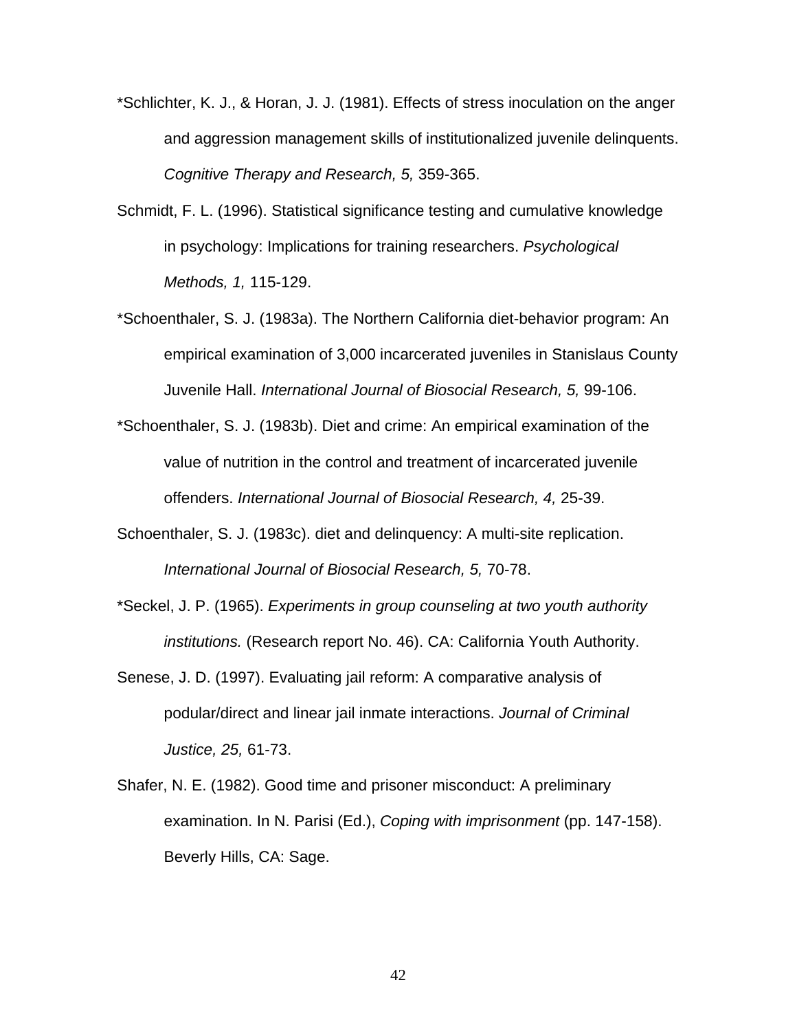*Schlichter, K. J., & Horan, J. J. (1981). Effects of stress inoculation on the anger and aggression management skills of institutionalized juvenile delinquents. *Cognitive Therapy and Research, 5,* 359-365.

Schmidt, F. L. (1996). Statistical significance testing and cumulative knowledge in psychology: Implications for training researchers. *Psychological Methods, 1,* 115-129.

*Schoenthaler, S. J. (1983a). The Northern California diet-behavior program: An empirical examination of 3,000 incarcerated juveniles in Stanislaus County Juvenile Hall. *International Journal of Biosocial Research, 5,* 99-106.

*Schoenthaler, S. J. (1983b). Diet and crime: An empirical examination of the value of nutrition in the control and treatment of incarcerated juvenile offenders. *International Journal of Biosocial Research, 4,* 25-39.

Schoenthaler, S. J. (1983c). diet and delinquency: A multi-site replication. *International Journal of Biosocial Research, 5,* 70-78.

*Seckel, J. P. (1965). *Experiments in group counseling at two youth authority institutions.* (Research report No. 46). CA: California Youth Authority.

Senese, J. D. (1997). Evaluating jail reform: A comparative analysis of podular/direct and linear jail inmate interactions. *Journal of Criminal Justice, 25,* 61-73.

Shafer, N. E. (1982). Good time and prisoner misconduct: A preliminary examination. In N. Parisi (Ed.), *Coping with imprisonment* (pp. 147-158). Beverly Hills, CA: Sage.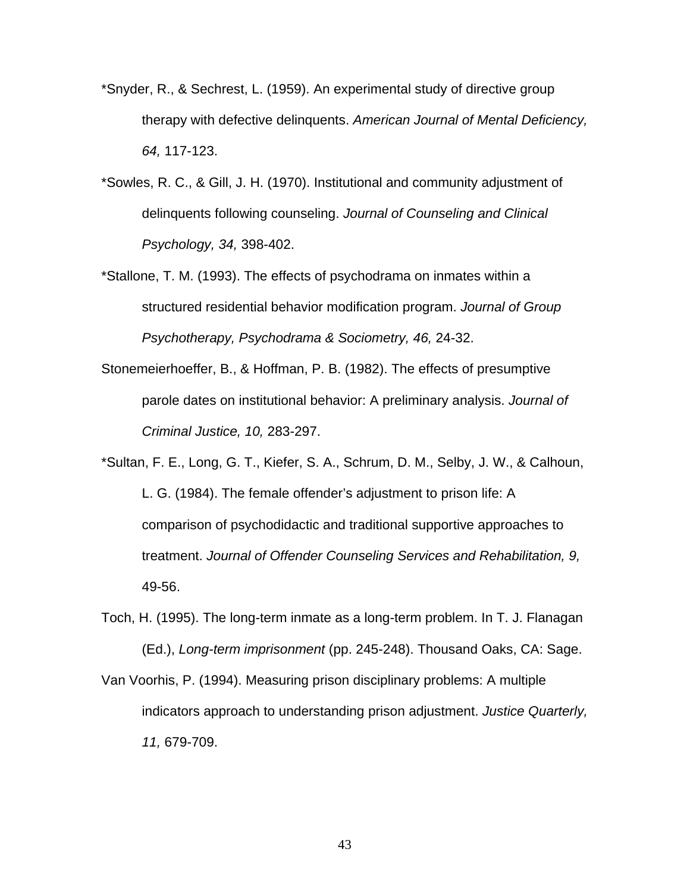*Snyder, R., & Sechrest, L. (1959). An experimental study of directive group therapy with defective delinquents. *American Journal of Mental Deficiency, 64,* 117-123.

*Sowles, R. C., & Gill, J. H. (1970). Institutional and community adjustment of delinquents following counseling. *Journal of Counseling and Clinical Psychology, 34,* 398-402.

*Stallone, T. M. (1993). The effects of psychodrama on inmates within a structured residential behavior modification program. *Journal of Group Psychotherapy, Psychodrama & Sociometry, 46,* 24-32.

Stonemeierhoeffer, B., & Hoffman, P. B. (1982). The effects of presumptive parole dates on institutional behavior: A preliminary analysis. *Journal of Criminal Justice, 10,* 283-297.

*Sultan, F. E., Long, G. T., Kiefer, S. A., Schrum, D. M., Selby, J. W., & Calhoun, L. G. (1984). The female offender's adjustment to prison life: A comparison of psychodidactic and traditional supportive approaches to treatment. *Journal of Offender Counseling Services and Rehabilitation, 9,* 49-56.

Toch, H. (1995). The long-term inmate as a long-term problem. In T. J. Flanagan (Ed.), *Long-term imprisonment* (pp. 245-248). Thousand Oaks, CA: Sage.

Van Voorhis, P. (1994). Measuring prison disciplinary problems: A multiple indicators approach to understanding prison adjustment. *Justice Quarterly, 11,* 679-709.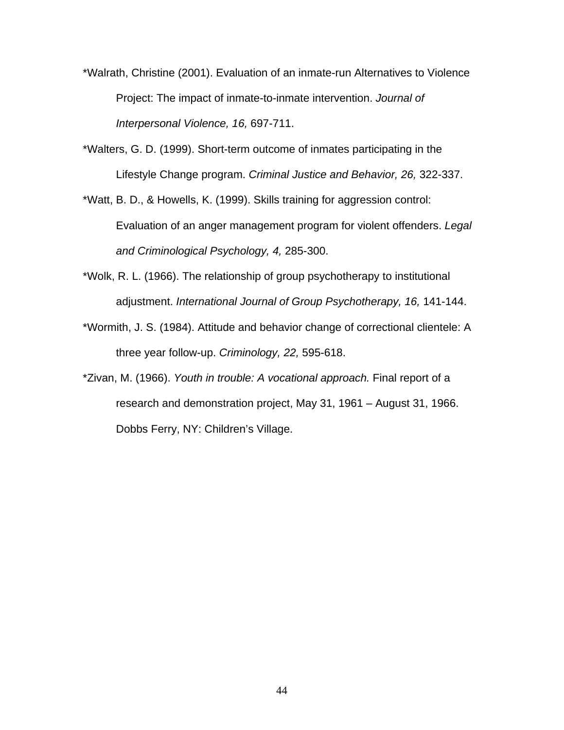*Walrath, Christine (2001). Evaluation of an inmate-run Alternatives to Violence Project: The impact of inmate-to-inmate intervention. *Journal of Interpersonal Violence, 16,* 697-711.

*Walters, G. D. (1999). Short-term outcome of inmates participating in the Lifestyle Change program. *Criminal Justice and Behavior, 26,* 322-337.

*Watt, B. D., & Howells, K. (1999). Skills training for aggression control: Evaluation of an anger management program for violent offenders. *Legal and Criminological Psychology, 4,* 285-300.

*Wolk, R. L. (1966). The relationship of group psychotherapy to institutional adjustment. *International Journal of Group Psychotherapy, 16,* 141-144.

*Wormith, J. S. (1984). Attitude and behavior change of correctional clientele: A three year follow-up. *Criminology, 22,* 595-618.

*Zivan, M. (1966). *Youth in trouble: A vocational approach.* Final report of a research and demonstration project, May 31, 1961 – August 31, 1966. Dobbs Ferry, NY: Children's Village.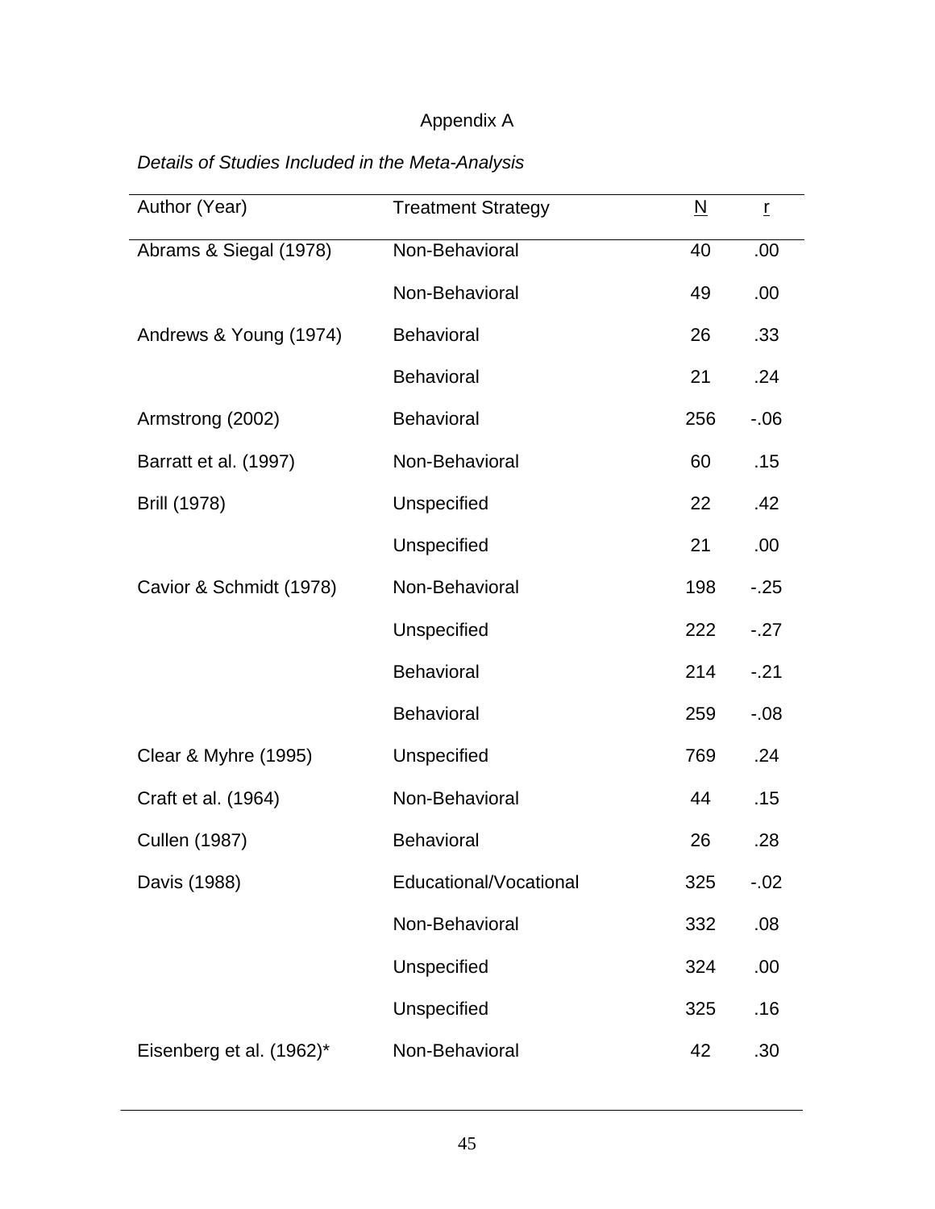Appendix A

*Details of Studies Included in the Meta-Analysis*

| Author (Year) | Treatment Strategy | N | r |
|---|---|---|---|
| Abrams & Siegal (1978) | Non-Behavioral | 40 | .00 |
| | Non-Behavioral | 49 | .00 |
| Andrews & Young (1974) | Behavioral | 26 | .33 |
| | Behavioral | 21 | .24 |
| Armstrong (2002) | Behavioral | 256 | -.06 |
| Barratt et al. (1997) | Non-Behavioral | 60 | .15 |
| Brill (1978) | Unspecified | 22 | .42 |
| | Unspecified | 21 | .00 |
| Cavior & Schmidt (1978) | Non-Behavioral | 198 | -.25 |
| | Unspecified | 222 | -.27 |
| | Behavioral | 214 | -.21 |
| | Behavioral | 259 | -.08 |
| Clear & Myhre (1995) | Unspecified | 769 | .24 |
| Craft et al. (1964) | Non-Behavioral | 44 | .15 |
| Cullen (1987) | Behavioral | 26 | .28 |
| Davis (1988) | Educational/Vocational | 325 | -.02 |
| | Non-Behavioral | 332 | .08 |
| | Unspecified | 324 | .00 |
| | Unspecified | 325 | .16 |
| Eisenberg et al. (1962)* | Non-Behavioral | 42 | .30 |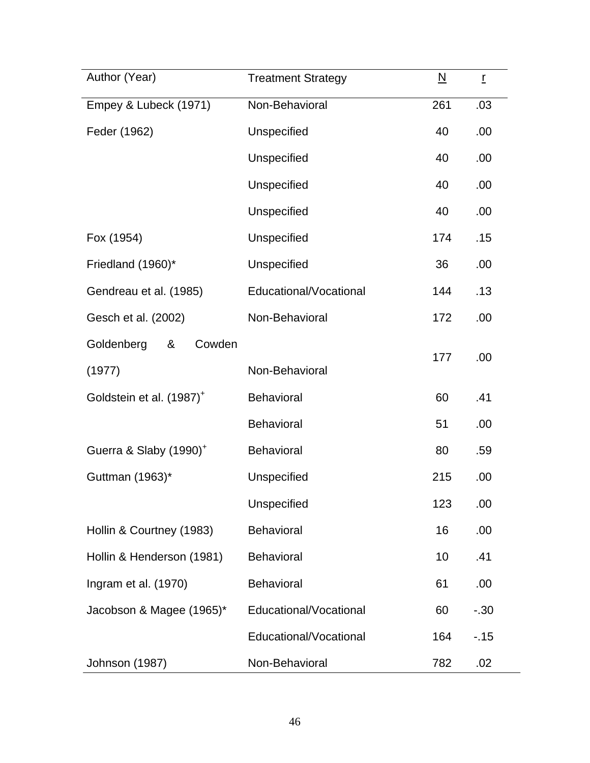| Author (Year) | Treatment Strategy | N | r |
|---|---|---|---|
| Empey & Lubeck (1971) | Non-Behavioral | 261 | .03 |
| Feder (1962) | Unspecified | 40 | .00 |
| | Unspecified | 40 | .00 |
| | Unspecified | 40 | .00 |
| | Unspecified | 40 | .00 |
| Fox (1954) | Unspecified | 174 | .15 |
| Friedland (1960)* | Unspecified | 36 | .00 |
| Gendreau et al. (1985) | Educational/Vocational | 144 | .13 |
| Gesch et al. (2002) | Non-Behavioral | 172 | .00 |
| Goldenberg & Cowden (1977) | Non-Behavioral | 177 | .00 |
| Goldstein et al. (1987)+ | Behavioral | 60 | .41 |
| | Behavioral | 51 | .00 |
| Guerra & Slaby (1990)+ | Behavioral | 80 | .59 |
| Guttman (1963)* | Unspecified | 215 | .00 |
| | Unspecified | 123 | .00 |
| Hollin & Courtney (1983) | Behavioral | 16 | .00 |
| Hollin & Henderson (1981) | Behavioral | 10 | .41 |
| Ingram et al. (1970) | Behavioral | 61 | .00 |
| Jacobson & Magee (1965)* | Educational/Vocational | 60 | -.30 |
| | Educational/Vocational | 164 | -.15 |
| Johnson (1987) | Non-Behavioral | 782 | .02 |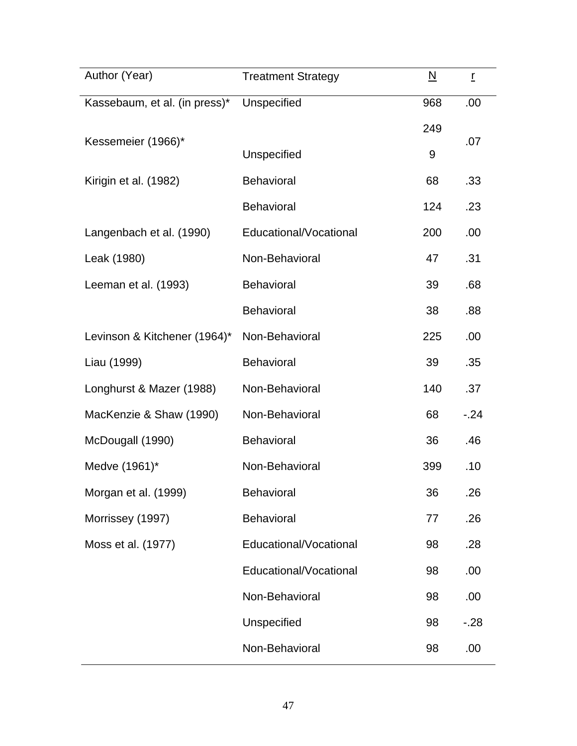| Author (Year) | Treatment Strategy | N | r |
|---|---|---|---|
| Kassebaum, et al. (in press)* | Unspecified | 968 | .00 |
| Kessemeier (1966)* | Unspecified | 2499 | .07 |
| Kirigin et al. (1982) | Behavioral | 68 | .33 |
| | Behavioral | 124 | .23 |
| Langenbach et al. (1990) | Educational/Vocational | 200 | .00 |
| Leak (1980) | Non-Behavioral | 47 | .31 |
| Leeman et al. (1993) | Behavioral | 39 | .68 |
| | Behavioral | 38 | .88 |
| Levinson & Kitchener (1964)* | Non-Behavioral | 225 | .00 |
| Liau (1999) | Behavioral | 39 | .35 |
| Longhurst & Mazer (1988) | Non-Behavioral | 140 | .37 |
| MacKenzie & Shaw (1990) | Non-Behavioral | 68 | -.24 |
| McDougall (1990) | Behavioral | 36 | .46 |
| Medve (1961)* | Non-Behavioral | 399 | .10 |
| Morgan et al. (1999) | Behavioral | 36 | .26 |
| Morrissey (1997) | Behavioral | 77 | .26 |
| Moss et al. (1977) | Educational/Vocational | 98 | .28 |
| | Educational/Vocational | 98 | .00 |
| | Non-Behavioral | 98 | .00 |
| | Unspecified | 98 | -.28 |
| | Non-Behavioral | 98 | .00 |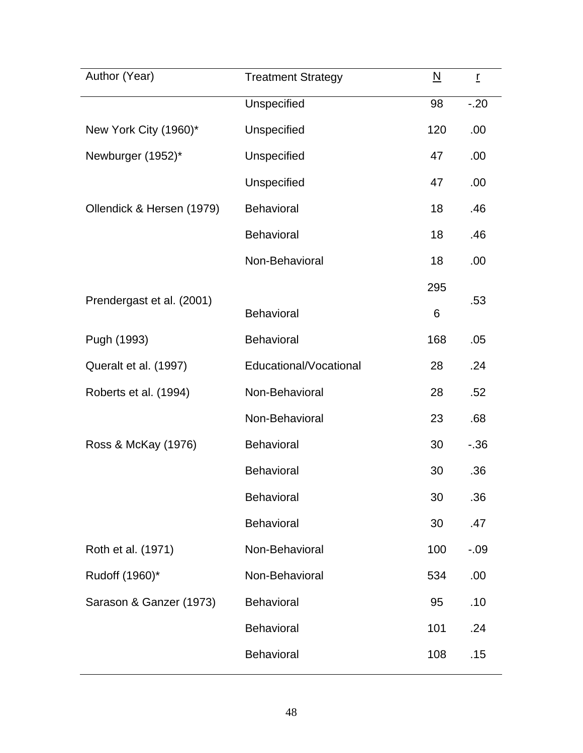| Author (Year) | Treatment Strategy | N | r |
|---|---|---|---|
| | Unspecified | 98 | -.20 |
| New York City (1960)* | Unspecified | 120 | .00 |
| Newburger (1952)* | Unspecified | 47 | .00 |
| | Unspecified | 47 | .00 |
| Ollendick & Hersen (1979) | Behavioral | 18 | .46 |
| | Behavioral | 18 | .46 |
| | Non-Behavioral | 18 | .00 |
| Prendergast et al. (2001) | Behavioral | 295 6 | .53 |
| Pugh (1993) | Behavioral | 168 | .05 |
| Queralt et al. (1997) | Educational/Vocational | 28 | .24 |
| Roberts et al. (1994) | Non-Behavioral | 28 | .52 |
| | Non-Behavioral | 23 | .68 |
| Ross & McKay (1976) | Behavioral | 30 | -.36 |
| | Behavioral | 30 | .36 |
| | Behavioral | 30 | .36 |
| | Behavioral | 30 | .47 |
| Roth et al. (1971) | Non-Behavioral | 100 | -.09 |
| Rudoff (1960)* | Non-Behavioral | 534 | .00 |
| Sarason & Ganzer (1973) | Behavioral | 95 | .10 |
| | Behavioral | 101 | .24 |
| | Behavioral | 108 | .15 |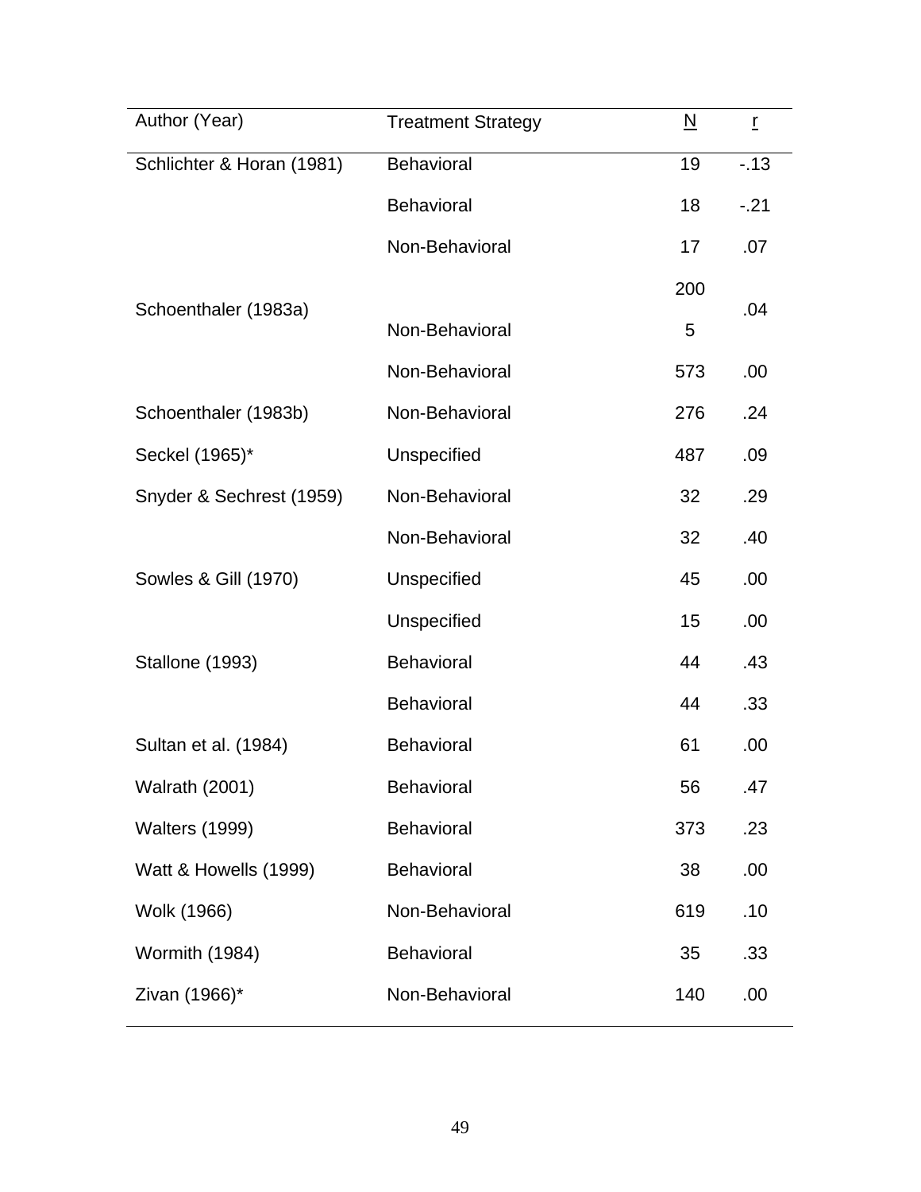| Author (Year) | Treatment Strategy | N | r |
|---|---|---|---|
| Schlichter & Horan (1981) | Behavioral | 19 | -.13 |
| | Behavioral | 18 | -.21 |
| | Non-Behavioral | 17 | .07 |
| Schoenthaler (1983a) | Non-Behavioral | 2005 | .04 |
| | Non-Behavioral | 573 | .00 |
| Schoenthaler (1983b) | Non-Behavioral | 276 | .24 |
| Seckel (1965)* | Unspecified | 487 | .09 |
| Snyder & Sechrest (1959) | Non-Behavioral | 32 | .29 |
| | Non-Behavioral | 32 | .40 |
| Sowles & Gill (1970) | Unspecified | 45 | .00 |
| | Unspecified | 15 | .00 |
| Stallone (1993) | Behavioral | 44 | .43 |
| | Behavioral | 44 | .33 |
| Sultan et al. (1984) | Behavioral | 61 | .00 |
| Walrath (2001) | Behavioral | 56 | .47 |
| Walters (1999) | Behavioral | 373 | .23 |
| Watt & Howells (1999) | Behavioral | 38 | .00 |
| Wolk (1966) | Non-Behavioral | 619 | .10 |
| Wormith (1984) | Behavioral | 35 | .33 |
| Zivan (1966)* | Non-Behavioral | 140 | .00 |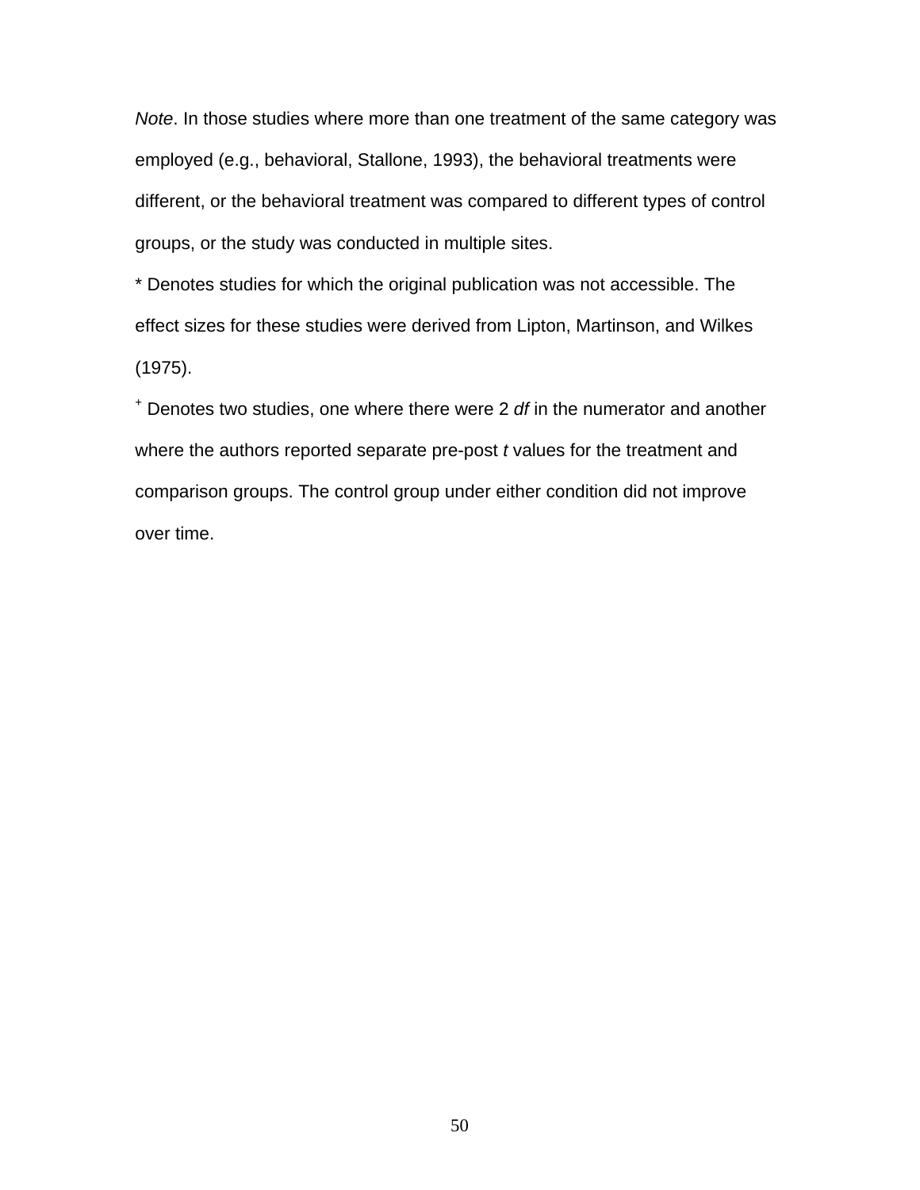*Note*. In those studies where more than one treatment of the same category was employed (e.g., behavioral, Stallone, 1993), the behavioral treatments were different, or the behavioral treatment was compared to different types of control groups, or the study was conducted in multiple sites.

* Denotes studies for which the original publication was not accessible. The effect sizes for these studies were derived from Lipton, Martinson, and Wilkes (1975).

[+] Denotes two studies, one where there were 2 *df* in the numerator and another where the authors reported separate pre-post *t* values for the treatment and comparison groups. The control group under either condition did not improve over time.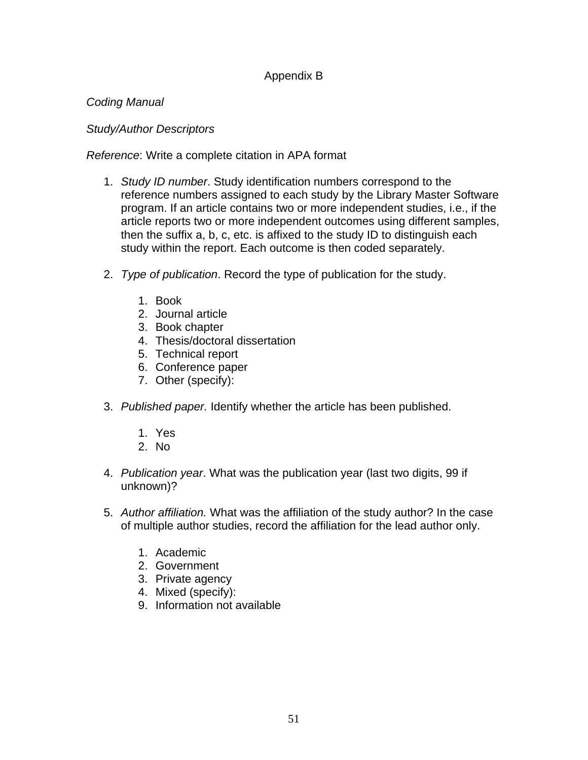# Appendix B

*Coding Manual*

*Study/Author Descriptors*

*Reference*: Write a complete citation in APA format

1. *Study ID number*. Study identification numbers correspond to the reference numbers assigned to each study by the Library Master Software program. If an article contains two or more independent studies, i.e., if the article reports two or more independent outcomes using different samples, then the suffix a, b, c, etc. is affixed to the study ID to distinguish each study within the report. Each outcome is then coded separately.

2. *Type of publication*. Record the type of publication for the study.

    1. Book
    2. Journal article
    3. Book chapter
    4. Thesis/doctoral dissertation
    5. Technical report
    6. Conference paper
    7. Other (specify):

3. *Published paper.* Identify whether the article has been published.

    1. Yes
    2. No

4. *Publication year*. What was the publication year (last two digits, 99 if unknown)?

5. *Author affiliation.* What was the affiliation of the study author? In the case of multiple author studies, record the affiliation for the lead author only.

    1. Academic
    2. Government
    3. Private agency
    4. Mixed (specify):

    9. Information not available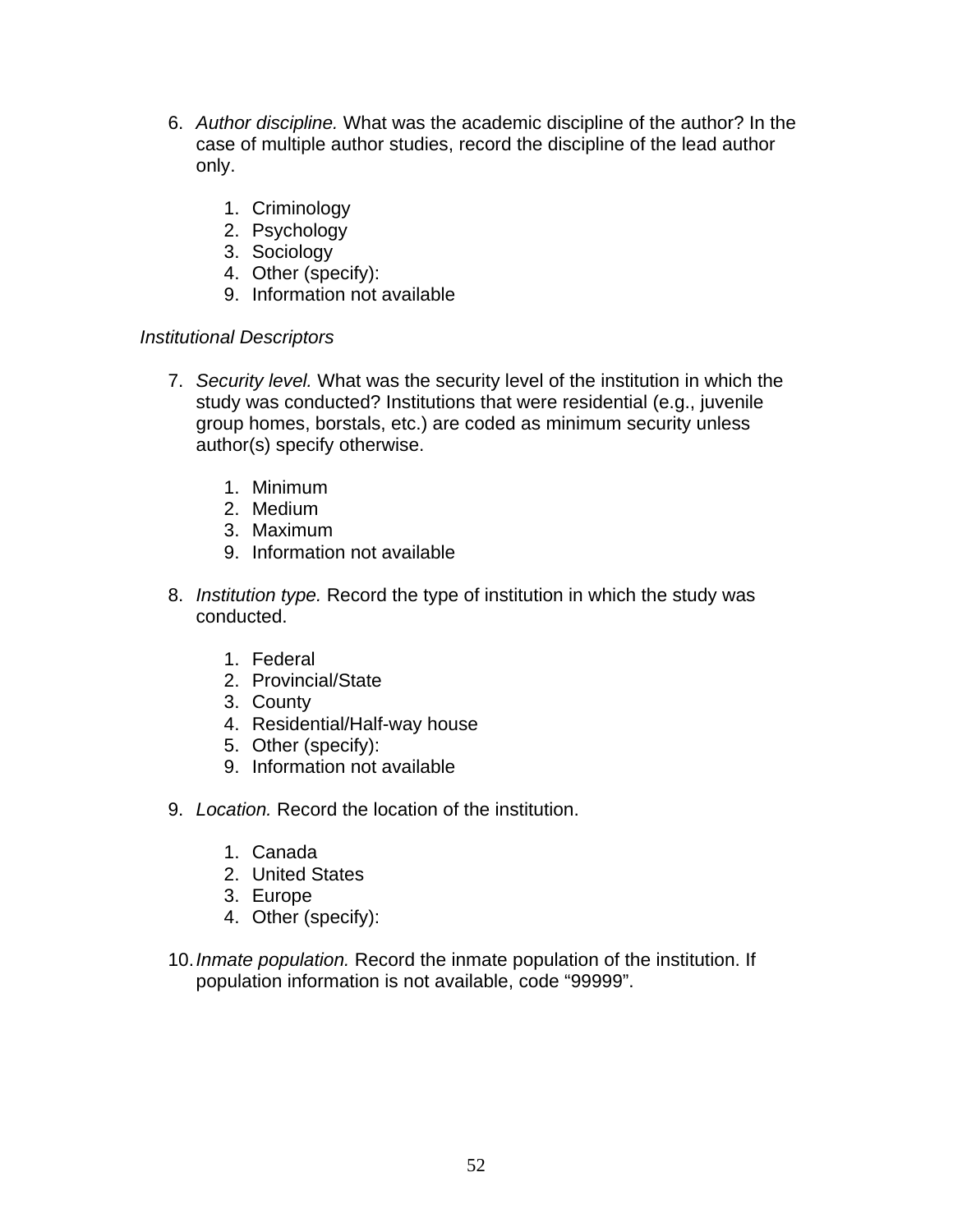6. *Author discipline.* What was the academic discipline of the author? In the case of multiple author studies, record the discipline of the lead author only.

   1. Criminology
   2. Psychology
   3. Sociology
   4. Other (specify):
   9. Information not available

*Institutional Descriptors*

7. *Security level.* What was the security level of the institution in which the study was conducted? Institutions that were residential (e.g., juvenile group homes, borstals, etc.) are coded as minimum security unless author(s) specify otherwise.

   1. Minimum
   2. Medium
   3. Maximum
   9. Information not available

8. *Institution type.* Record the type of institution in which the study was conducted.

   1. Federal
   2. Provincial/State
   3. County
   4. Residential/Half-way house
   5. Other (specify):
   9. Information not available

9. *Location.* Record the location of the institution.

   1. Canada
   2. United States
   3. Europe
   4. Other (specify):

10. *Inmate population.* Record the inmate population of the institution. If population information is not available, code "99999".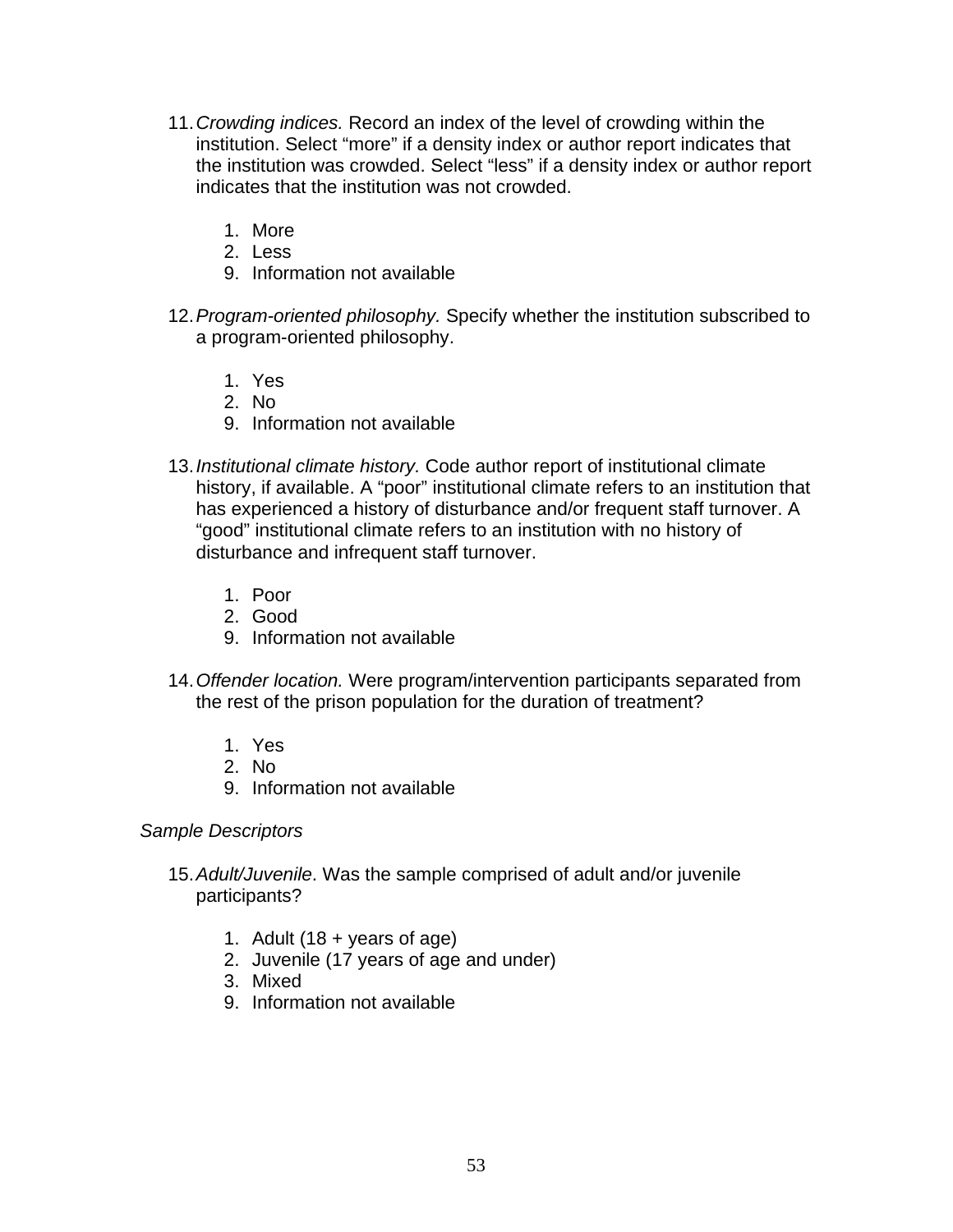11. *Crowding indices.* Record an index of the level of crowding within the institution. Select “more” if a density index or author report indicates that the institution was crowded. Select “less” if a density index or author report indicates that the institution was not crowded.

    1. More
    2. Less
    9. Information not available

12. *Program-oriented philosophy.* Specify whether the institution subscribed to a program-oriented philosophy.

    1. Yes
    2. No
    9. Information not available

13. *Institutional climate history.* Code author report of institutional climate history, if available. A “poor” institutional climate refers to an institution that has experienced a history of disturbance and/or frequent staff turnover. A “good” institutional climate refers to an institution with no history of disturbance and infrequent staff turnover.

    1. Poor
    2. Good
    9. Information not available

14. *Offender location.* Were program/intervention participants separated from the rest of the prison population for the duration of treatment?

    1. Yes
    2. No
    9. Information not available

*Sample Descriptors*

15. *Adult/Juvenile*. Was the sample comprised of adult and/or juvenile participants?

    1. Adult (18 + years of age)
    2. Juvenile (17 years of age and under)
    3. Mixed
    9. Information not available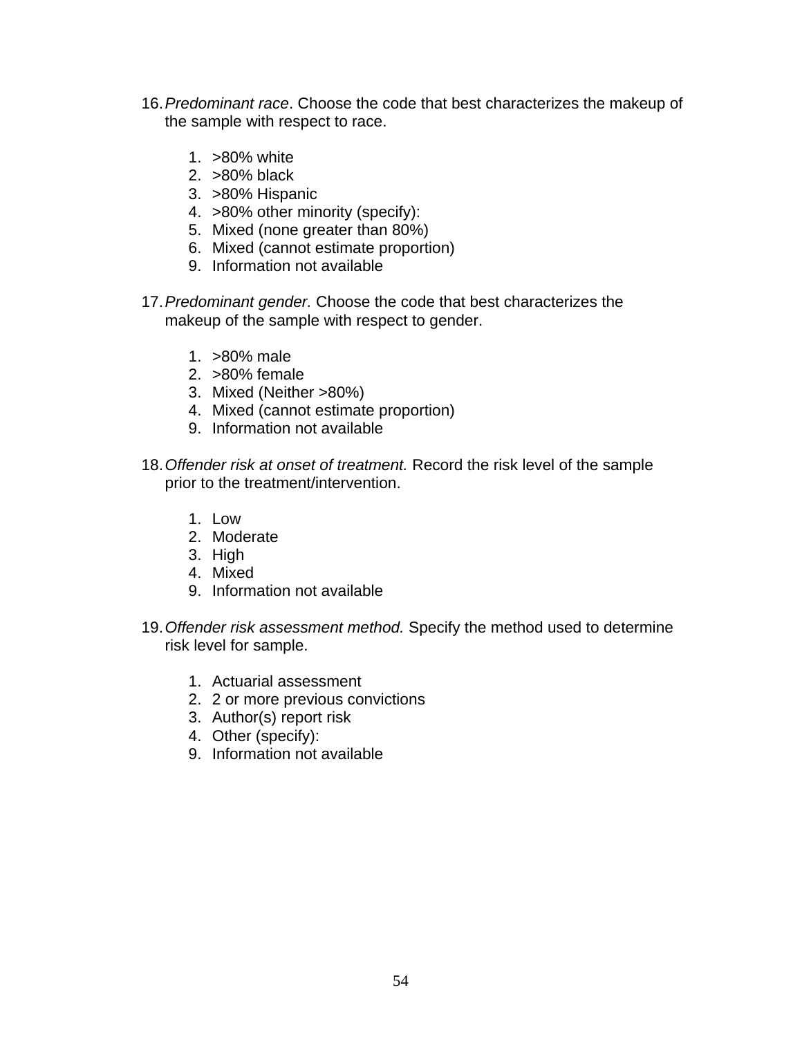16. *Predominant race*. Choose the code that best characterizes the makeup of the sample with respect to race.

    1. >80% white
    2. >80% black
    3. >80% Hispanic
    4. >80% other minority (specify):
    5. Mixed (none greater than 80%)
    6. Mixed (cannot estimate proportion)
    9. Information not available

17. *Predominant gender.* Choose the code that best characterizes the makeup of the sample with respect to gender.

    1. >80% male
    2. >80% female
    3. Mixed (Neither >80%)
    4. Mixed (cannot estimate proportion)
    9. Information not available

18. *Offender risk at onset of treatment.* Record the risk level of the sample prior to the treatment/intervention.

    1. Low
    2. Moderate
    3. High
    4. Mixed
    9. Information not available

19. *Offender risk assessment method.* Specify the method used to determine risk level for sample.

    1. Actuarial assessment
    2. 2 or more previous convictions
    3. Author(s) report risk
    4. Other (specify):
    9. Information not available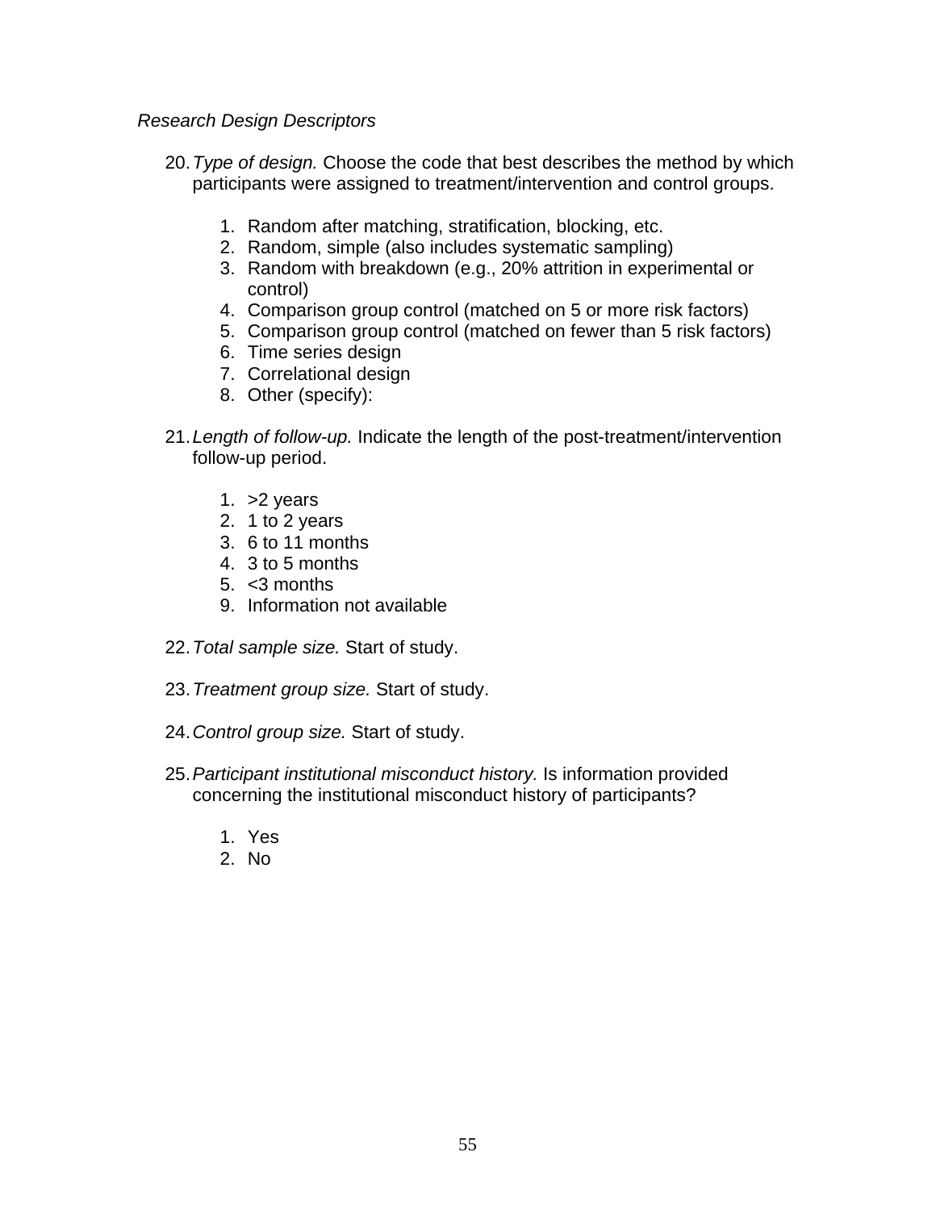*Research Design Descriptors*

20. *Type of design.* Choose the code that best describes the method by which participants were assigned to treatment/intervention and control groups.

    1. Random after matching, stratification, blocking, etc.
    2. Random, simple (also includes systematic sampling)
    3. Random with breakdown (e.g., 20% attrition in experimental or control)
    4. Comparison group control (matched on 5 or more risk factors)
    5. Comparison group control (matched on fewer than 5 risk factors)
    6. Time series design
    7. Correlational design
    8. Other (specify):

21. *Length of follow-up.* Indicate the length of the post-treatment/intervention follow-up period.

    1. >2 years
    2. 1 to 2 years
    3. 6 to 11 months
    4. 3 to 5 months
    5. <3 months
    9. Information not available

22. *Total sample size.* Start of study.

23. *Treatment group size.* Start of study.

24. *Control group size.* Start of study.

25. *Participant institutional misconduct history.* Is information provided concerning the institutional misconduct history of participants?

    1. Yes
    2. No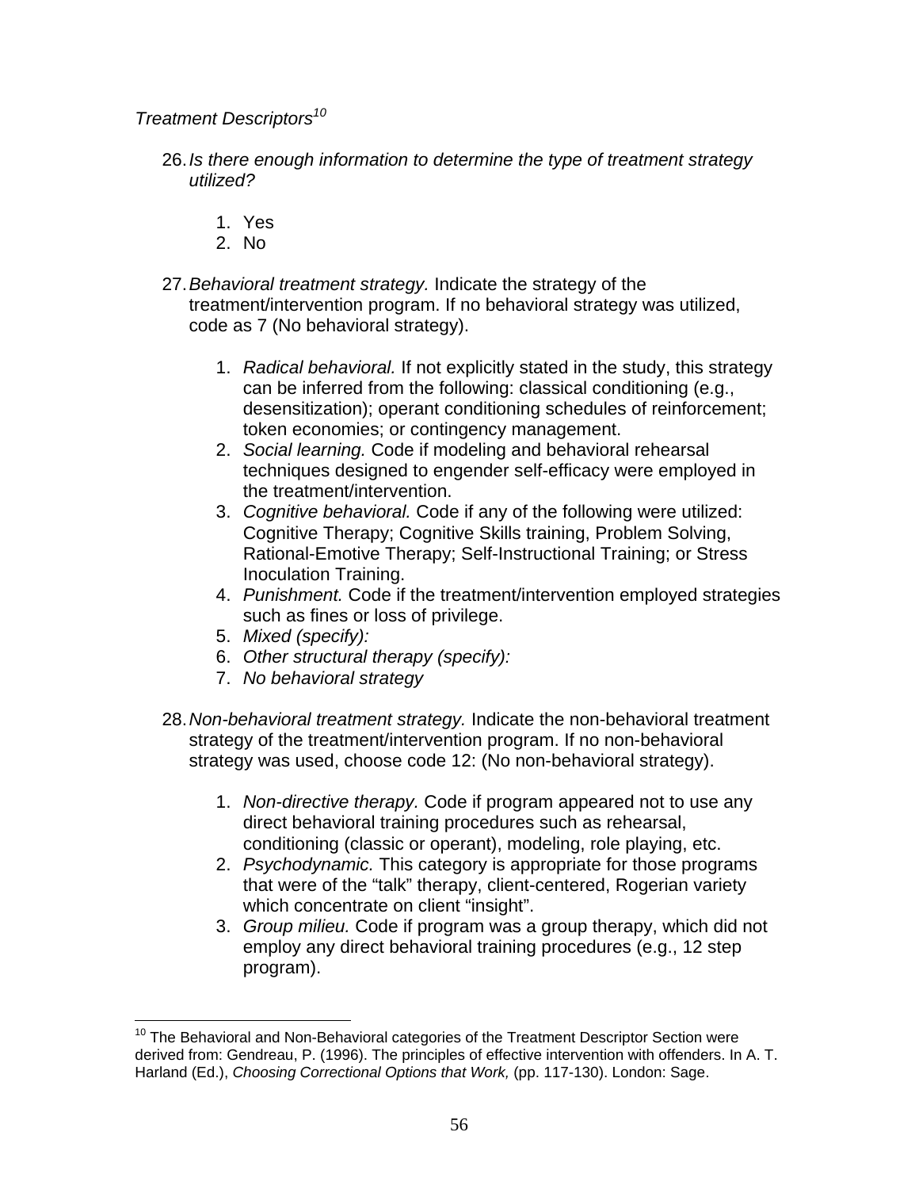*Treatment Descriptors*[10]

26. *Is there enough information to determine the type of treatment strategy utilized?*

    1. Yes
    2. No

27. *Behavioral treatment strategy.* Indicate the strategy of the treatment/intervention program. If no behavioral strategy was utilized, code as 7 (No behavioral strategy).

    1. *Radical behavioral.* If not explicitly stated in the study, this strategy can be inferred from the following: classical conditioning (e.g., desensitization); operant conditioning schedules of reinforcement; token economies; or contingency management.
    2. *Social learning.* Code if modeling and behavioral rehearsal techniques designed to engender self-efficacy were employed in the treatment/intervention.
    3. *Cognitive behavioral.* Code if any of the following were utilized: Cognitive Therapy; Cognitive Skills training, Problem Solving, Rational-Emotive Therapy; Self-Instructional Training; or Stress Inoculation Training.
    4. *Punishment.* Code if the treatment/intervention employed strategies such as fines or loss of privilege.
    5. *Mixed (specify):*
    6. *Other structural therapy (specify):*
    7. *No behavioral strategy*

28. *Non-behavioral treatment strategy.* Indicate the non-behavioral treatment strategy of the treatment/intervention program. If no non-behavioral strategy was used, choose code 12: (No non-behavioral strategy).

    1. *Non-directive therapy.* Code if program appeared not to use any direct behavioral training procedures such as rehearsal, conditioning (classic or operant), modeling, role playing, etc.
    2. *Psychodynamic.* This category is appropriate for those programs that were of the "talk" therapy, client-centered, Rogerian variety which concentrate on client "insight".
    3. *Group milieu.* Code if program was a group therapy, which did not employ any direct behavioral training procedures (e.g., 12 step program).

---

[10] The Behavioral and Non-Behavioral categories of the Treatment Descriptor Section were derived from: Gendreau, P. (1996). The principles of effective intervention with offenders. In A. T. Harland (Ed.), *Choosing Correctional Options that Work,* (pp. 117-130). London: Sage.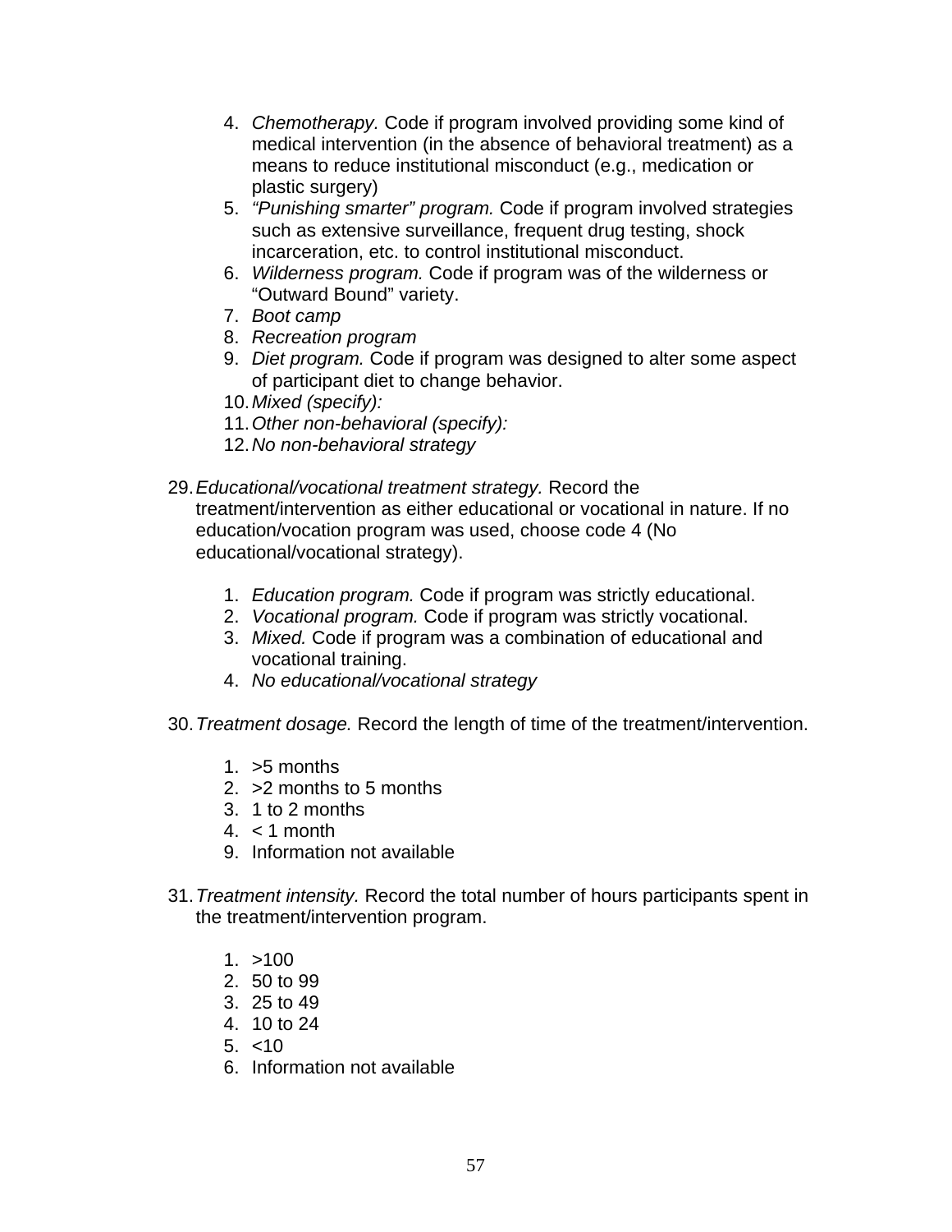4. *Chemotherapy.* Code if program involved providing some kind of medical intervention (in the absence of behavioral treatment) as a means to reduce institutional misconduct (e.g., medication or plastic surgery)
5. *"Punishing smarter" program.* Code if program involved strategies such as extensive surveillance, frequent drug testing, shock incarceration, etc. to control institutional misconduct.
6. *Wilderness program.* Code if program was of the wilderness or "Outward Bound" variety.
7. *Boot camp*
8. *Recreation program*
9. *Diet program.* Code if program was designed to alter some aspect of participant diet to change behavior.
10. *Mixed (specify):*
11. *Other non-behavioral (specify):*
12. *No non-behavioral strategy*

29. *Educational/vocational treatment strategy.* Record the treatment/intervention as either educational or vocational in nature. If no education/vocation program was used, choose code 4 (No educational/vocational strategy).

    1. *Education program.* Code if program was strictly educational.
    2. *Vocational program.* Code if program was strictly vocational.
    3. *Mixed.* Code if program was a combination of educational and vocational training.
    4. *No educational/vocational strategy*

30. *Treatment dosage.* Record the length of time of the treatment/intervention.

    1. >5 months
    2. >2 months to 5 months
    3. 1 to 2 months
    4. < 1 month
    9. Information not available

31. *Treatment intensity.* Record the total number of hours participants spent in the treatment/intervention program.

    1. >100
    2. 50 to 99
    3. 25 to 49
    4. 10 to 24
    5. <10
    6. Information not available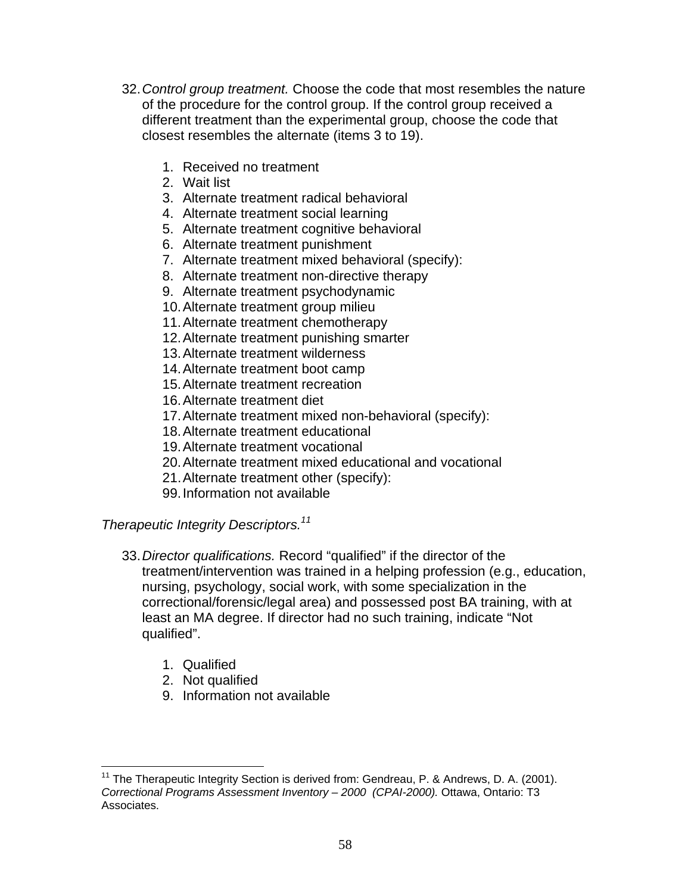32. *Control group treatment.* Choose the code that most resembles the nature of the procedure for the control group. If the control group received a different treatment than the experimental group, choose the code that closest resembles the alternate (items 3 to 19).

    1. Received no treatment
    2. Wait list
    3. Alternate treatment radical behavioral
    4. Alternate treatment social learning
    5. Alternate treatment cognitive behavioral
    6. Alternate treatment punishment
    7. Alternate treatment mixed behavioral (specify):
    8. Alternate treatment non-directive therapy
    9. Alternate treatment psychodynamic
    10. Alternate treatment group milieu
    11. Alternate treatment chemotherapy
    12. Alternate treatment punishing smarter
    13. Alternate treatment wilderness
    14. Alternate treatment boot camp
    15. Alternate treatment recreation
    16. Alternate treatment diet
    17. Alternate treatment mixed non-behavioral (specify):
    18. Alternate treatment educational
    19. Alternate treatment vocational
    20. Alternate treatment mixed educational and vocational
    21. Alternate treatment other (specify):
    99. Information not available

*Therapeutic Integrity Descriptors.*[11]

33. *Director qualifications.* Record "qualified" if the director of the treatment/intervention was trained in a helping profession (e.g., education, nursing, psychology, social work, with some specialization in the correctional/forensic/legal area) and possessed post BA training, with at least an MA degree. If director had no such training, indicate "Not qualified".

    1. Qualified
    2. Not qualified
    9. Information not available

[11] The Therapeutic Integrity Section is derived from: Gendreau, P. & Andrews, D. A. (2001). *Correctional Programs Assessment Inventory – 2000 (CPAI-2000).* Ottawa, Ontario: T3 Associates.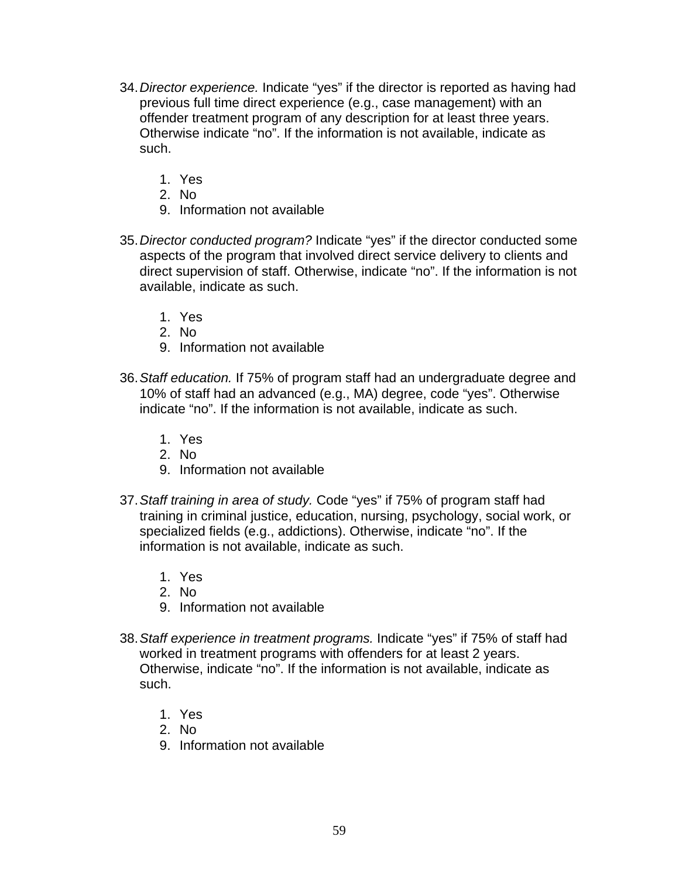34. *Director experience.* Indicate “yes” if the director is reported as having had previous full time direct experience (e.g., case management) with an offender treatment program of any description for at least three years. Otherwise indicate “no”. If the information is not available, indicate as such.

    1. Yes
    2. No
    9. Information not available

35. *Director conducted program?* Indicate “yes” if the director conducted some aspects of the program that involved direct service delivery to clients and direct supervision of staff. Otherwise, indicate “no”. If the information is not available, indicate as such.

    1. Yes
    2. No
    9. Information not available

36. *Staff education.* If 75% of program staff had an undergraduate degree and 10% of staff had an advanced (e.g., MA) degree, code “yes”. Otherwise indicate “no”. If the information is not available, indicate as such.

    1. Yes
    2. No
    9. Information not available

37. *Staff training in area of study.* Code “yes” if 75% of program staff had training in criminal justice, education, nursing, psychology, social work, or specialized fields (e.g., addictions). Otherwise, indicate “no”. If the information is not available, indicate as such.

    1. Yes
    2. No
    9. Information not available

38. *Staff experience in treatment programs.* Indicate “yes” if 75% of staff had worked in treatment programs with offenders for at least 2 years. Otherwise, indicate “no”. If the information is not available, indicate as such.

    1. Yes
    2. No
    9. Information not available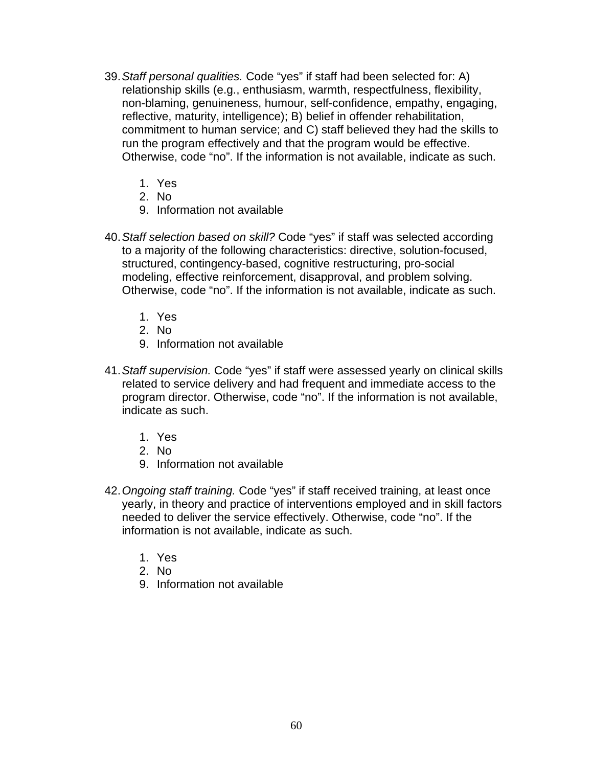39. *Staff personal qualities.* Code “yes” if staff had been selected for: A) relationship skills (e.g., enthusiasm, warmth, respectfulness, flexibility, non-blaming, genuineness, humour, self-confidence, empathy, engaging, reflective, maturity, intelligence); B) belief in offender rehabilitation, commitment to human service; and C) staff believed they had the skills to run the program effectively and that the program would be effective. Otherwise, code “no”. If the information is not available, indicate as such.

   1. Yes
   2. No
   9. Information not available

40. *Staff selection based on skill?* Code “yes” if staff was selected according to a majority of the following characteristics: directive, solution-focused, structured, contingency-based, cognitive restructuring, pro-social modeling, effective reinforcement, disapproval, and problem solving. Otherwise, code “no”. If the information is not available, indicate as such.

   1. Yes
   2. No
   9. Information not available

41. *Staff supervision.* Code “yes” if staff were assessed yearly on clinical skills related to service delivery and had frequent and immediate access to the program director. Otherwise, code “no”. If the information is not available, indicate as such.

   1. Yes
   2. No
   9. Information not available

42. *Ongoing staff training.* Code “yes” if staff received training, at least once yearly, in theory and practice of interventions employed and in skill factors needed to deliver the service effectively. Otherwise, code “no”. If the information is not available, indicate as such.

   1. Yes
   2. No
   9. Information not available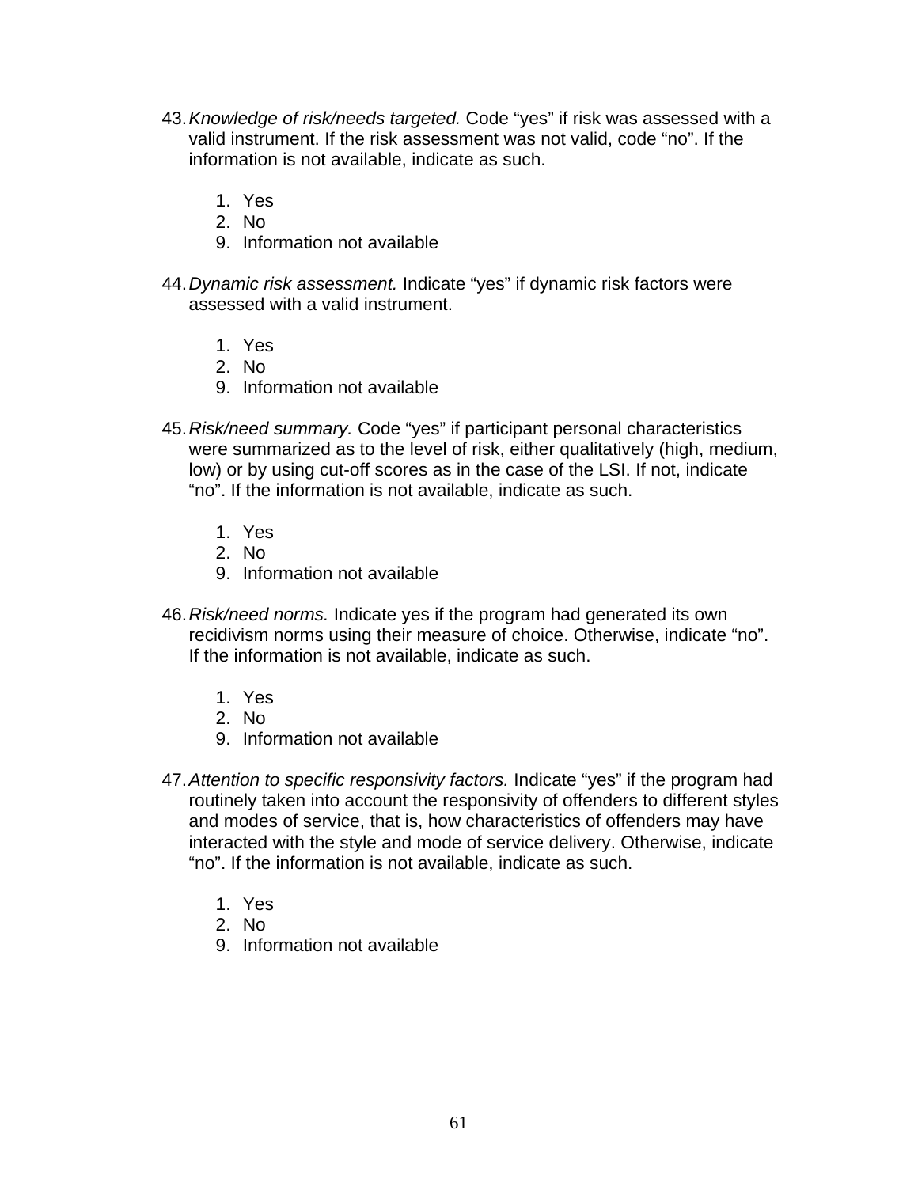43. *Knowledge of risk/needs targeted.* Code “yes” if risk was assessed with a valid instrument. If the risk assessment was not valid, code “no”. If the information is not available, indicate as such.

    1. Yes
    2. No
    9. Information not available

44. *Dynamic risk assessment.* Indicate “yes” if dynamic risk factors were assessed with a valid instrument.

    1. Yes
    2. No
    9. Information not available

45. *Risk/need summary.* Code “yes” if participant personal characteristics were summarized as to the level of risk, either qualitatively (high, medium, low) or by using cut-off scores as in the case of the LSI. If not, indicate “no”. If the information is not available, indicate as such.

    1. Yes
    2. No
    9. Information not available

46. *Risk/need norms.* Indicate yes if the program had generated its own recidivism norms using their measure of choice. Otherwise, indicate “no”. If the information is not available, indicate as such.

    1. Yes
    2. No
    9. Information not available

47. *Attention to specific responsivity factors.* Indicate “yes” if the program had routinely taken into account the responsivity of offenders to different styles and modes of service, that is, how characteristics of offenders may have interacted with the style and mode of service delivery. Otherwise, indicate “no”. If the information is not available, indicate as such.

    1. Yes
    2. No
    9. Information not available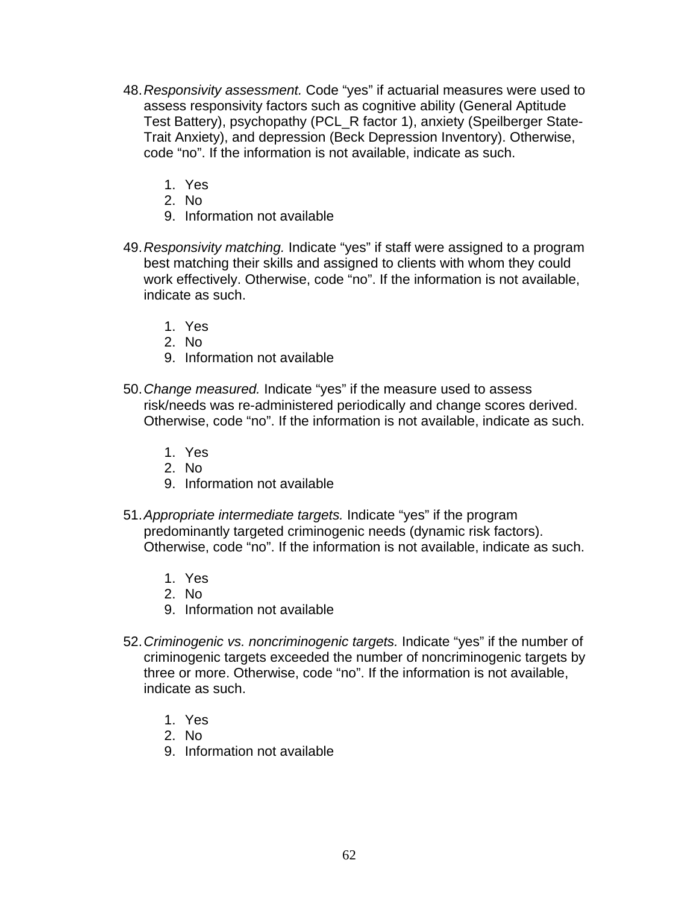48. *Responsivity assessment.* Code “yes” if actuarial measures were used to assess responsivity factors such as cognitive ability (General Aptitude Test Battery), psychopathy (PCL_R factor 1), anxiety (Speilberger State-Trait Anxiety), and depression (Beck Depression Inventory). Otherwise, code “no”. If the information is not available, indicate as such.

    1. Yes
    2. No
    9. Information not available

49. *Responsivity matching.* Indicate “yes” if staff were assigned to a program best matching their skills and assigned to clients with whom they could work effectively. Otherwise, code “no”. If the information is not available, indicate as such.

    1. Yes
    2. No
    9. Information not available

50. *Change measured.* Indicate “yes” if the measure used to assess risk/needs was re-administered periodically and change scores derived. Otherwise, code “no”. If the information is not available, indicate as such.

    1. Yes
    2. No
    9. Information not available

51. *Appropriate intermediate targets.* Indicate “yes” if the program predominantly targeted criminogenic needs (dynamic risk factors). Otherwise, code “no”. If the information is not available, indicate as such.

    1. Yes
    2. No
    9. Information not available

52. *Criminogenic vs. noncriminogenic targets.* Indicate “yes” if the number of criminogenic targets exceeded the number of noncriminogenic targets by three or more. Otherwise, code “no”. If the information is not available, indicate as such.

    1. Yes
    2. No
    9. Information not available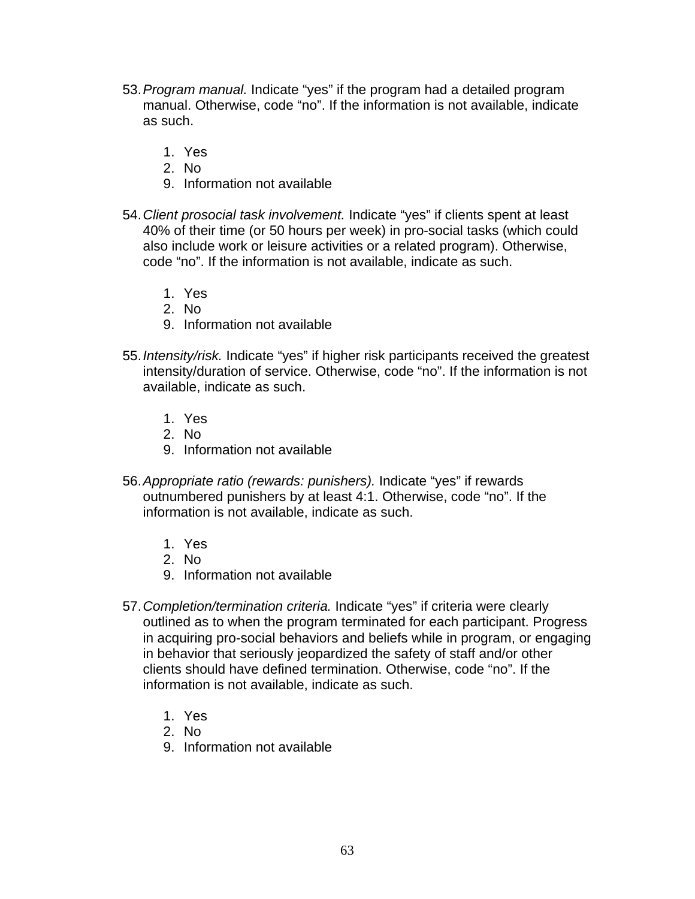53. *Program manual.* Indicate “yes” if the program had a detailed program manual. Otherwise, code “no”. If the information is not available, indicate as such.

    1. Yes
    2. No
    9. Information not available

54. *Client prosocial task involvement.* Indicate “yes” if clients spent at least 40% of their time (or 50 hours per week) in pro-social tasks (which could also include work or leisure activities or a related program). Otherwise, code “no”. If the information is not available, indicate as such.

    1. Yes
    2. No
    9. Information not available

55. *Intensity/risk.* Indicate “yes” if higher risk participants received the greatest intensity/duration of service. Otherwise, code “no”. If the information is not available, indicate as such.

    1. Yes
    2. No
    9. Information not available

56. *Appropriate ratio (rewards: punishers).* Indicate “yes” if rewards outnumbered punishers by at least 4:1. Otherwise, code “no”. If the information is not available, indicate as such.

    1. Yes
    2. No
    9. Information not available

57. *Completion/termination criteria.* Indicate “yes” if criteria were clearly outlined as to when the program terminated for each participant. Progress in acquiring pro-social behaviors and beliefs while in program, or engaging in behavior that seriously jeopardized the safety of staff and/or other clients should have defined termination. Otherwise, code “no”. If the information is not available, indicate as such.

    1. Yes
    2. No
    9. Information not available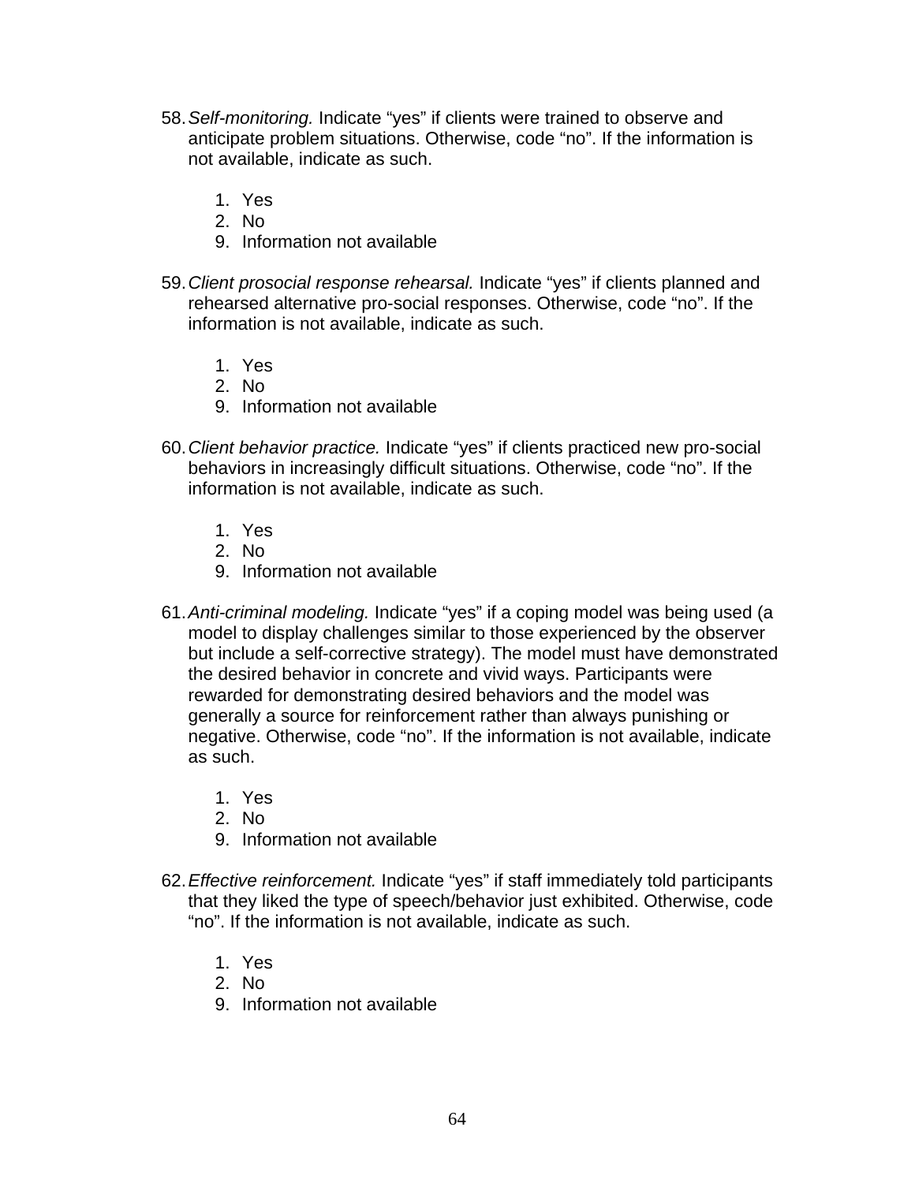58. *Self-monitoring.* Indicate “yes” if clients were trained to observe and anticipate problem situations. Otherwise, code “no”. If the information is not available, indicate as such.

    1. Yes
    2. No
    9. Information not available

59. *Client prosocial response rehearsal.* Indicate “yes” if clients planned and rehearsed alternative pro-social responses. Otherwise, code “no”. If the information is not available, indicate as such.

    1. Yes
    2. No
    9. Information not available

60. *Client behavior practice.* Indicate “yes” if clients practiced new pro-social behaviors in increasingly difficult situations. Otherwise, code “no”. If the information is not available, indicate as such.

    1. Yes
    2. No
    9. Information not available

61. *Anti-criminal modeling.* Indicate “yes” if a coping model was being used (a model to display challenges similar to those experienced by the observer but include a self-corrective strategy). The model must have demonstrated the desired behavior in concrete and vivid ways. Participants were rewarded for demonstrating desired behaviors and the model was generally a source for reinforcement rather than always punishing or negative. Otherwise, code “no”. If the information is not available, indicate as such.

    1. Yes
    2. No
    9. Information not available

62. *Effective reinforcement.* Indicate “yes” if staff immediately told participants that they liked the type of speech/behavior just exhibited. Otherwise, code “no”. If the information is not available, indicate as such.

    1. Yes
    2. No
    9. Information not available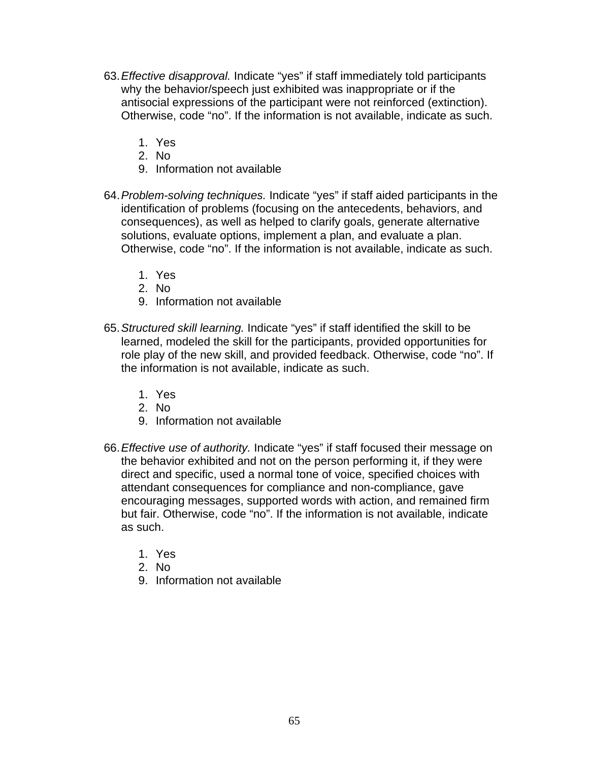63. *Effective disapproval.* Indicate "yes" if staff immediately told participants why the behavior/speech just exhibited was inappropriate or if the antisocial expressions of the participant were not reinforced (extinction). Otherwise, code "no". If the information is not available, indicate as such.

    1. Yes
    2. No
    9. Information not available

64. *Problem-solving techniques.* Indicate "yes" if staff aided participants in the identification of problems (focusing on the antecedents, behaviors, and consequences), as well as helped to clarify goals, generate alternative solutions, evaluate options, implement a plan, and evaluate a plan. Otherwise, code "no". If the information is not available, indicate as such.

    1. Yes
    2. No
    9. Information not available

65. *Structured skill learning.* Indicate "yes" if staff identified the skill to be learned, modeled the skill for the participants, provided opportunities for role play of the new skill, and provided feedback. Otherwise, code "no". If the information is not available, indicate as such.

    1. Yes
    2. No
    9. Information not available

66. *Effective use of authority.* Indicate "yes" if staff focused their message on the behavior exhibited and not on the person performing it, if they were direct and specific, used a normal tone of voice, specified choices with attendant consequences for compliance and non-compliance, gave encouraging messages, supported words with action, and remained firm but fair. Otherwise, code "no". If the information is not available, indicate as such.

    1. Yes
    2. No
    9. Information not available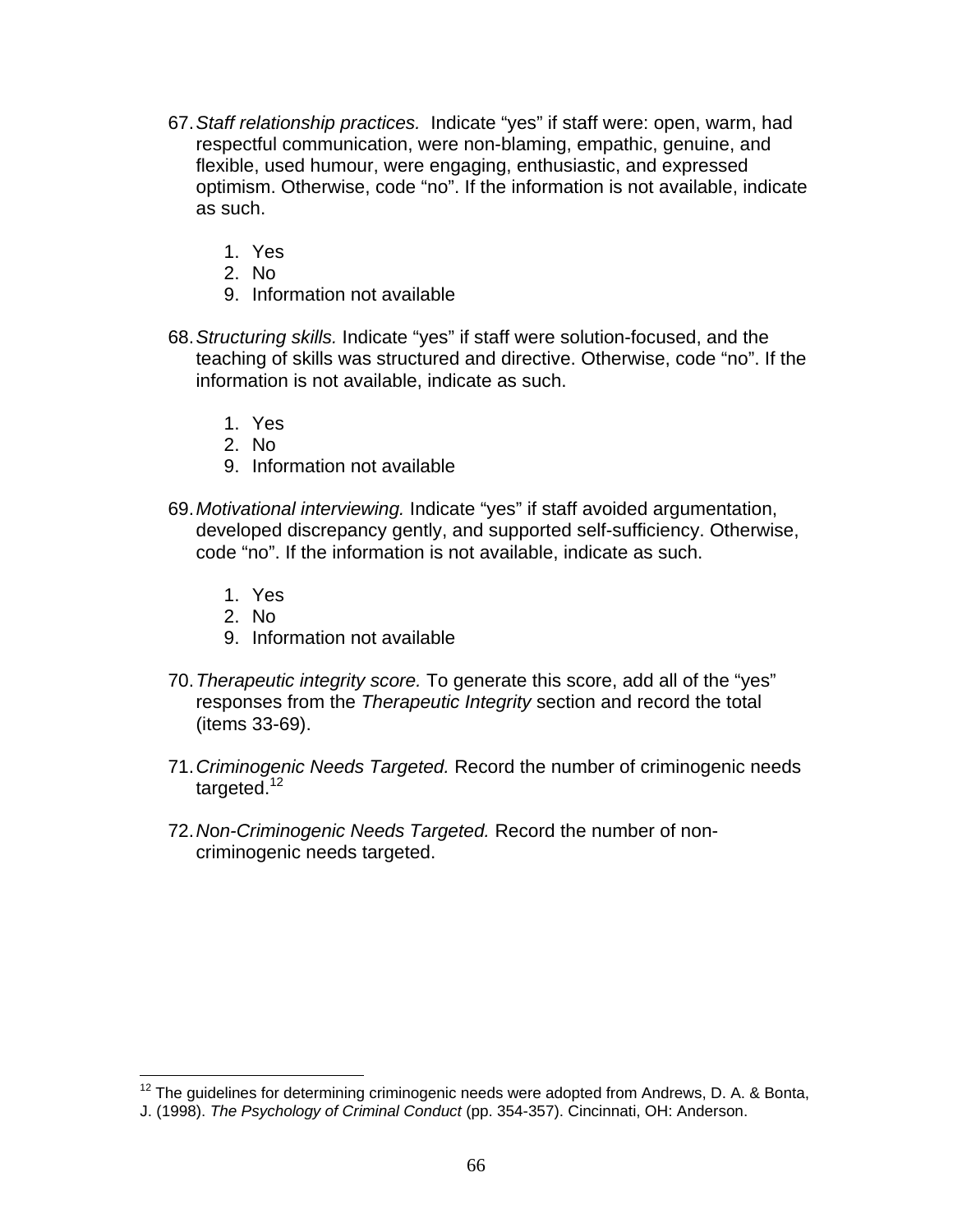67. *Staff relationship practices.* Indicate "yes" if staff were: open, warm, had respectful communication, were non-blaming, empathic, genuine, and flexible, used humour, were engaging, enthusiastic, and expressed optimism. Otherwise, code "no". If the information is not available, indicate as such.

    1. Yes
    2. No
    9. Information not available

68. *Structuring skills.* Indicate "yes" if staff were solution-focused, and the teaching of skills was structured and directive. Otherwise, code "no". If the information is not available, indicate as such.

    1. Yes
    2. No
    9. Information not available

69. *Motivational interviewing.* Indicate "yes" if staff avoided argumentation, developed discrepancy gently, and supported self-sufficiency. Otherwise, code "no". If the information is not available, indicate as such.

    1. Yes
    2. No
    9. Information not available

70. *Therapeutic integrity score.* To generate this score, add all of the "yes" responses from the *Therapeutic Integrity* section and record the total (items 33-69).

71. *Criminogenic Needs Targeted.* Record the number of criminogenic needs targeted.[12]

72. *Non-Criminogenic Needs Targeted.* Record the number of non-criminogenic needs targeted.

---

[12] The guidelines for determining criminogenic needs were adopted from Andrews, D. A. & Bonta, J. (1998). *The Psychology of Criminal Conduct* (pp. 354-357). Cincinnati, OH: Anderson.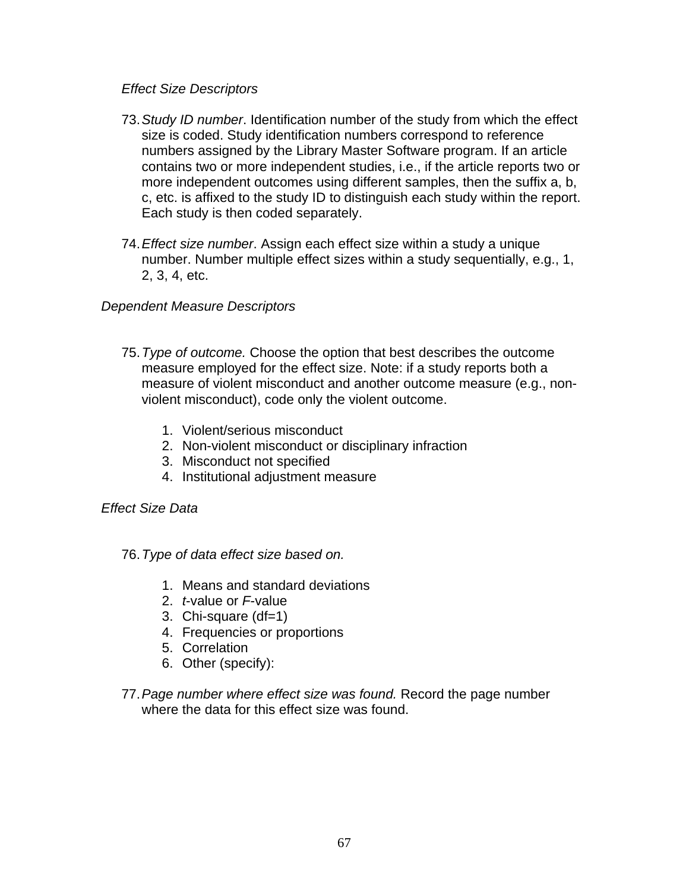*Effect Size Descriptors*

73. *Study ID number*. Identification number of the study from which the effect size is coded. Study identification numbers correspond to reference numbers assigned by the Library Master Software program. If an article contains two or more independent studies, i.e., if the article reports two or more independent outcomes using different samples, then the suffix a, b, c, etc. is affixed to the study ID to distinguish each study within the report. Each study is then coded separately.

74. *Effect size number*. Assign each effect size within a study a unique number. Number multiple effect sizes within a study sequentially, e.g., 1, 2, 3, 4, etc.

*Dependent Measure Descriptors*

75. *Type of outcome.* Choose the option that best describes the outcome measure employed for the effect size. Note: if a study reports both a measure of violent misconduct and another outcome measure (e.g., non-violent misconduct), code only the violent outcome.

    1. Violent/serious misconduct
    2. Non-violent misconduct or disciplinary infraction
    3. Misconduct not specified
    4. Institutional adjustment measure

*Effect Size Data*

76. *Type of data effect size based on.*

    1. Means and standard deviations
    2. *t*-value or *F*-value
    3. Chi-square (df=1)
    4. Frequencies or proportions
    5. Correlation
    6. Other (specify):

77. *Page number where effect size was found.* Record the page number where the data for this effect size was found.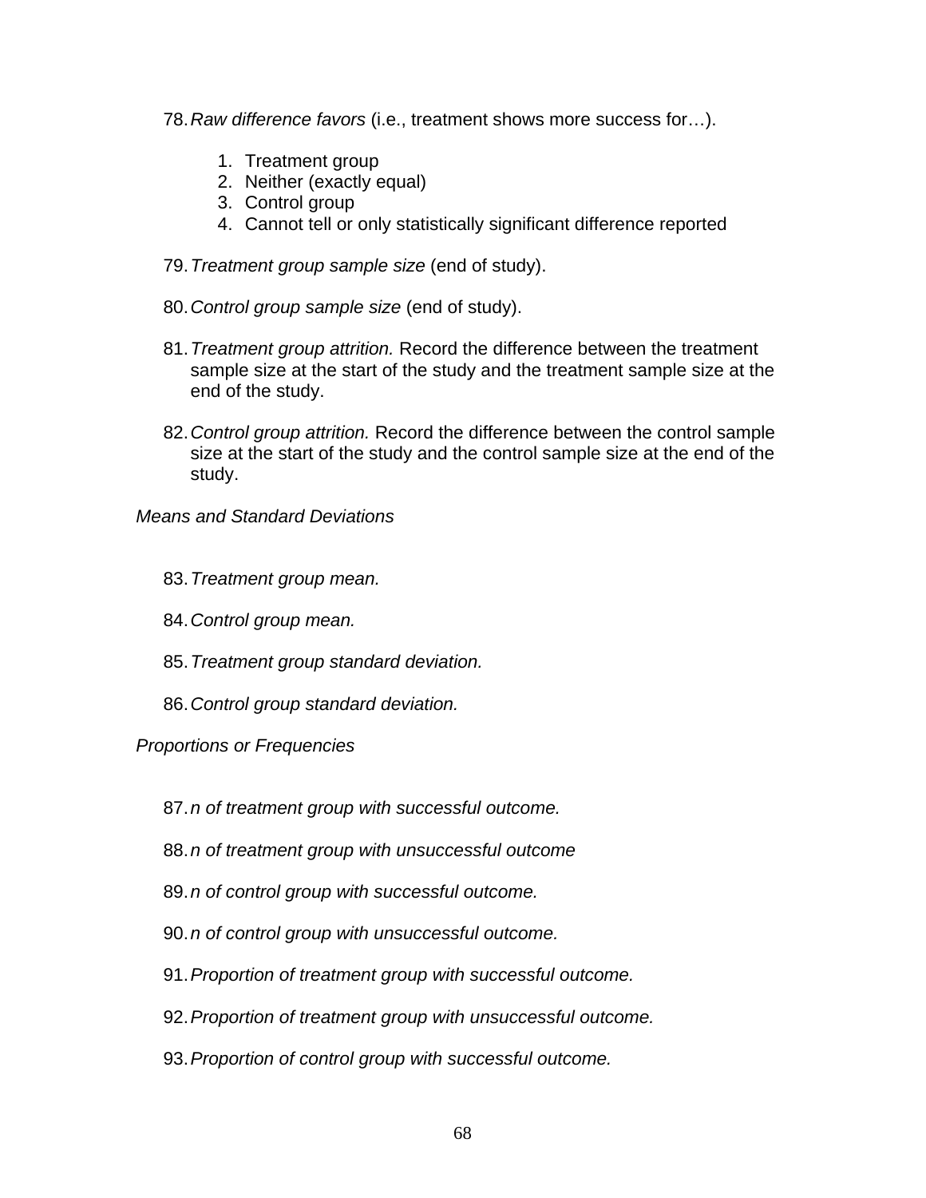78. *Raw difference favors* (i.e., treatment shows more success for…).

    1. Treatment group
    2. Neither (exactly equal)
    3. Control group
    4. Cannot tell or only statistically significant difference reported

79. *Treatment group sample size* (end of study).

80. *Control group sample size* (end of study).

81. *Treatment group attrition.* Record the difference between the treatment sample size at the start of the study and the treatment sample size at the end of the study.

82. *Control group attrition.* Record the difference between the control sample size at the start of the study and the control sample size at the end of the study.

*Means and Standard Deviations*

83. *Treatment group mean.*

84. *Control group mean.*

85. *Treatment group standard deviation.*

86. *Control group standard deviation.*

*Proportions or Frequencies*

87. *n of treatment group with successful outcome.*

88. *n of treatment group with unsuccessful outcome*

89. *n of control group with successful outcome.*

90. *n of control group with unsuccessful outcome.*

91. *Proportion of treatment group with successful outcome.*

92. *Proportion of treatment group with unsuccessful outcome.*

93. *Proportion of control group with successful outcome.*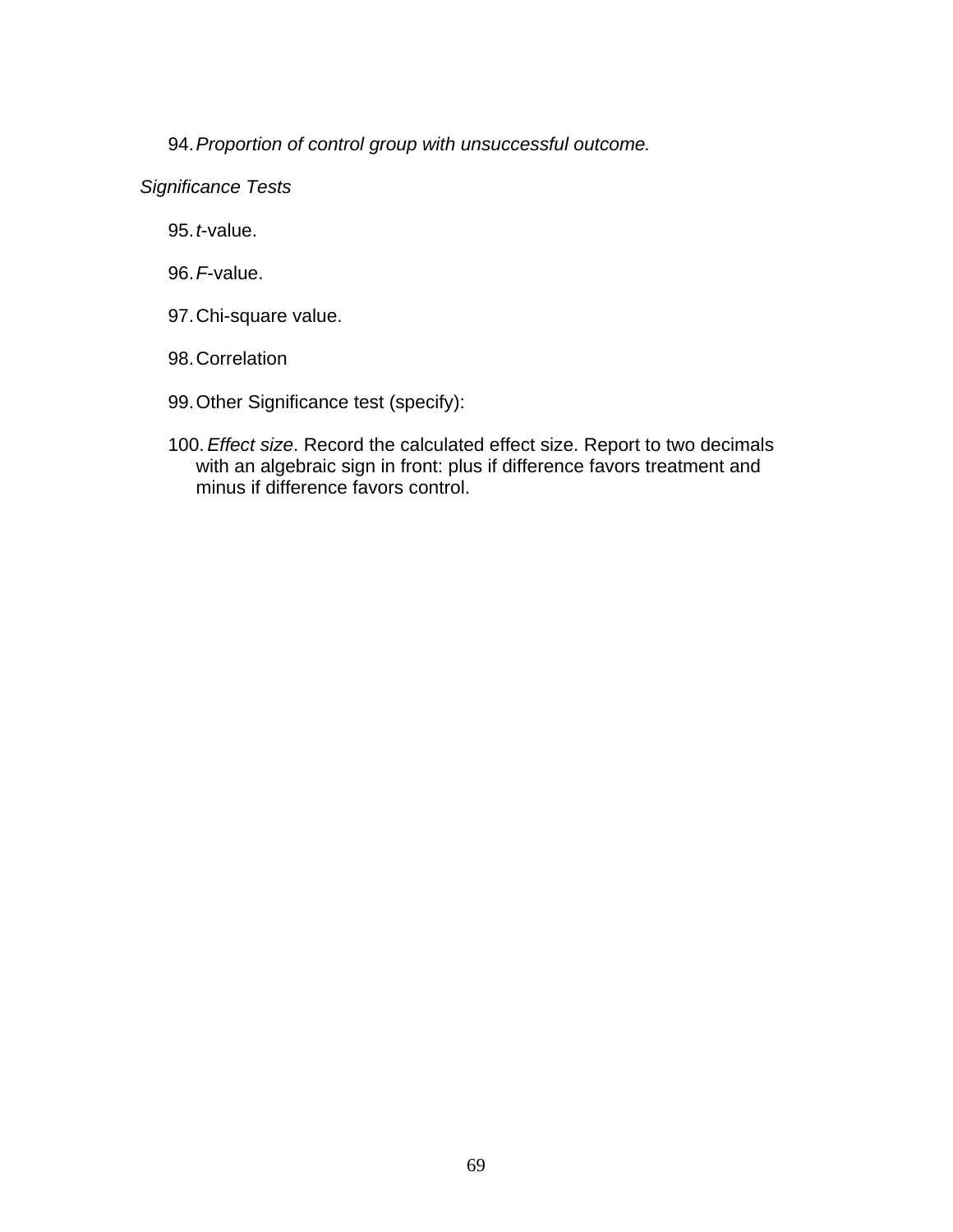94. *Proportion of control group with unsuccessful outcome.*

*Significance Tests*

95. *t*-value.

96. *F*-value.

97. Chi-square value.

98. Correlation

99. Other Significance test (specify):

100. *Effect size*. Record the calculated effect size. Report to two decimals with an algebraic sign in front: plus if difference favors treatment and minus if difference favors control.